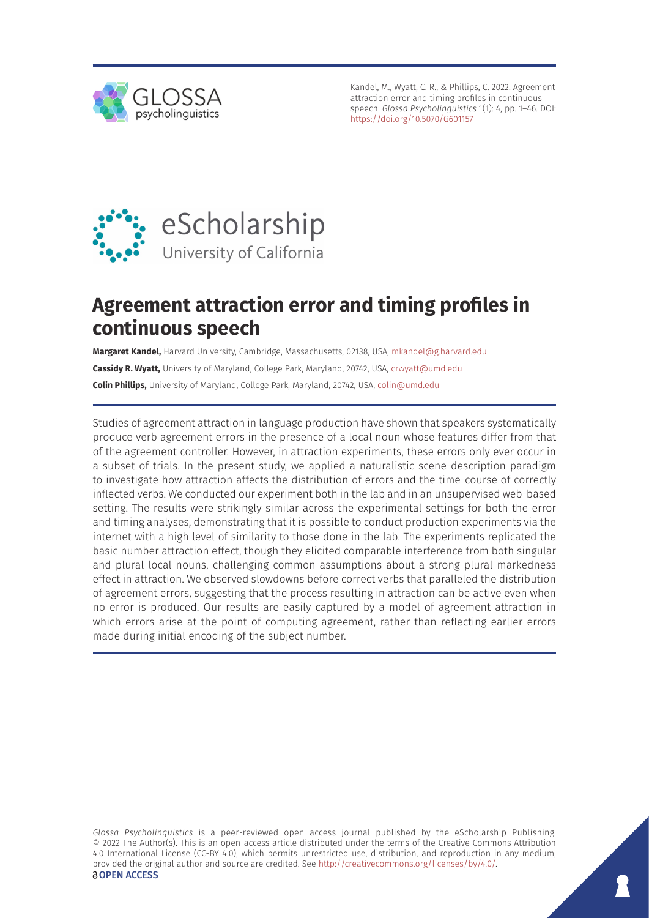Kandel, M., Wyatt, C. R., & Phillips, C. 2022. Agreement attraction error and timing profiles in continuous speech. *Glossa Psycholinguistics* 1(1): 4, pp. 1–46. DOI: https://doi.org/10.5070/G601157

# Agreement attraction error and timing profiles in continuous speech

**Margaret Kandel,** Harvard University, Cambridge, Massachusetts, 02138, USA, mkandel@g.harvard.edu

**Cassidy R. Wyatt,** University of Maryland, College Park, Maryland, 20742, USA, crwyatt@umd.edu

**Colin Phillips,** University of Maryland, College Park, Maryland, 20742, USA, colin@umd.edu

Studies of agreement attraction in language production have shown that speakers systematically produce verb agreement errors in the presence of a local noun whose features differ from that of the agreement controller. However, in attraction experiments, these errors only ever occur in a subset of trials. In the present study, we applied a naturalistic scene-description paradigm to investigate how attraction affects the distribution of errors and the time-course of correctly inflected verbs. We conducted our experiment both in the lab and in an unsupervised web-based setting. The results were strikingly similar across the experimental settings for both the error and timing analyses, demonstrating that it is possible to conduct production experiments via the internet with a high level of similarity to those done in the lab. The experiments replicated the basic number attraction effect, though they elicited comparable interference from both singular and plural local nouns, challenging common assumptions about a strong plural markedness effect in attraction. We observed slowdowns before correct verbs that paralleled the distribution of agreement errors, suggesting that the process resulting in attraction can be active even when no error is produced. Our results are easily captured by a model of agreement attraction in which errors arise at the point of computing agreement, rather than reflecting earlier errors made during initial encoding of the subject number.

*Glossa Psycholinguistics* is a peer-reviewed open access journal published by the eScholarship Publishing. © 2022 The Author(s). This is an open-access article distributed under the terms of the Creative Commons Attribution 4.0 International License (CC-BY 4.0), which permits unrestricted use, distribution, and reproduction in any medium, provided the original author and source are credited. See http://creativecommons.org/licenses/by/4.0/.

**OPEN ACCESS**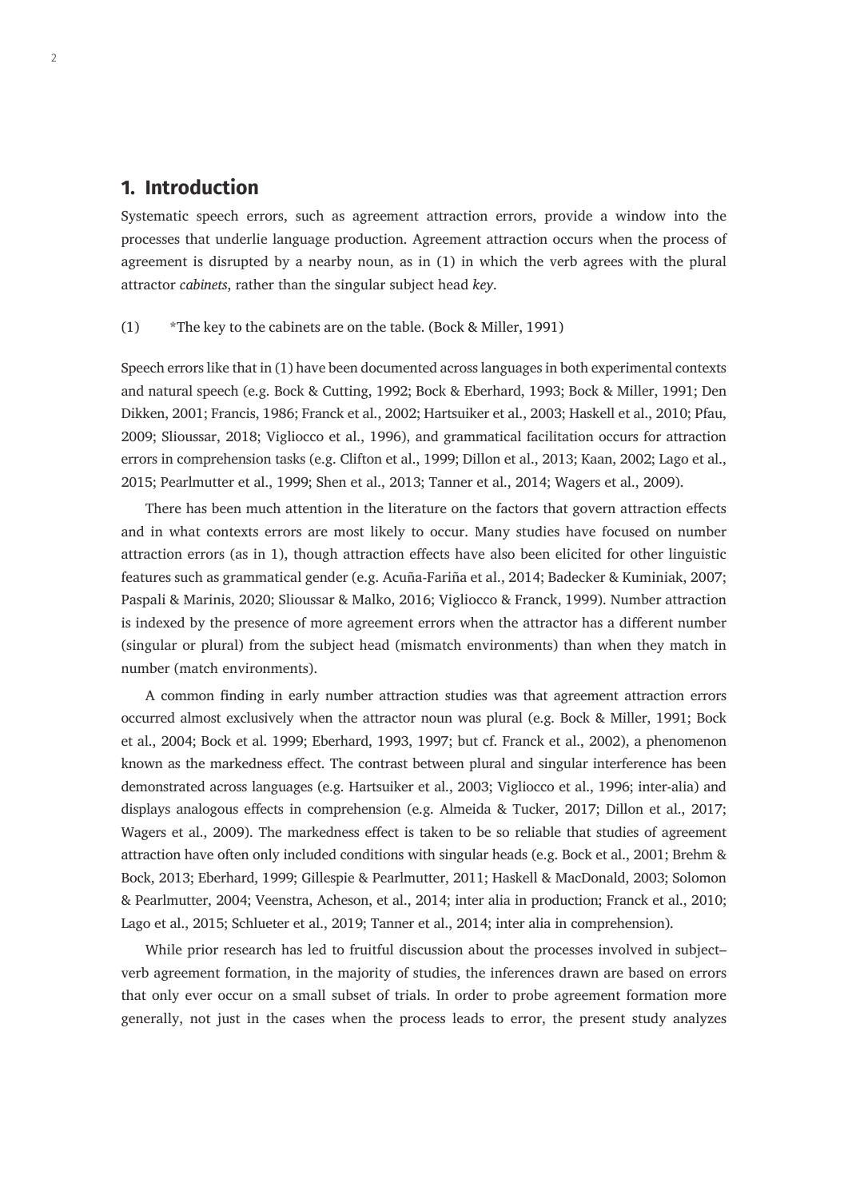## 1. Introduction

Systematic speech errors, such as agreement attraction errors, provide a window into the processes that underlie language production. Agreement attraction occurs when the process of agreement is disrupted by a nearby noun, as in (1) in which the verb agrees with the plural attractor *cabinets*, rather than the singular subject head *key*.

(1) *The key to the cabinets are on the table. (Bock & Miller, 1991)

Speech errors like that in (1) have been documented across languages in both experimental contexts and natural speech (e.g. Bock & Cutting, 1992; Bock & Eberhard, 1993; Bock & Miller, 1991; Den Dikken, 2001; Francis, 1986; Franck et al., 2002; Hartsuiker et al., 2003; Haskell et al., 2010; Pfau, 2009; Slioussar, 2018; Vigliocco et al., 1996), and grammatical facilitation occurs for attraction errors in comprehension tasks (e.g. Clifton et al., 1999; Dillon et al., 2013; Kaan, 2002; Lago et al., 2015; Pearlmutter et al., 1999; Shen et al., 2013; Tanner et al., 2014; Wagers et al., 2009).

There has been much attention in the literature on the factors that govern attraction effects and in what contexts errors are most likely to occur. Many studies have focused on number attraction errors (as in 1), though attraction effects have also been elicited for other linguistic features such as grammatical gender (e.g. Acuña-Fariña et al., 2014; Badecker & Kuminiak, 2007; Paspali & Marinis, 2020; Slioussar & Malko, 2016; Vigliocco & Franck, 1999). Number attraction is indexed by the presence of more agreement errors when the attractor has a different number (singular or plural) from the subject head (mismatch environments) than when they match in number (match environments).

A common finding in early number attraction studies was that agreement attraction errors occurred almost exclusively when the attractor noun was plural (e.g. Bock & Miller, 1991; Bock et al., 2004; Bock et al. 1999; Eberhard, 1993, 1997; but cf. Franck et al., 2002), a phenomenon known as the markedness effect. The contrast between plural and singular interference has been demonstrated across languages (e.g. Hartsuiker et al., 2003; Vigliocco et al., 1996; inter-alia) and displays analogous effects in comprehension (e.g. Almeida & Tucker, 2017; Dillon et al., 2017; Wagers et al., 2009). The markedness effect is taken to be so reliable that studies of agreement attraction have often only included conditions with singular heads (e.g. Bock et al., 2001; Brehm & Bock, 2013; Eberhard, 1999; Gillespie & Pearlmutter, 2011; Haskell & MacDonald, 2003; Solomon & Pearlmutter, 2004; Veenstra, Acheson, et al., 2014; inter alia in production; Franck et al., 2010; Lago et al., 2015; Schlueter et al., 2019; Tanner et al., 2014; inter alia in comprehension).

While prior research has led to fruitful discussion about the processes involved in subject–verb agreement formation, in the majority of studies, the inferences drawn are based on errors that only ever occur on a small subset of trials. In order to probe agreement formation more generally, not just in the cases when the process leads to error, the present study analyzes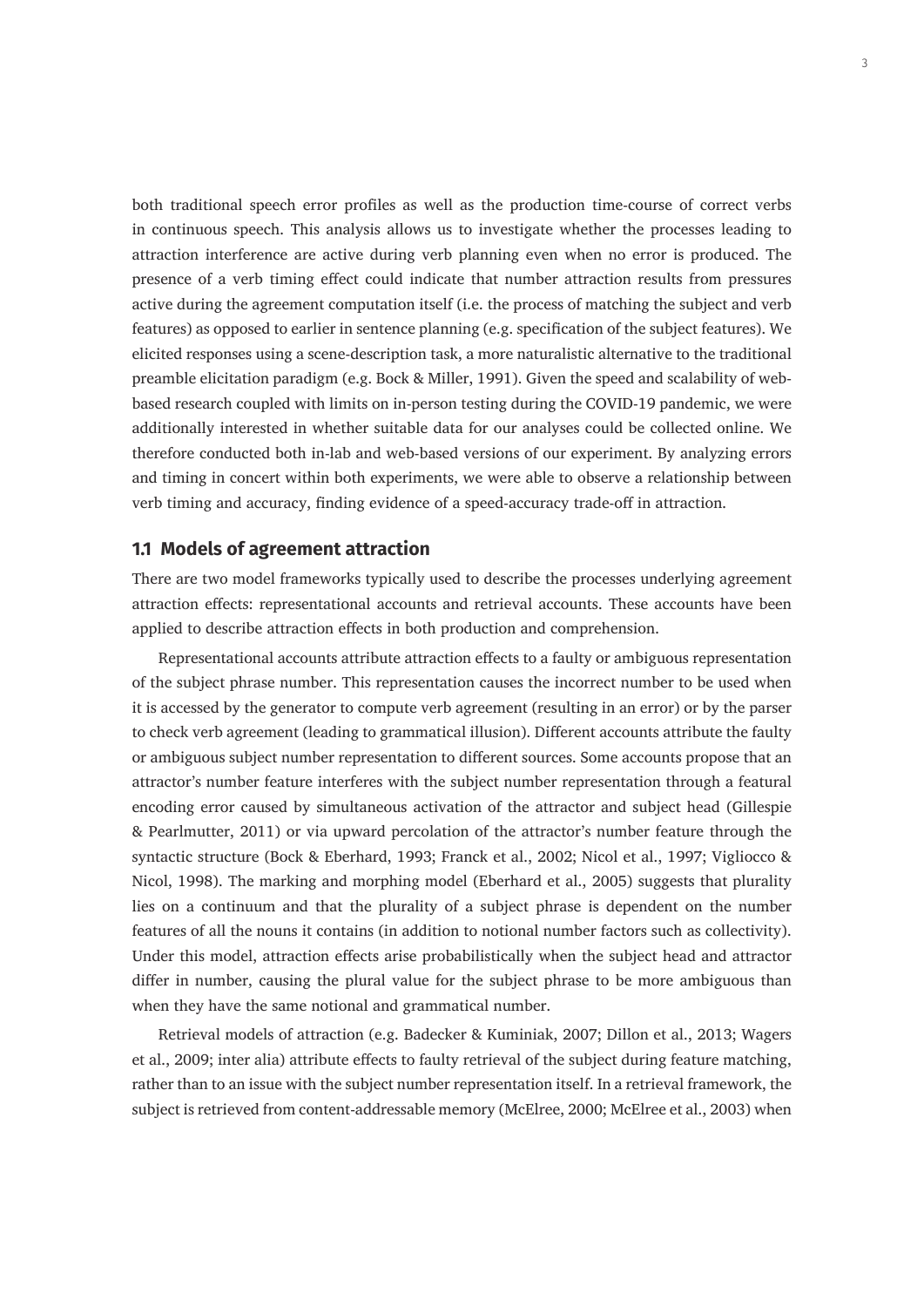both traditional speech error profiles as well as the production time-course of correct verbs in continuous speech. This analysis allows us to investigate whether the processes leading to attraction interference are active during verb planning even when no error is produced. The presence of a verb timing effect could indicate that number attraction results from pressures active during the agreement computation itself (i.e. the process of matching the subject and verb features) as opposed to earlier in sentence planning (e.g. specification of the subject features). We elicited responses using a scene-description task, a more naturalistic alternative to the traditional preamble elicitation paradigm (e.g. Bock & Miller, 1991). Given the speed and scalability of web-based research coupled with limits on in-person testing during the COVID-19 pandemic, we were additionally interested in whether suitable data for our analyses could be collected online. We therefore conducted both in-lab and web-based versions of our experiment. By analyzing errors and timing in concert within both experiments, we were able to observe a relationship between verb timing and accuracy, finding evidence of a speed-accuracy trade-off in attraction.

## 1.1 Models of agreement attraction

There are two model frameworks typically used to describe the processes underlying agreement attraction effects: representational accounts and retrieval accounts. These accounts have been applied to describe attraction effects in both production and comprehension.

Representational accounts attribute attraction effects to a faulty or ambiguous representation of the subject phrase number. This representation causes the incorrect number to be used when it is accessed by the generator to compute verb agreement (resulting in an error) or by the parser to check verb agreement (leading to grammatical illusion). Different accounts attribute the faulty or ambiguous subject number representation to different sources. Some accounts propose that an attractor's number feature interferes with the subject number representation through a featural encoding error caused by simultaneous activation of the attractor and subject head (Gillespie & Pearlmutter, 2011) or via upward percolation of the attractor's number feature through the syntactic structure (Bock & Eberhard, 1993; Franck et al., 2002; Nicol et al., 1997; Vigliocco & Nicol, 1998). The marking and morphing model (Eberhard et al., 2005) suggests that plurality lies on a continuum and that the plurality of a subject phrase is dependent on the number features of all the nouns it contains (in addition to notional number factors such as collectivity). Under this model, attraction effects arise probabilistically when the subject head and attractor differ in number, causing the plural value for the subject phrase to be more ambiguous than when they have the same notional and grammatical number.

Retrieval models of attraction (e.g. Badecker & Kuminiak, 2007; Dillon et al., 2013; Wagers et al., 2009; inter alia) attribute effects to faulty retrieval of the subject during feature matching, rather than to an issue with the subject number representation itself. In a retrieval framework, the subject is retrieved from content-addressable memory (McElree, 2000; McElree et al., 2003) when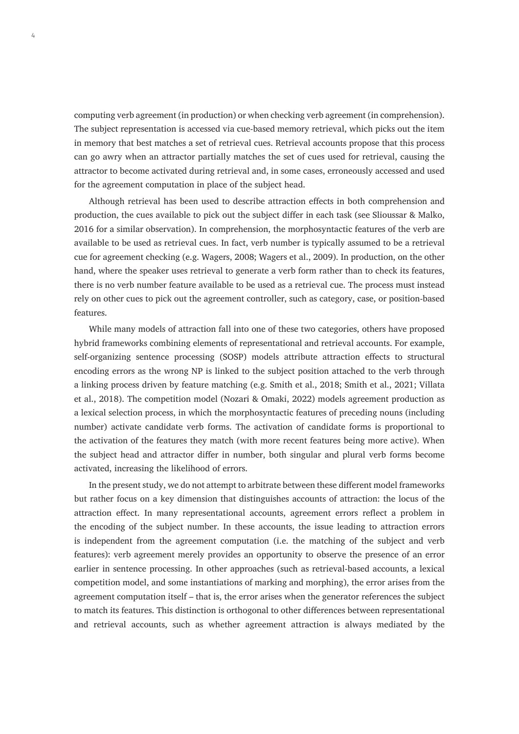computing verb agreement (in production) or when checking verb agreement (in comprehension). The subject representation is accessed via cue-based memory retrieval, which picks out the item in memory that best matches a set of retrieval cues. Retrieval accounts propose that this process can go awry when an attractor partially matches the set of cues used for retrieval, causing the attractor to become activated during retrieval and, in some cases, erroneously accessed and used for the agreement computation in place of the subject head.

Although retrieval has been used to describe attraction effects in both comprehension and production, the cues available to pick out the subject differ in each task (see Slioussar & Malko, 2016 for a similar observation). In comprehension, the morphosyntactic features of the verb are available to be used as retrieval cues. In fact, verb number is typically assumed to be a retrieval cue for agreement checking (e.g. Wagers, 2008; Wagers et al., 2009). In production, on the other hand, where the speaker uses retrieval to generate a verb form rather than to check its features, there is no verb number feature available to be used as a retrieval cue. The process must instead rely on other cues to pick out the agreement controller, such as category, case, or position-based features.

While many models of attraction fall into one of these two categories, others have proposed hybrid frameworks combining elements of representational and retrieval accounts. For example, self-organizing sentence processing (SOSP) models attribute attraction effects to structural encoding errors as the wrong NP is linked to the subject position attached to the verb through a linking process driven by feature matching (e.g. Smith et al., 2018; Smith et al., 2021; Villata et al., 2018). The competition model (Nozari & Omaki, 2022) models agreement production as a lexical selection process, in which the morphosyntactic features of preceding nouns (including number) activate candidate verb forms. The activation of candidate forms is proportional to the activation of the features they match (with more recent features being more active). When the subject head and attractor differ in number, both singular and plural verb forms become activated, increasing the likelihood of errors.

In the present study, we do not attempt to arbitrate between these different model frameworks but rather focus on a key dimension that distinguishes accounts of attraction: the locus of the attraction effect. In many representational accounts, agreement errors reflect a problem in the encoding of the subject number. In these accounts, the issue leading to attraction errors is independent from the agreement computation (i.e. the matching of the subject and verb features): verb agreement merely provides an opportunity to observe the presence of an error earlier in sentence processing. In other approaches (such as retrieval-based accounts, a lexical competition model, and some instantiations of marking and morphing), the error arises from the agreement computation itself – that is, the error arises when the generator references the subject to match its features. This distinction is orthogonal to other differences between representational and retrieval accounts, such as whether agreement attraction is always mediated by the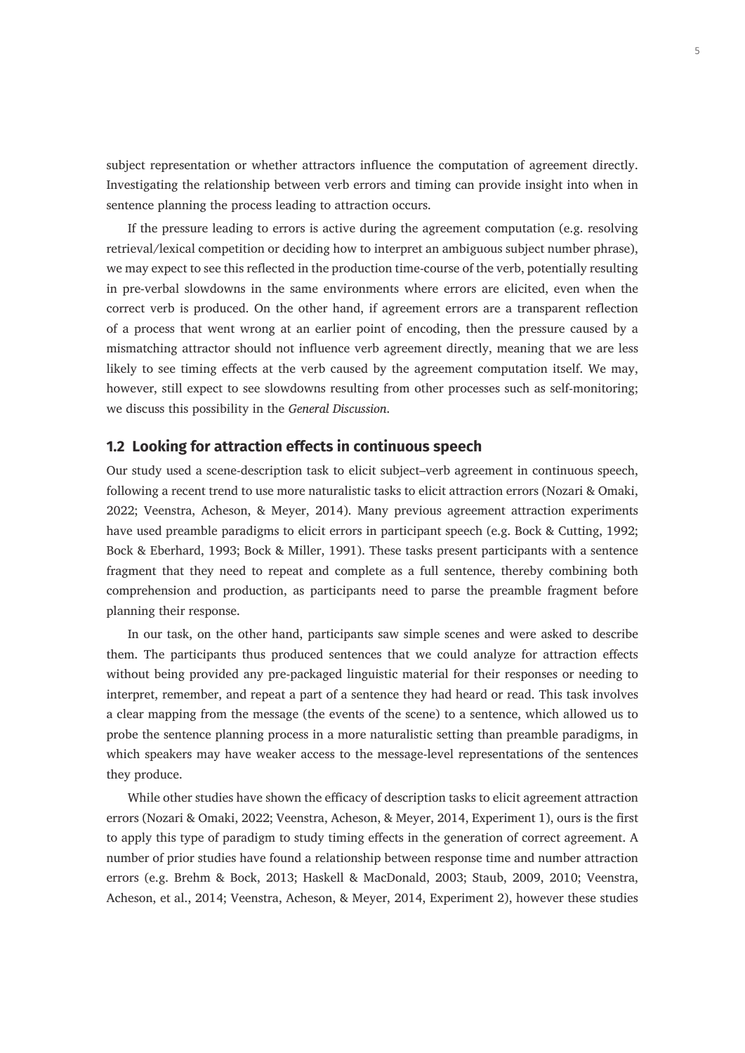subject representation or whether attractors influence the computation of agreement directly. Investigating the relationship between verb errors and timing can provide insight into when in sentence planning the process leading to attraction occurs.

If the pressure leading to errors is active during the agreement computation (e.g. resolving retrieval/lexical competition or deciding how to interpret an ambiguous subject number phrase), we may expect to see this reflected in the production time-course of the verb, potentially resulting in pre-verbal slowdowns in the same environments where errors are elicited, even when the correct verb is produced. On the other hand, if agreement errors are a transparent reflection of a process that went wrong at an earlier point of encoding, then the pressure caused by a mismatching attractor should not influence verb agreement directly, meaning that we are less likely to see timing effects at the verb caused by the agreement computation itself. We may, however, still expect to see slowdowns resulting from other processes such as self-monitoring; we discuss this possibility in the *General Discussion*.

## 1.2 Looking for attraction effects in continuous speech

Our study used a scene-description task to elicit subject–verb agreement in continuous speech, following a recent trend to use more naturalistic tasks to elicit attraction errors (Nozari & Omaki, 2022; Veenstra, Acheson, & Meyer, 2014). Many previous agreement attraction experiments have used preamble paradigms to elicit errors in participant speech (e.g. Bock & Cutting, 1992; Bock & Eberhard, 1993; Bock & Miller, 1991). These tasks present participants with a sentence fragment that they need to repeat and complete as a full sentence, thereby combining both comprehension and production, as participants need to parse the preamble fragment before planning their response.

In our task, on the other hand, participants saw simple scenes and were asked to describe them. The participants thus produced sentences that we could analyze for attraction effects without being provided any pre-packaged linguistic material for their responses or needing to interpret, remember, and repeat a part of a sentence they had heard or read. This task involves a clear mapping from the message (the events of the scene) to a sentence, which allowed us to probe the sentence planning process in a more naturalistic setting than preamble paradigms, in which speakers may have weaker access to the message-level representations of the sentences they produce.

While other studies have shown the efficacy of description tasks to elicit agreement attraction errors (Nozari & Omaki, 2022; Veenstra, Acheson, & Meyer, 2014, Experiment 1), ours is the first to apply this type of paradigm to study timing effects in the generation of correct agreement. A number of prior studies have found a relationship between response time and number attraction errors (e.g. Brehm & Bock, 2013; Haskell & MacDonald, 2003; Staub, 2009, 2010; Veenstra, Acheson, et al., 2014; Veenstra, Acheson, & Meyer, 2014, Experiment 2), however these studies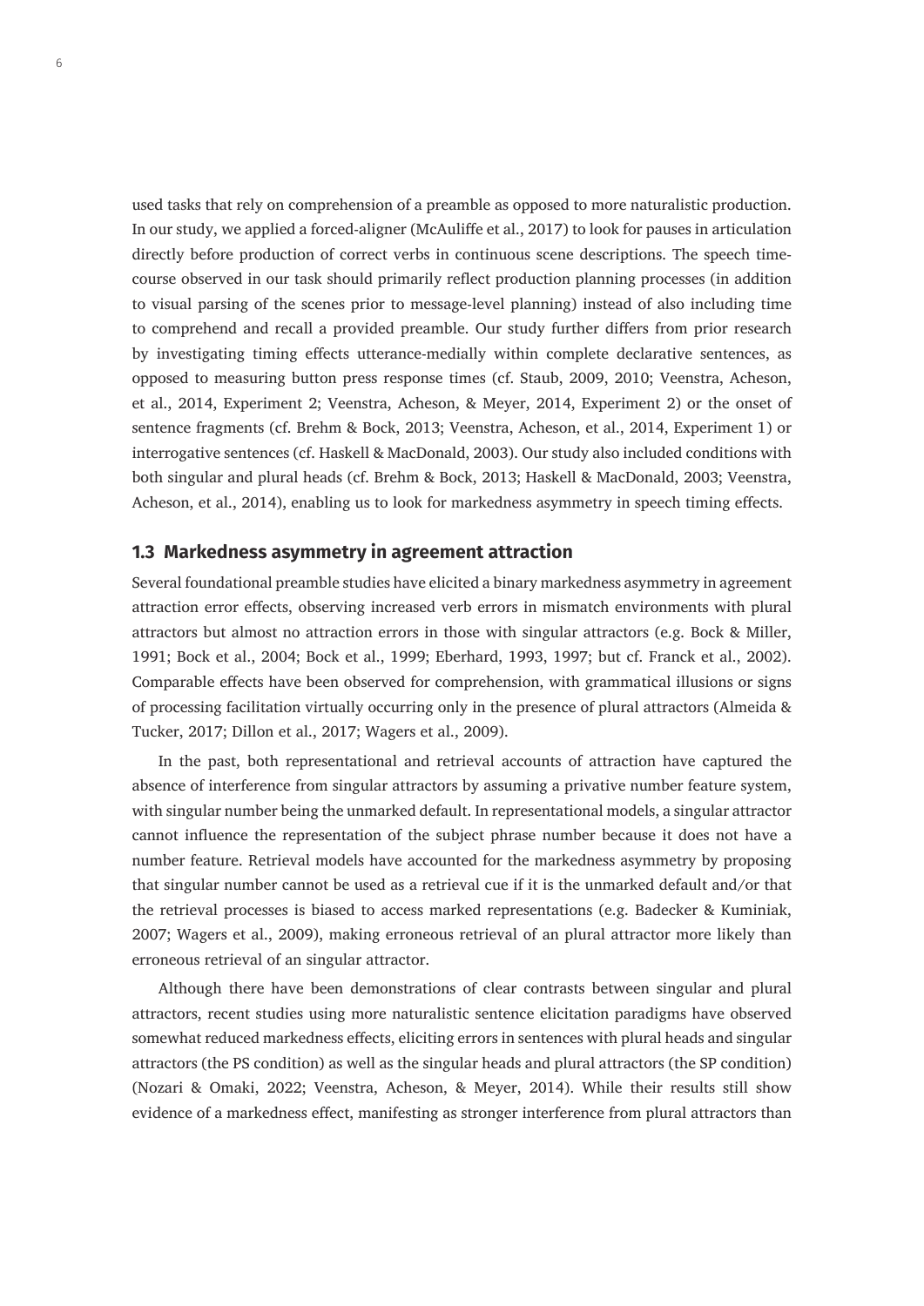used tasks that rely on comprehension of a preamble as opposed to more naturalistic production. In our study, we applied a forced-aligner (McAuliffe et al., 2017) to look for pauses in articulation directly before production of correct verbs in continuous scene descriptions. The speech time-course observed in our task should primarily reflect production planning processes (in addition to visual parsing of the scenes prior to message-level planning) instead of also including time to comprehend and recall a provided preamble. Our study further differs from prior research by investigating timing effects utterance-medially within complete declarative sentences, as opposed to measuring button press response times (cf. Staub, 2009, 2010; Veenstra, Acheson, et al., 2014, Experiment 2; Veenstra, Acheson, & Meyer, 2014, Experiment 2) or the onset of sentence fragments (cf. Brehm & Bock, 2013; Veenstra, Acheson, et al., 2014, Experiment 1) or interrogative sentences (cf. Haskell & MacDonald, 2003). Our study also included conditions with both singular and plural heads (cf. Brehm & Bock, 2013; Haskell & MacDonald, 2003; Veenstra, Acheson, et al., 2014), enabling us to look for markedness asymmetry in speech timing effects.

### 1.3 Markedness asymmetry in agreement attraction

Several foundational preamble studies have elicited a binary markedness asymmetry in agreement attraction error effects, observing increased verb errors in mismatch environments with plural attractors but almost no attraction errors in those with singular attractors (e.g. Bock & Miller, 1991; Bock et al., 2004; Bock et al., 1999; Eberhard, 1993, 1997; but cf. Franck et al., 2002). Comparable effects have been observed for comprehension, with grammatical illusions or signs of processing facilitation virtually occurring only in the presence of plural attractors (Almeida & Tucker, 2017; Dillon et al., 2017; Wagers et al., 2009).

In the past, both representational and retrieval accounts of attraction have captured the absence of interference from singular attractors by assuming a privative number feature system, with singular number being the unmarked default. In representational models, a singular attractor cannot influence the representation of the subject phrase number because it does not have a number feature. Retrieval models have accounted for the markedness asymmetry by proposing that singular number cannot be used as a retrieval cue if it is the unmarked default and/or that the retrieval processes is biased to access marked representations (e.g. Badecker & Kuminiak, 2007; Wagers et al., 2009), making erroneous retrieval of an plural attractor more likely than erroneous retrieval of an singular attractor.

Although there have been demonstrations of clear contrasts between singular and plural attractors, recent studies using more naturalistic sentence elicitation paradigms have observed somewhat reduced markedness effects, eliciting errors in sentences with plural heads and singular attractors (the PS condition) as well as the singular heads and plural attractors (the SP condition) (Nozari & Omaki, 2022; Veenstra, Acheson, & Meyer, 2014). While their results still show evidence of a markedness effect, manifesting as stronger interference from plural attractors than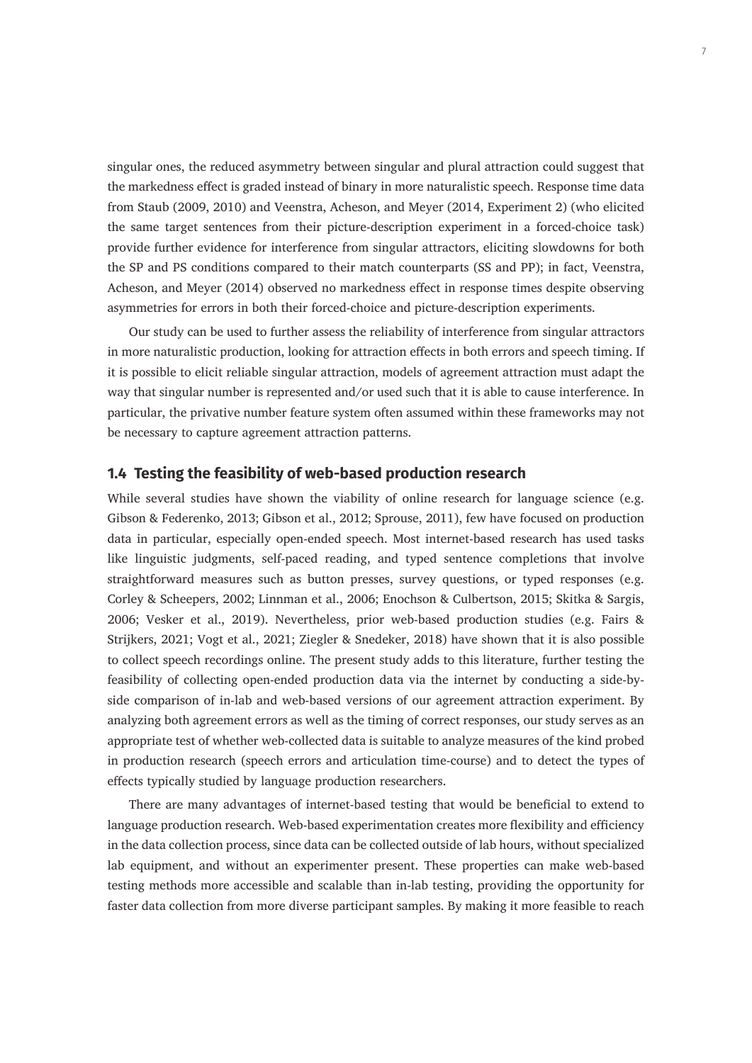singular ones, the reduced asymmetry between singular and plural attraction could suggest that the markedness effect is graded instead of binary in more naturalistic speech. Response time data from Staub (2009, 2010) and Veenstra, Acheson, and Meyer (2014, Experiment 2) (who elicited the same target sentences from their picture-description experiment in a forced-choice task) provide further evidence for interference from singular attractors, eliciting slowdowns for both the SP and PS conditions compared to their match counterparts (SS and PP); in fact, Veenstra, Acheson, and Meyer (2014) observed no markedness effect in response times despite observing asymmetries for errors in both their forced-choice and picture-description experiments.

Our study can be used to further assess the reliability of interference from singular attractors in more naturalistic production, looking for attraction effects in both errors and speech timing. If it is possible to elicit reliable singular attraction, models of agreement attraction must adapt the way that singular number is represented and/or used such that it is able to cause interference. In particular, the privative number feature system often assumed within these frameworks may not be necessary to capture agreement attraction patterns.

## 1.4 Testing the feasibility of web-based production research

While several studies have shown the viability of online research for language science (e.g. Gibson & Federenko, 2013; Gibson et al., 2012; Sprouse, 2011), few have focused on production data in particular, especially open-ended speech. Most internet-based research has used tasks like linguistic judgments, self-paced reading, and typed sentence completions that involve straightforward measures such as button presses, survey questions, or typed responses (e.g. Corley & Scheepers, 2002; Linnman et al., 2006; Enochson & Culbertson, 2015; Skitka & Sargis, 2006; Vesker et al., 2019). Nevertheless, prior web-based production studies (e.g. Fairs & Strijkers, 2021; Vogt et al., 2021; Ziegler & Snedeker, 2018) have shown that it is also possible to collect speech recordings online. The present study adds to this literature, further testing the feasibility of collecting open-ended production data via the internet by conducting a side-by-side comparison of in-lab and web-based versions of our agreement attraction experiment. By analyzing both agreement errors as well as the timing of correct responses, our study serves as an appropriate test of whether web-collected data is suitable to analyze measures of the kind probed in production research (speech errors and articulation time-course) and to detect the types of effects typically studied by language production researchers.

There are many advantages of internet-based testing that would be beneficial to extend to language production research. Web-based experimentation creates more flexibility and efficiency in the data collection process, since data can be collected outside of lab hours, without specialized lab equipment, and without an experimenter present. These properties can make web-based testing methods more accessible and scalable than in-lab testing, providing the opportunity for faster data collection from more diverse participant samples. By making it more feasible to reach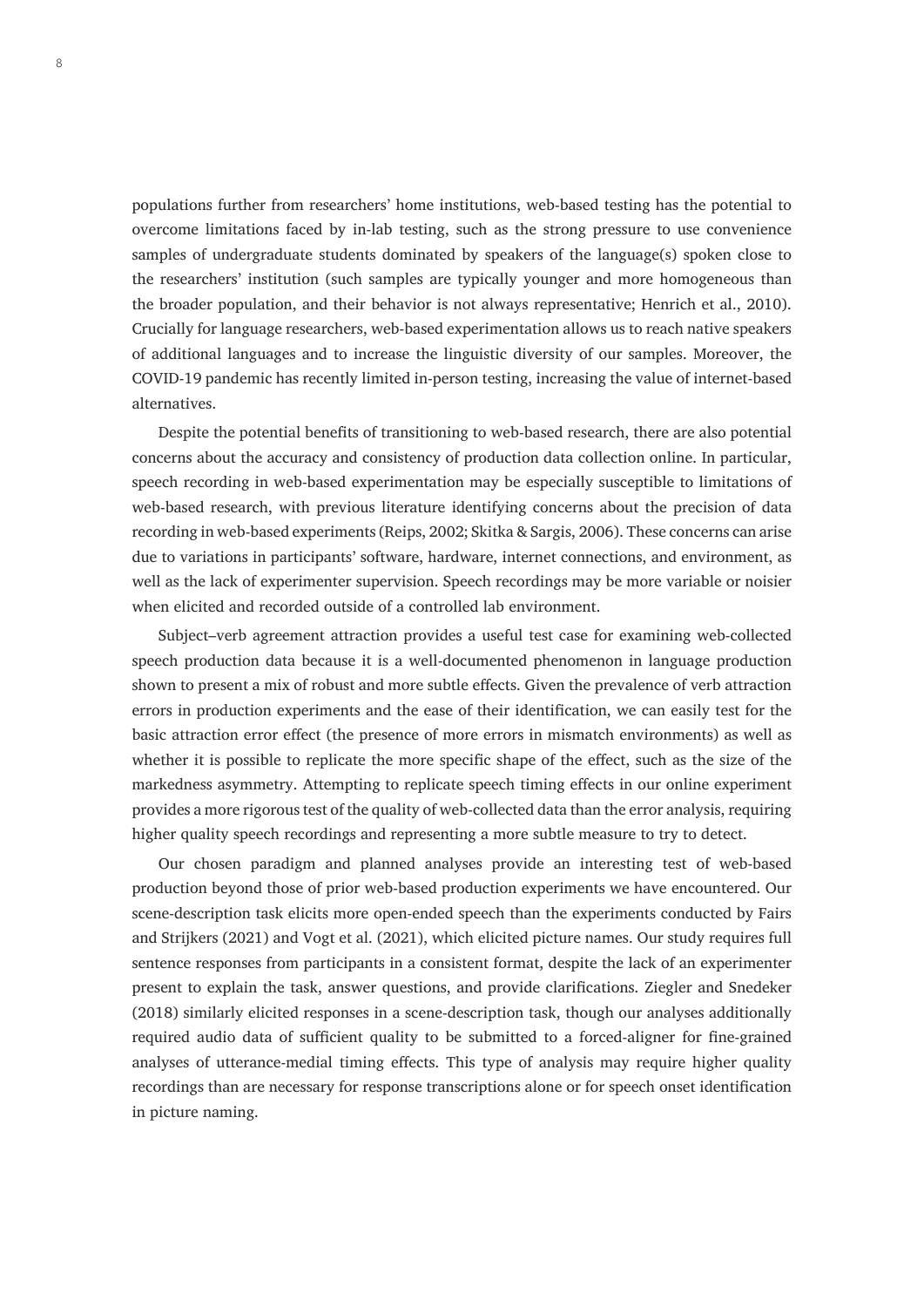populations further from researchers' home institutions, web-based testing has the potential to overcome limitations faced by in-lab testing, such as the strong pressure to use convenience samples of undergraduate students dominated by speakers of the language(s) spoken close to the researchers' institution (such samples are typically younger and more homogeneous than the broader population, and their behavior is not always representative; Henrich et al., 2010). Crucially for language researchers, web-based experimentation allows us to reach native speakers of additional languages and to increase the linguistic diversity of our samples. Moreover, the COVID-19 pandemic has recently limited in-person testing, increasing the value of internet-based alternatives.

Despite the potential benefits of transitioning to web-based research, there are also potential concerns about the accuracy and consistency of production data collection online. In particular, speech recording in web-based experimentation may be especially susceptible to limitations of web-based research, with previous literature identifying concerns about the precision of data recording in web-based experiments (Reips, 2002; Skitka & Sargis, 2006). These concerns can arise due to variations in participants' software, hardware, internet connections, and environment, as well as the lack of experimenter supervision. Speech recordings may be more variable or noisier when elicited and recorded outside of a controlled lab environment.

Subject–verb agreement attraction provides a useful test case for examining web-collected speech production data because it is a well-documented phenomenon in language production shown to present a mix of robust and more subtle effects. Given the prevalence of verb attraction errors in production experiments and the ease of their identification, we can easily test for the basic attraction error effect (the presence of more errors in mismatch environments) as well as whether it is possible to replicate the more specific shape of the effect, such as the size of the markedness asymmetry. Attempting to replicate speech timing effects in our online experiment provides a more rigorous test of the quality of web-collected data than the error analysis, requiring higher quality speech recordings and representing a more subtle measure to try to detect.

Our chosen paradigm and planned analyses provide an interesting test of web-based production beyond those of prior web-based production experiments we have encountered. Our scene-description task elicits more open-ended speech than the experiments conducted by Fairs and Strijkers (2021) and Vogt et al. (2021), which elicited picture names. Our study requires full sentence responses from participants in a consistent format, despite the lack of an experimenter present to explain the task, answer questions, and provide clarifications. Ziegler and Snedeker (2018) similarly elicited responses in a scene-description task, though our analyses additionally required audio data of sufficient quality to be submitted to a forced-aligner for fine-grained analyses of utterance-medial timing effects. This type of analysis may require higher quality recordings than are necessary for response transcriptions alone or for speech onset identification in picture naming.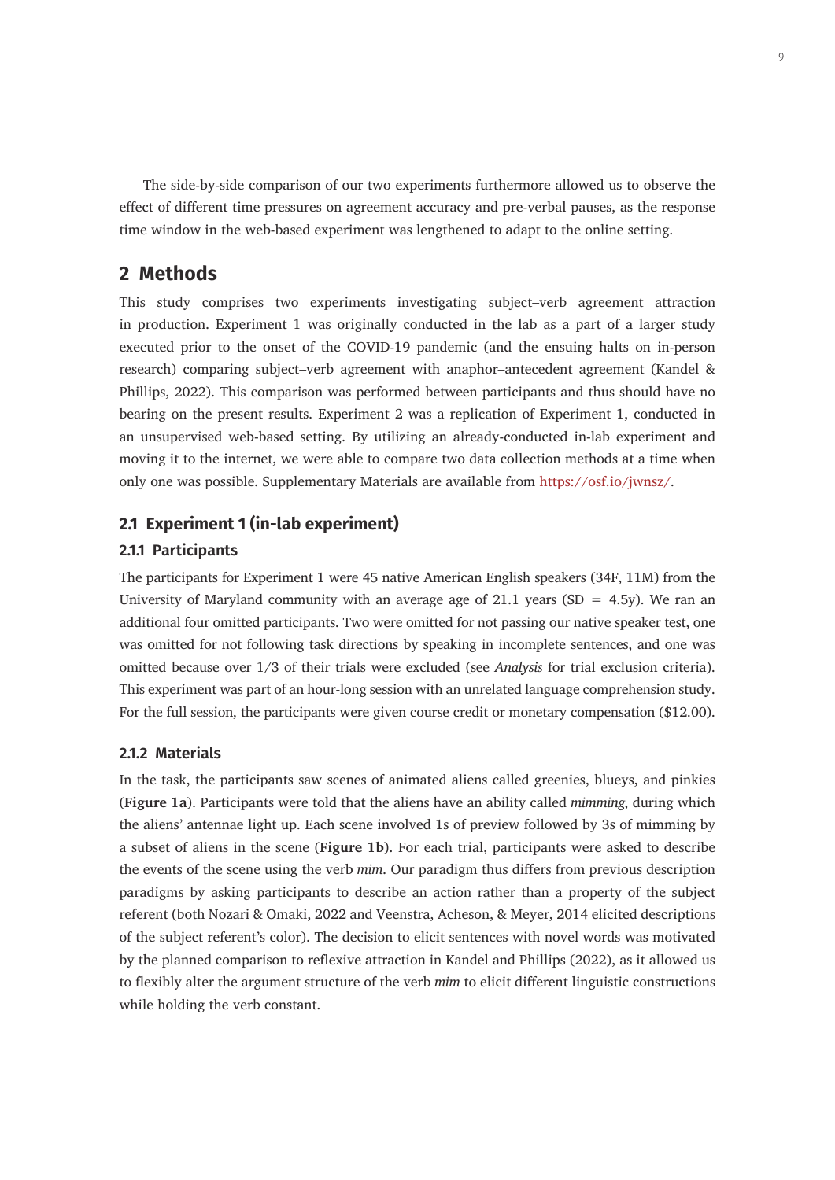The side-by-side comparison of our two experiments furthermore allowed us to observe the effect of different time pressures on agreement accuracy and pre-verbal pauses, as the response time window in the web-based experiment was lengthened to adapt to the online setting.

# 2 Methods

This study comprises two experiments investigating subject–verb agreement attraction in production. Experiment 1 was originally conducted in the lab as a part of a larger study executed prior to the onset of the COVID-19 pandemic (and the ensuing halts on in-person research) comparing subject–verb agreement with anaphor–antecedent agreement (Kandel & Phillips, 2022). This comparison was performed between participants and thus should have no bearing on the present results. Experiment 2 was a replication of Experiment 1, conducted in an unsupervised web-based setting. By utilizing an already-conducted in-lab experiment and moving it to the internet, we were able to compare two data collection methods at a time when only one was possible. Supplementary Materials are available from https://osf.io/jwnsz/.

## 2.1 Experiment 1 (in-lab experiment)

### 2.1.1 Participants

The participants for Experiment 1 were 45 native American English speakers (34F, 11M) from the University of Maryland community with an average age of 21.1 years (SD = 4.5y). We ran an additional four omitted participants. Two were omitted for not passing our native speaker test, one was omitted for not following task directions by speaking in incomplete sentences, and one was omitted because over 1/3 of their trials were excluded (see *Analysis* for trial exclusion criteria). This experiment was part of an hour-long session with an unrelated language comprehension study. For the full session, the participants were given course credit or monetary compensation ($12.00).

### 2.1.2 Materials

In the task, the participants saw scenes of animated aliens called greenies, blueys, and pinkies (**Figure 1a**). Participants were told that the aliens have an ability called *mimming*, during which the aliens' antennae light up. Each scene involved 1s of preview followed by 3s of mimming by a subset of aliens in the scene (**Figure 1b**). For each trial, participants were asked to describe the events of the scene using the verb *mim*. Our paradigm thus differs from previous description paradigms by asking participants to describe an action rather than a property of the subject referent (both Nozari & Omaki, 2022 and Veenstra, Acheson, & Meyer, 2014 elicited descriptions of the subject referent's color). The decision to elicit sentences with novel words was motivated by the planned comparison to reflexive attraction in Kandel and Phillips (2022), as it allowed us to flexibly alter the argument structure of the verb *mim* to elicit different linguistic constructions while holding the verb constant.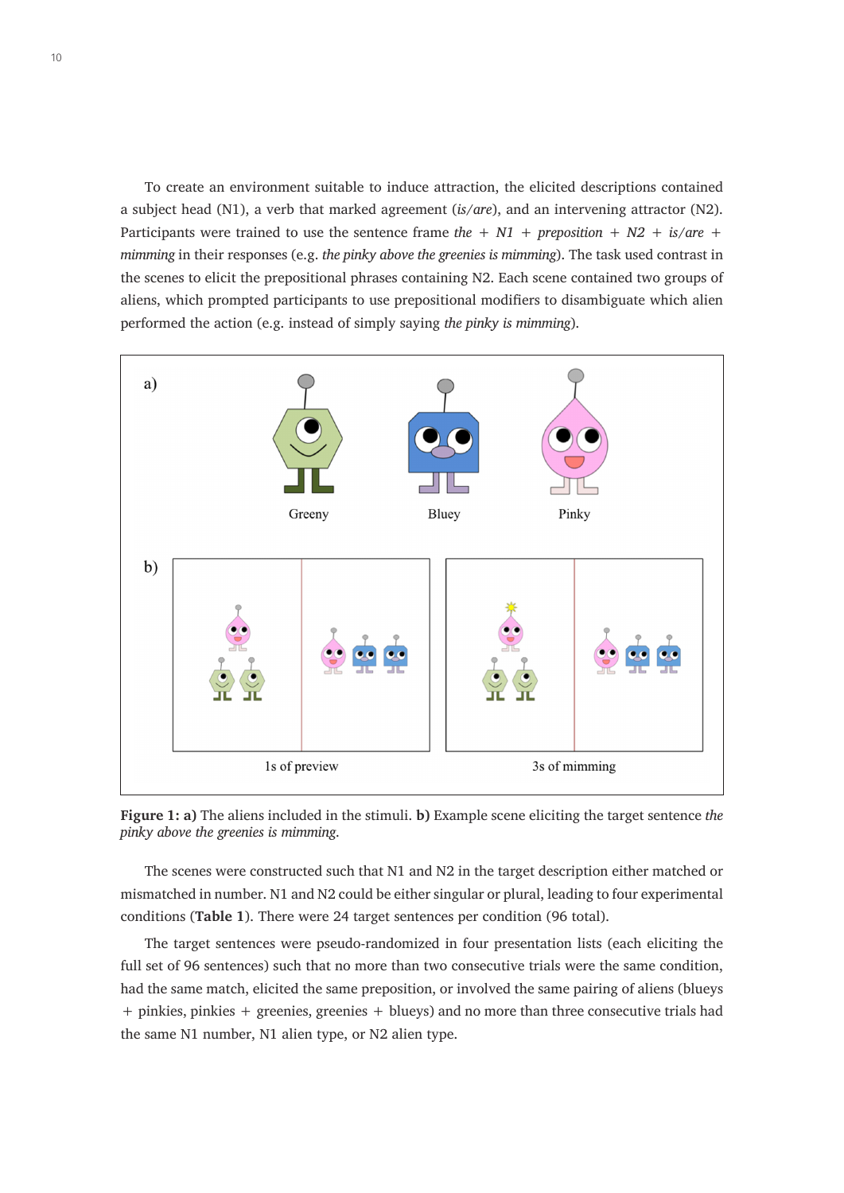To create an environment suitable to induce attraction, the elicited descriptions contained a subject head (N1), a verb that marked agreement (*is/are*), and an intervening attractor (N2). Participants were trained to use the sentence frame *the* + *N1* + *preposition* + *N2* + *is/are* + *mimming* in their responses (e.g. *the pinky above the greenies is mimming*). The task used contrast in the scenes to elicit the prepositional phrases containing N2. Each scene contained two groups of aliens, which prompted participants to use prepositional modifiers to disambiguate which alien performed the action (e.g. instead of simply saying *the pinky is mimming*).

**Figure 1: a)** The aliens included in the stimuli. **b)** Example scene eliciting the target sentence *the pinky above the greenies is mimming*.

The scenes were constructed such that N1 and N2 in the target description either matched or mismatched in number. N1 and N2 could be either singular or plural, leading to four experimental conditions (**Table 1**). There were 24 target sentences per condition (96 total).

The target sentences were pseudo-randomized in four presentation lists (each eliciting the full set of 96 sentences) such that no more than two consecutive trials were the same condition, had the same match, elicited the same preposition, or involved the same pairing of aliens (blueys + pinkies, pinkies + greenies, greenies + blueys) and no more than three consecutive trials had the same N1 number, N1 alien type, or N2 alien type.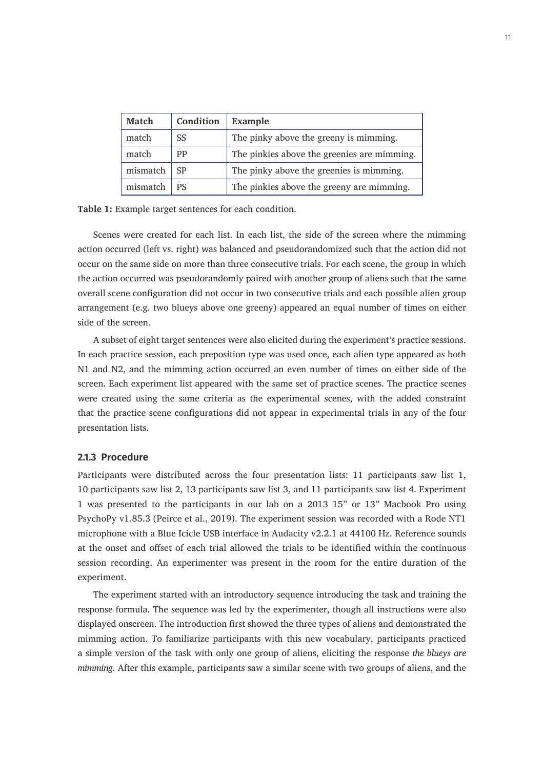| Match | Condition | Example |
|---|---|---|
| match | SS | The pinky above the greeny is mimming. |
| match | PP | The pinkies above the greenies are mimming. |
| mismatch | SP | The pinky above the greenies is mimming. |
| mismatch | PS | The pinkies above the greeny are mimming. |

**Table 1:** Example target sentences for each condition.

Scenes were created for each list. In each list, the side of the screen where the mimming action occurred (left vs. right) was balanced and pseudorandomized such that the action did not occur on the same side on more than three consecutive trials. For each scene, the group in which the action occurred was pseudorandomly paired with another group of aliens such that the same overall scene configuration did not occur in two consecutive trials and each possible alien group arrangement (e.g. two blueys above one greeny) appeared an equal number of times on either side of the screen.

A subset of eight target sentences were also elicited during the experiment's practice sessions. In each practice session, each preposition type was used once, each alien type appeared as both N1 and N2, and the mimming action occurred an even number of times on either side of the screen. Each experiment list appeared with the same set of practice scenes. The practice scenes were created using the same criteria as the experimental scenes, with the added constraint that the practice scene configurations did not appear in experimental trials in any of the four presentation lists.

### 2.1.3 Procedure

Participants were distributed across the four presentation lists: 11 participants saw list 1, 10 participants saw list 2, 13 participants saw list 3, and 11 participants saw list 4. Experiment 1 was presented to the participants in our lab on a 2013 15" or 13" Macbook Pro using PsychoPy v1.85.3 (Peirce et al., 2019). The experiment session was recorded with a Rode NT1 microphone with a Blue Icicle USB interface in Audacity v2.2.1 at 44100 Hz. Reference sounds at the onset and offset of each trial allowed the trials to be identified within the continuous session recording. An experimenter was present in the room for the entire duration of the experiment.

The experiment started with an introductory sequence introducing the task and training the response formula. The sequence was led by the experimenter, though all instructions were also displayed onscreen. The introduction first showed the three types of aliens and demonstrated the mimming action. To familiarize participants with this new vocabulary, participants practiced a simple version of the task with only one group of aliens, eliciting the response *the blueys are mimming.* After this example, participants saw a similar scene with two groups of aliens, and the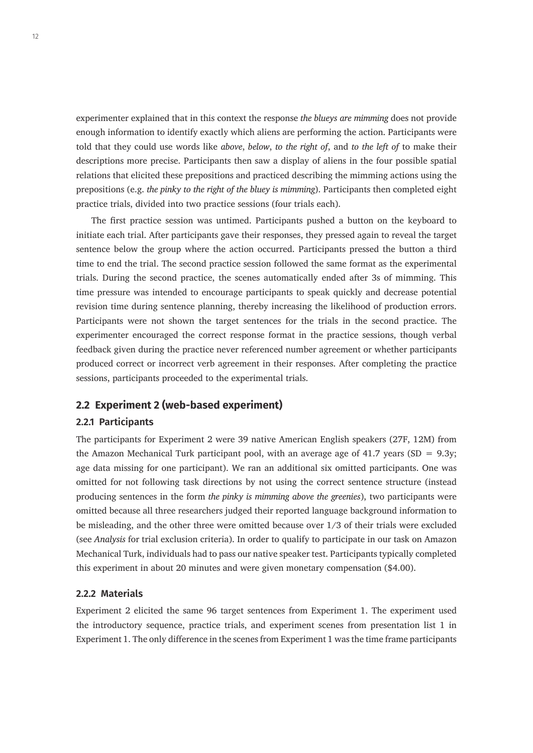experimenter explained that in this context the response *the blueys are mimming* does not provide enough information to identify exactly which aliens are performing the action. Participants were told that they could use words like *above*, *below*, *to the right of*, and *to the left of* to make their descriptions more precise. Participants then saw a display of aliens in the four possible spatial relations that elicited these prepositions and practiced describing the mimming actions using the prepositions (e.g. *the pinky to the right of the bluey is mimming*). Participants then completed eight practice trials, divided into two practice sessions (four trials each).

The first practice session was untimed. Participants pushed a button on the keyboard to initiate each trial. After participants gave their responses, they pressed again to reveal the target sentence below the group where the action occurred. Participants pressed the button a third time to end the trial. The second practice session followed the same format as the experimental trials. During the second practice, the scenes automatically ended after 3s of mimming. This time pressure was intended to encourage participants to speak quickly and decrease potential revision time during sentence planning, thereby increasing the likelihood of production errors. Participants were not shown the target sentences for the trials in the second practice. The experimenter encouraged the correct response format in the practice sessions, though verbal feedback given during the practice never referenced number agreement or whether participants produced correct or incorrect verb agreement in their responses. After completing the practice sessions, participants proceeded to the experimental trials.

## 2.2 Experiment 2 (web-based experiment)

### 2.2.1 Participants

The participants for Experiment 2 were 39 native American English speakers (27F, 12M) from the Amazon Mechanical Turk participant pool, with an average age of 41.7 years (SD = 9.3y; age data missing for one participant). We ran an additional six omitted participants. One was omitted for not following task directions by not using the correct sentence structure (instead producing sentences in the form *the pinky is mimming above the greenies*), two participants were omitted because all three researchers judged their reported language background information to be misleading, and the other three were omitted because over 1/3 of their trials were excluded (see *Analysis* for trial exclusion criteria). In order to qualify to participate in our task on Amazon Mechanical Turk, individuals had to pass our native speaker test. Participants typically completed this experiment in about 20 minutes and were given monetary compensation ($4.00).

### 2.2.2 Materials

Experiment 2 elicited the same 96 target sentences from Experiment 1. The experiment used the introductory sequence, practice trials, and experiment scenes from presentation list 1 in Experiment 1. The only difference in the scenes from Experiment 1 was the time frame participants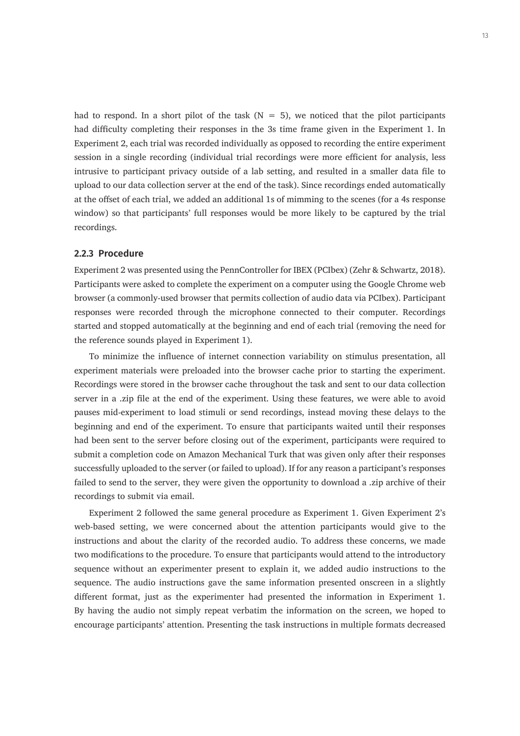had to respond. In a short pilot of the task (N = 5), we noticed that the pilot participants had difficulty completing their responses in the 3s time frame given in the Experiment 1. In Experiment 2, each trial was recorded individually as opposed to recording the entire experiment session in a single recording (individual trial recordings were more efficient for analysis, less intrusive to participant privacy outside of a lab setting, and resulted in a smaller data file to upload to our data collection server at the end of the task). Since recordings ended automatically at the offset of each trial, we added an additional 1s of mimming to the scenes (for a 4s response window) so that participants' full responses would be more likely to be captured by the trial recordings.

### 2.2.3 Procedure

Experiment 2 was presented using the PennController for IBEX (PCIbex) (Zehr & Schwartz, 2018). Participants were asked to complete the experiment on a computer using the Google Chrome web browser (a commonly-used browser that permits collection of audio data via PCIbex). Participant responses were recorded through the microphone connected to their computer. Recordings started and stopped automatically at the beginning and end of each trial (removing the need for the reference sounds played in Experiment 1).

To minimize the influence of internet connection variability on stimulus presentation, all experiment materials were preloaded into the browser cache prior to starting the experiment. Recordings were stored in the browser cache throughout the task and sent to our data collection server in a .zip file at the end of the experiment. Using these features, we were able to avoid pauses mid-experiment to load stimuli or send recordings, instead moving these delays to the beginning and end of the experiment. To ensure that participants waited until their responses had been sent to the server before closing out of the experiment, participants were required to submit a completion code on Amazon Mechanical Turk that was given only after their responses successfully uploaded to the server (or failed to upload). If for any reason a participant's responses failed to send to the server, they were given the opportunity to download a .zip archive of their recordings to submit via email.

Experiment 2 followed the same general procedure as Experiment 1. Given Experiment 2's web-based setting, we were concerned about the attention participants would give to the instructions and about the clarity of the recorded audio. To address these concerns, we made two modifications to the procedure. To ensure that participants would attend to the introductory sequence without an experimenter present to explain it, we added audio instructions to the sequence. The audio instructions gave the same information presented onscreen in a slightly different format, just as the experimenter had presented the information in Experiment 1. By having the audio not simply repeat verbatim the information on the screen, we hoped to encourage participants' attention. Presenting the task instructions in multiple formats decreased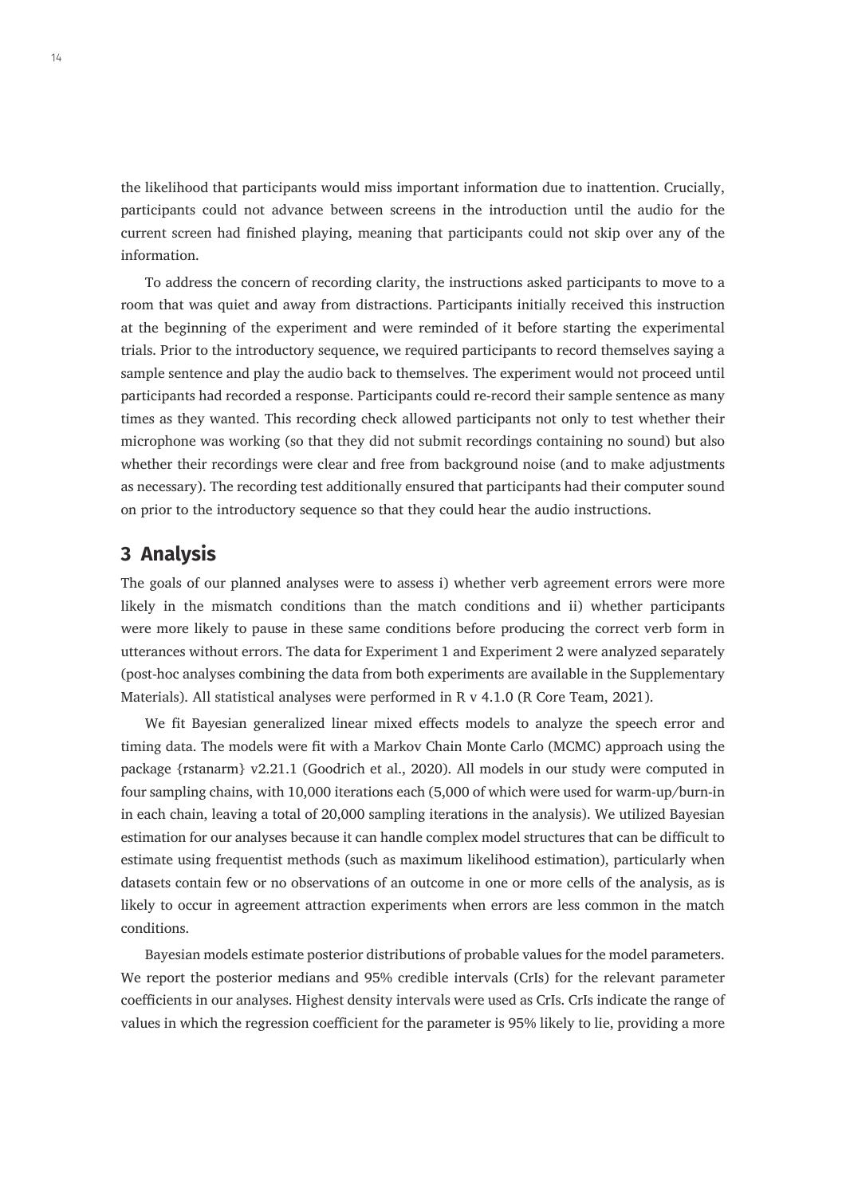the likelihood that participants would miss important information due to inattention. Crucially, participants could not advance between screens in the introduction until the audio for the current screen had finished playing, meaning that participants could not skip over any of the information.

To address the concern of recording clarity, the instructions asked participants to move to a room that was quiet and away from distractions. Participants initially received this instruction at the beginning of the experiment and were reminded of it before starting the experimental trials. Prior to the introductory sequence, we required participants to record themselves saying a sample sentence and play the audio back to themselves. The experiment would not proceed until participants had recorded a response. Participants could re-record their sample sentence as many times as they wanted. This recording check allowed participants not only to test whether their microphone was working (so that they did not submit recordings containing no sound) but also whether their recordings were clear and free from background noise (and to make adjustments as necessary). The recording test additionally ensured that participants had their computer sound on prior to the introductory sequence so that they could hear the audio instructions.

## 3 Analysis

The goals of our planned analyses were to assess i) whether verb agreement errors were more likely in the mismatch conditions than the match conditions and ii) whether participants were more likely to pause in these same conditions before producing the correct verb form in utterances without errors. The data for Experiment 1 and Experiment 2 were analyzed separately (post-hoc analyses combining the data from both experiments are available in the Supplementary Materials). All statistical analyses were performed in R v 4.1.0 (R Core Team, 2021).

We fit Bayesian generalized linear mixed effects models to analyze the speech error and timing data. The models were fit with a Markov Chain Monte Carlo (MCMC) approach using the package {rstanarm} v2.21.1 (Goodrich et al., 2020). All models in our study were computed in four sampling chains, with 10,000 iterations each (5,000 of which were used for warm-up/burn-in in each chain, leaving a total of 20,000 sampling iterations in the analysis). We utilized Bayesian estimation for our analyses because it can handle complex model structures that can be difficult to estimate using frequentist methods (such as maximum likelihood estimation), particularly when datasets contain few or no observations of an outcome in one or more cells of the analysis, as is likely to occur in agreement attraction experiments when errors are less common in the match conditions.

Bayesian models estimate posterior distributions of probable values for the model parameters. We report the posterior medians and 95% credible intervals (CrIs) for the relevant parameter coefficients in our analyses. Highest density intervals were used as CrIs. CrIs indicate the range of values in which the regression coefficient for the parameter is 95% likely to lie, providing a more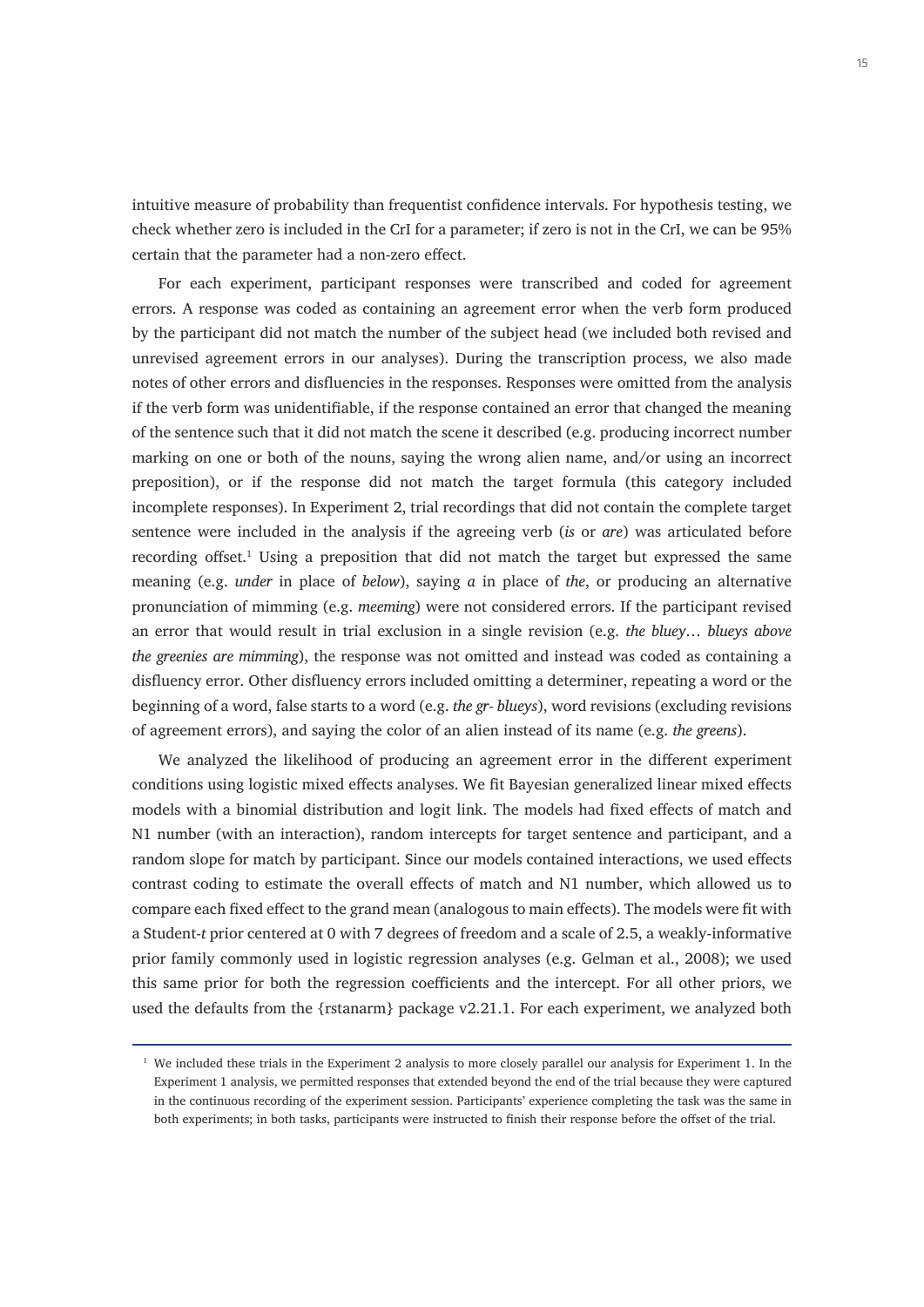intuitive measure of probability than frequentist confidence intervals. For hypothesis testing, we check whether zero is included in the CrI for a parameter; if zero is not in the CrI, we can be 95% certain that the parameter had a non-zero effect.

For each experiment, participant responses were transcribed and coded for agreement errors. A response was coded as containing an agreement error when the verb form produced by the participant did not match the number of the subject head (we included both revised and unrevised agreement errors in our analyses). During the transcription process, we also made notes of other errors and disfluencies in the responses. Responses were omitted from the analysis if the verb form was unidentifiable, if the response contained an error that changed the meaning of the sentence such that it did not match the scene it described (e.g. producing incorrect number marking on one or both of the nouns, saying the wrong alien name, and/or using an incorrect preposition), or if the response did not match the target formula (this category included incomplete responses). In Experiment 2, trial recordings that did not contain the complete target sentence were included in the analysis if the agreeing verb (*is* or *are*) was articulated before recording offset.[1] Using a preposition that did not match the target but expressed the same meaning (e.g. *under* in place of *below*), saying *a* in place of *the*, or producing an alternative pronunciation of mimming (e.g. *meeming*) were not considered errors. If the participant revised an error that would result in trial exclusion in a single revision (e.g. *the bluey… blueys above the greenies are mimming*), the response was not omitted and instead was coded as containing a disfluency error. Other disfluency errors included omitting a determiner, repeating a word or the beginning of a word, false starts to a word (e.g. *the gr- blueys*), word revisions (excluding revisions of agreement errors), and saying the color of an alien instead of its name (e.g. *the greens*).

We analyzed the likelihood of producing an agreement error in the different experiment conditions using logistic mixed effects analyses. We fit Bayesian generalized linear mixed effects models with a binomial distribution and logit link. The models had fixed effects of match and N1 number (with an interaction), random intercepts for target sentence and participant, and a random slope for match by participant. Since our models contained interactions, we used effects contrast coding to estimate the overall effects of match and N1 number, which allowed us to compare each fixed effect to the grand mean (analogous to main effects). The models were fit with a Student-*t* prior centered at 0 with 7 degrees of freedom and a scale of 2.5, a weakly-informative prior family commonly used in logistic regression analyses (e.g. Gelman et al., 2008); we used this same prior for both the regression coefficients and the intercept. For all other priors, we used the defaults from the {rstanarm} package v2.21.1. For each experiment, we analyzed both

[1] We included these trials in the Experiment 2 analysis to more closely parallel our analysis for Experiment 1. In the Experiment 1 analysis, we permitted responses that extended beyond the end of the trial because they were captured in the continuous recording of the experiment session. Participants' experience completing the task was the same in both experiments; in both tasks, participants were instructed to finish their response before the offset of the trial.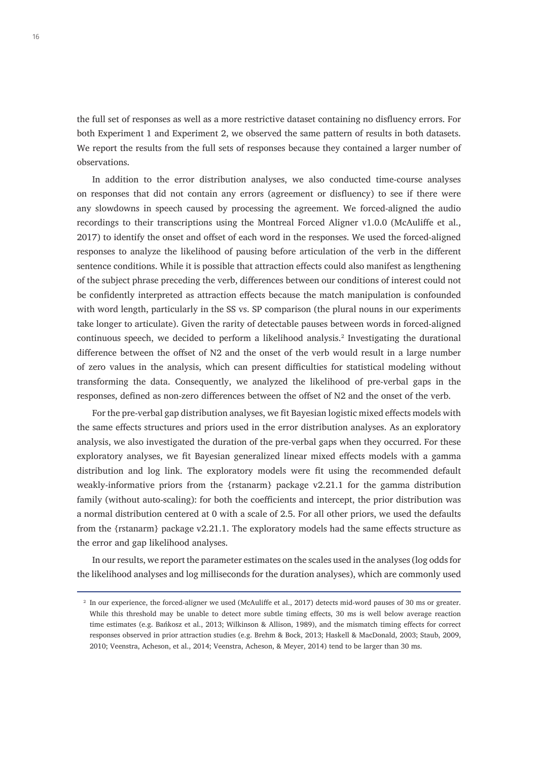the full set of responses as well as a more restrictive dataset containing no disfluency errors. For both Experiment 1 and Experiment 2, we observed the same pattern of results in both datasets. We report the results from the full sets of responses because they contained a larger number of observations.

In addition to the error distribution analyses, we also conducted time-course analyses on responses that did not contain any errors (agreement or disfluency) to see if there were any slowdowns in speech caused by processing the agreement. We forced-aligned the audio recordings to their transcriptions using the Montreal Forced Aligner v1.0.0 (McAuliffe et al., 2017) to identify the onset and offset of each word in the responses. We used the forced-aligned responses to analyze the likelihood of pausing before articulation of the verb in the different sentence conditions. While it is possible that attraction effects could also manifest as lengthening of the subject phrase preceding the verb, differences between our conditions of interest could not be confidently interpreted as attraction effects because the match manipulation is confounded with word length, particularly in the SS vs. SP comparison (the plural nouns in our experiments take longer to articulate). Given the rarity of detectable pauses between words in forced-aligned continuous speech, we decided to perform a likelihood analysis.[2] Investigating the durational difference between the offset of N2 and the onset of the verb would result in a large number of zero values in the analysis, which can present difficulties for statistical modeling without transforming the data. Consequently, we analyzed the likelihood of pre-verbal gaps in the responses, defined as non-zero differences between the offset of N2 and the onset of the verb.

For the pre-verbal gap distribution analyses, we fit Bayesian logistic mixed effects models with the same effects structures and priors used in the error distribution analyses. As an exploratory analysis, we also investigated the duration of the pre-verbal gaps when they occurred. For these exploratory analyses, we fit Bayesian generalized linear mixed effects models with a gamma distribution and log link. The exploratory models were fit using the recommended default weakly-informative priors from the {rstanarm} package v2.21.1 for the gamma distribution family (without auto-scaling): for both the coefficients and intercept, the prior distribution was a normal distribution centered at 0 with a scale of 2.5. For all other priors, we used the defaults from the {rstanarm} package v2.21.1. The exploratory models had the same effects structure as the error and gap likelihood analyses.

In our results, we report the parameter estimates on the scales used in the analyses (log odds for the likelihood analyses and log milliseconds for the duration analyses), which are commonly used

[2] In our experience, the forced-aligner we used (McAuliffe et al., 2017) detects mid-word pauses of 30 ms or greater. While this threshold may be unable to detect more subtle timing effects, 30 ms is well below average reaction time estimates (e.g. Bańkosz et al., 2013; Wilkinson & Allison, 1989), and the mismatch timing effects for correct responses observed in prior attraction studies (e.g. Brehm & Bock, 2013; Haskell & MacDonald, 2003; Staub, 2009, 2010; Veenstra, Acheson, et al., 2014; Veenstra, Acheson, & Meyer, 2014) tend to be larger than 30 ms.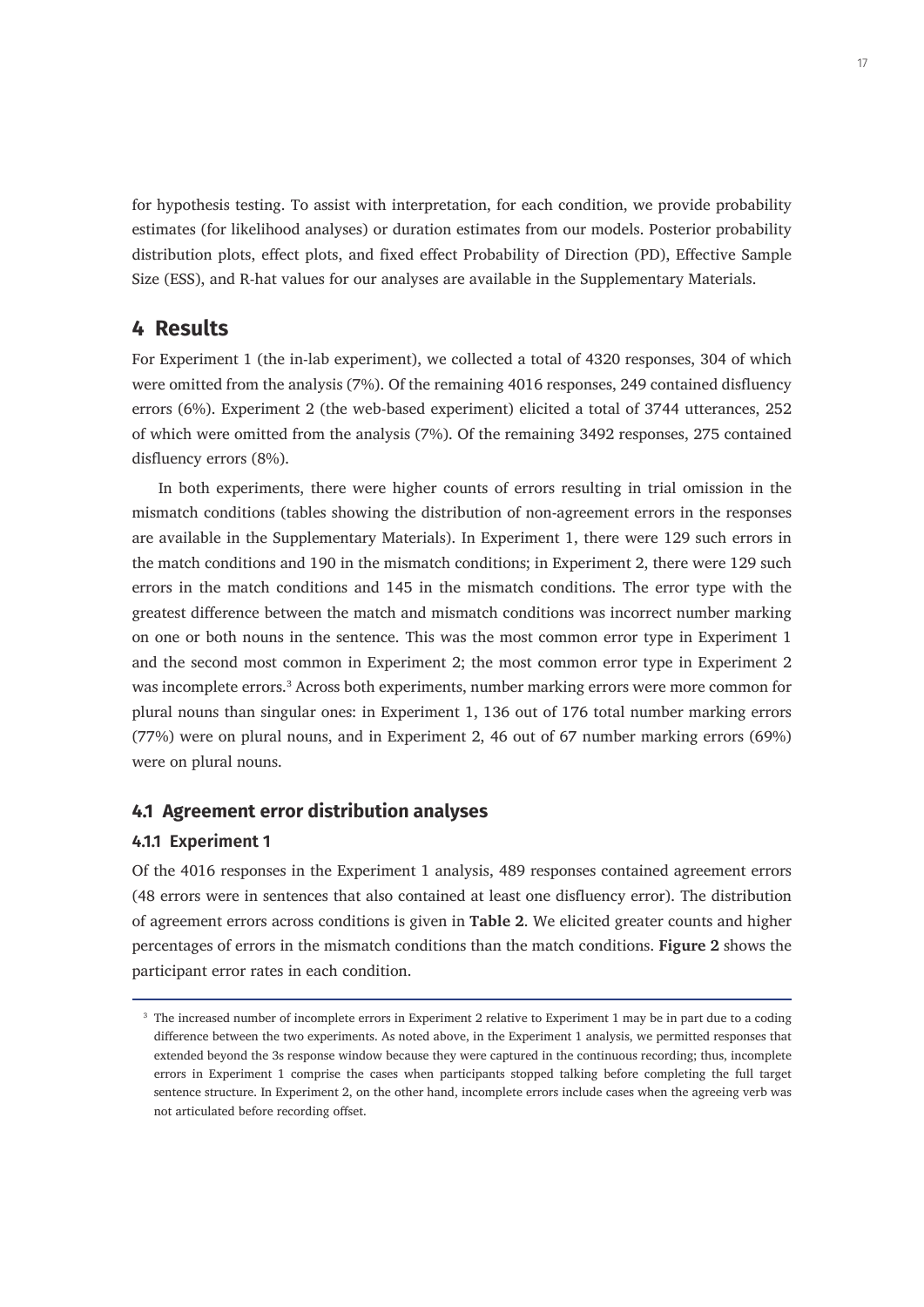for hypothesis testing. To assist with interpretation, for each condition, we provide probability estimates (for likelihood analyses) or duration estimates from our models. Posterior probability distribution plots, effect plots, and fixed effect Probability of Direction (PD), Effective Sample Size (ESS), and R-hat values for our analyses are available in the Supplementary Materials.

# 4 Results

For Experiment 1 (the in-lab experiment), we collected a total of 4320 responses, 304 of which were omitted from the analysis (7%). Of the remaining 4016 responses, 249 contained disfluency errors (6%). Experiment 2 (the web-based experiment) elicited a total of 3744 utterances, 252 of which were omitted from the analysis (7%). Of the remaining 3492 responses, 275 contained disfluency errors (8%).

In both experiments, there were higher counts of errors resulting in trial omission in the mismatch conditions (tables showing the distribution of non-agreement errors in the responses are available in the Supplementary Materials). In Experiment 1, there were 129 such errors in the match conditions and 190 in the mismatch conditions; in Experiment 2, there were 129 such errors in the match conditions and 145 in the mismatch conditions. The error type with the greatest difference between the match and mismatch conditions was incorrect number marking on one or both nouns in the sentence. This was the most common error type in Experiment 1 and the second most common in Experiment 2; the most common error type in Experiment 2 was incomplete errors.[3] Across both experiments, number marking errors were more common for plural nouns than singular ones: in Experiment 1, 136 out of 176 total number marking errors (77%) were on plural nouns, and in Experiment 2, 46 out of 67 number marking errors (69%) were on plural nouns.

## 4.1 Agreement error distribution analyses

### 4.1.1 Experiment 1

Of the 4016 responses in the Experiment 1 analysis, 489 responses contained agreement errors (48 errors were in sentences that also contained at least one disfluency error). The distribution of agreement errors across conditions is given in **Table 2**. We elicited greater counts and higher percentages of errors in the mismatch conditions than the match conditions. **Figure 2** shows the participant error rates in each condition.

[3] The increased number of incomplete errors in Experiment 2 relative to Experiment 1 may be in part due to a coding difference between the two experiments. As noted above, in the Experiment 1 analysis, we permitted responses that extended beyond the 3s response window because they were captured in the continuous recording; thus, incomplete errors in Experiment 1 comprise the cases when participants stopped talking before completing the full target sentence structure. In Experiment 2, on the other hand, incomplete errors include cases when the agreeing verb was not articulated before recording offset.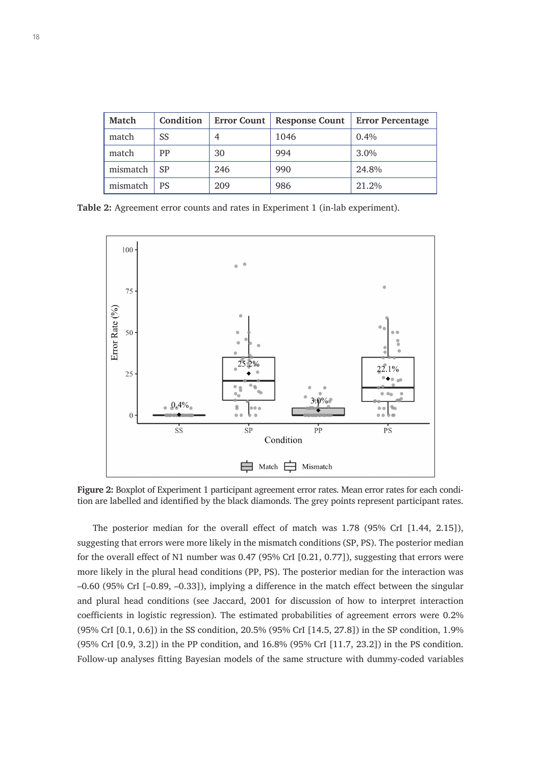| Match | Condition | Error Count | Response Count | Error Percentage |
|---|---|---|---|---|
| match | SS | 4 | 1046 | 0.4% |
| match | PP | 30 | 994 | 3.0% |
| mismatch | SP | 246 | 990 | 24.8% |
| mismatch | PS | 209 | 986 | 21.2% |

**Table 2:** Agreement error counts and rates in Experiment 1 (in-lab experiment).

**Figure 2:** Boxplot of Experiment 1 participant agreement error rates. Mean error rates for each condition are labelled and identified by the black diamonds. The grey points represent participant rates.

The posterior median for the overall effect of match was 1.78 (95% CrI [1.44, 2.15]), suggesting that errors were more likely in the mismatch conditions (SP, PS). The posterior median for the overall effect of N1 number was 0.47 (95% CrI [0.21, 0.77]), suggesting that errors were more likely in the plural head conditions (PP, PS). The posterior median for the interaction was –0.60 (95% CrI [–0.89, –0.33]), implying a difference in the match effect between the singular and plural head conditions (see Jaccard, 2001 for discussion of how to interpret interaction coefficients in logistic regression). The estimated probabilities of agreement errors were 0.2% (95% CrI [0.1, 0.6]) in the SS condition, 20.5% (95% CrI [14.5, 27.8]) in the SP condition, 1.9% (95% CrI [0.9, 3.2]) in the PP condition, and 16.8% (95% CrI [11.7, 23.2]) in the PS condition. Follow-up analyses fitting Bayesian models of the same structure with dummy-coded variables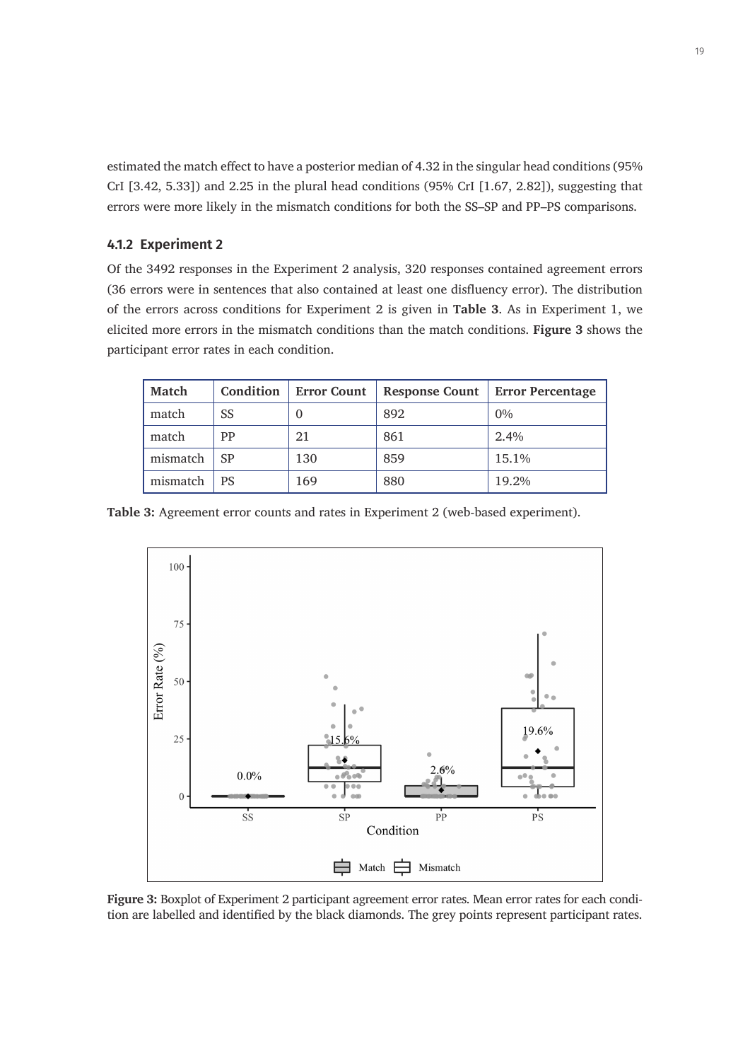estimated the match effect to have a posterior median of 4.32 in the singular head conditions (95% CrI [3.42, 5.33]) and 2.25 in the plural head conditions (95% CrI [1.67, 2.82]), suggesting that errors were more likely in the mismatch conditions for both the SS–SP and PP–PS comparisons.

### 4.1.2 Experiment 2

Of the 3492 responses in the Experiment 2 analysis, 320 responses contained agreement errors (36 errors were in sentences that also contained at least one disfluency error). The distribution of the errors across conditions for Experiment 2 is given in **Table 3**. As in Experiment 1, we elicited more errors in the mismatch conditions than the match conditions. **Figure 3** shows the participant error rates in each condition.

| Match | Condition | Error Count | Response Count | Error Percentage |
|---|---|---|---|---|
| match | SS | 0 | 892 | 0% |
| match | PP | 21 | 861 | 2.4% |
| mismatch | SP | 130 | 859 | 15.1% |
| mismatch | PS | 169 | 880 | 19.2% |

**Table 3:** Agreement error counts and rates in Experiment 2 (web-based experiment).

**Figure 3:** Boxplot of Experiment 2 participant agreement error rates. Mean error rates for each condition are labelled and identified by the black diamonds. The grey points represent participant rates.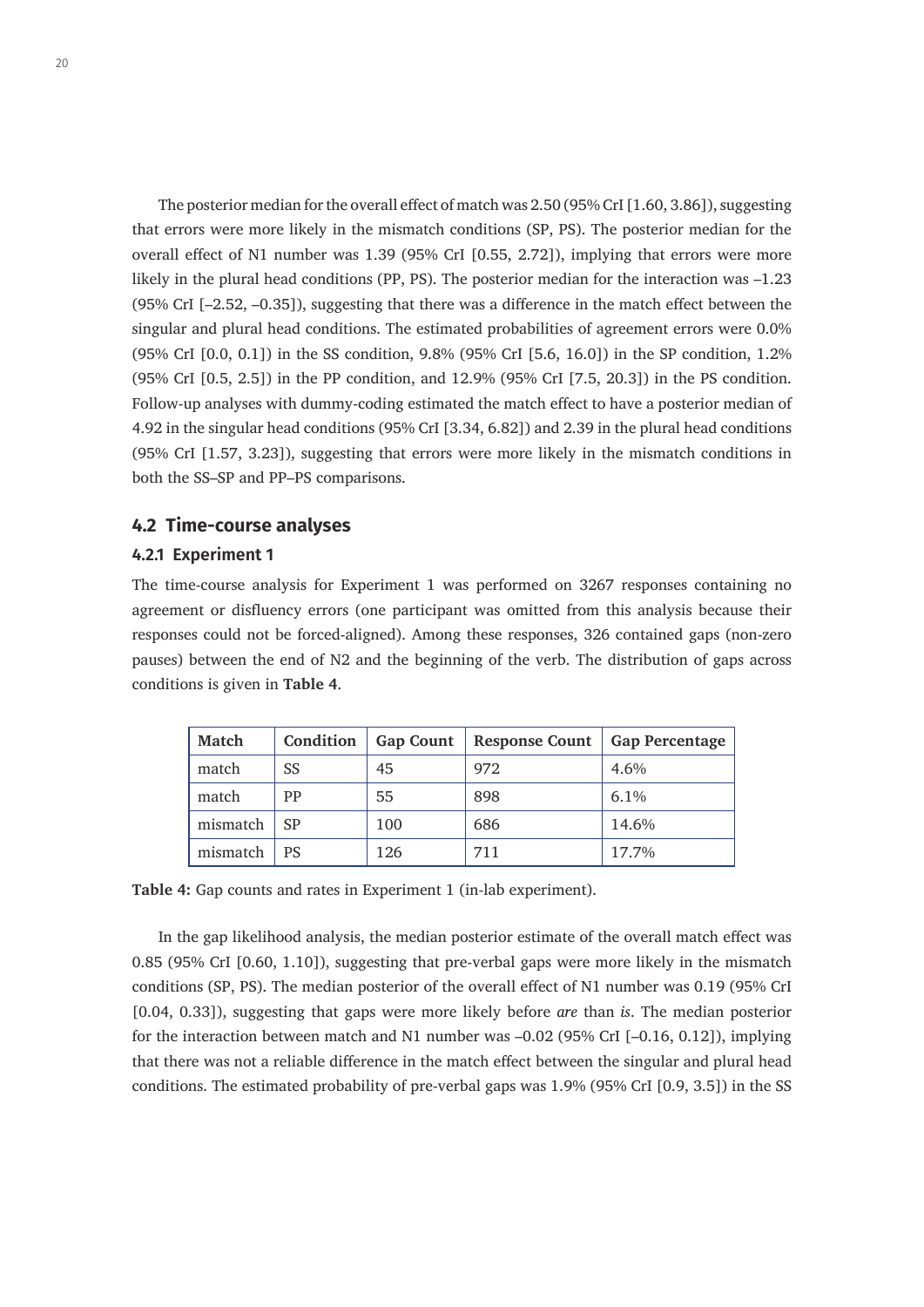The posterior median for the overall effect of match was 2.50 (95% CrI [1.60, 3.86]), suggesting that errors were more likely in the mismatch conditions (SP, PS). The posterior median for the overall effect of N1 number was 1.39 (95% CrI [0.55, 2.72]), implying that errors were more likely in the plural head conditions (PP, PS). The posterior median for the interaction was –1.23 (95% CrI [–2.52, –0.35]), suggesting that there was a difference in the match effect between the singular and plural head conditions. The estimated probabilities of agreement errors were 0.0% (95% CrI [0.0, 0.1]) in the SS condition, 9.8% (95% CrI [5.6, 16.0]) in the SP condition, 1.2% (95% CrI [0.5, 2.5]) in the PP condition, and 12.9% (95% CrI [7.5, 20.3]) in the PS condition. Follow-up analyses with dummy-coding estimated the match effect to have a posterior median of 4.92 in the singular head conditions (95% CrI [3.34, 6.82]) and 2.39 in the plural head conditions (95% CrI [1.57, 3.23]), suggesting that errors were more likely in the mismatch conditions in both the SS–SP and PP–PS comparisons.

## 4.2 Time-course analyses

### 4.2.1 Experiment 1

The time-course analysis for Experiment 1 was performed on 3267 responses containing no agreement or disfluency errors (one participant was omitted from this analysis because their responses could not be forced-aligned). Among these responses, 326 contained gaps (non-zero pauses) between the end of N2 and the beginning of the verb. The distribution of gaps across conditions is given in **Table 4**.

| Match | Condition | Gap Count | Response Count | Gap Percentage |
|---|---|---|---|---|
| match | SS | 45 | 972 | 4.6% |
| match | PP | 55 | 898 | 6.1% |
| mismatch | SP | 100 | 686 | 14.6% |
| mismatch | PS | 126 | 711 | 17.7% |

**Table 4:** Gap counts and rates in Experiment 1 (in-lab experiment).

In the gap likelihood analysis, the median posterior estimate of the overall match effect was 0.85 (95% CrI [0.60, 1.10]), suggesting that pre-verbal gaps were more likely in the mismatch conditions (SP, PS). The median posterior of the overall effect of N1 number was 0.19 (95% CrI [0.04, 0.33]), suggesting that gaps were more likely before *are* than *is*. The median posterior for the interaction between match and N1 number was –0.02 (95% CrI [–0.16, 0.12]), implying that there was not a reliable difference in the match effect between the singular and plural head conditions. The estimated probability of pre-verbal gaps was 1.9% (95% CrI [0.9, 3.5]) in the SS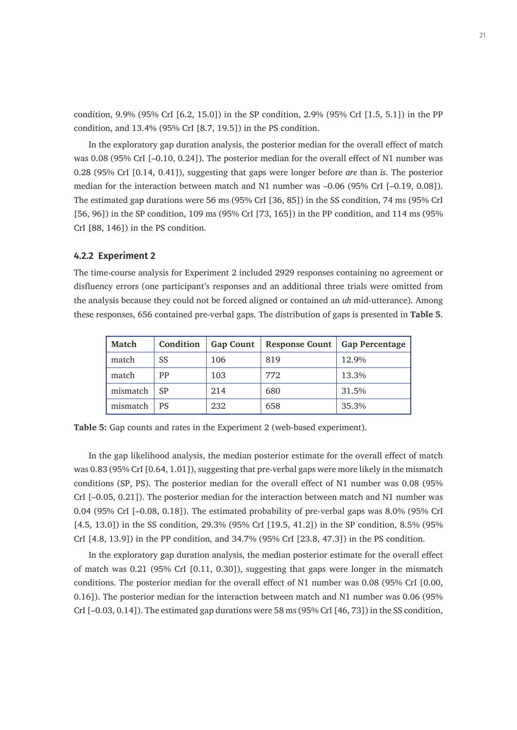condition, 9.9% (95% CrI [6.2, 15.0]) in the SP condition, 2.9% (95% CrI [1.5, 5.1]) in the PP condition, and 13.4% (95% CrI [8.7, 19.5]) in the PS condition.

In the exploratory gap duration analysis, the posterior median for the overall effect of match was 0.08 (95% CrI [–0.10, 0.24]). The posterior median for the overall effect of N1 number was 0.28 (95% CrI [0.14, 0.41]), suggesting that gaps were longer before *are* than *is*. The posterior median for the interaction between match and N1 number was –0.06 (95% CrI [–0.19, 0.08]). The estimated gap durations were 56 ms (95% CrI [36, 85]) in the SS condition, 74 ms (95% CrI [56, 96]) in the SP condition, 109 ms (95% CrI [73, 165]) in the PP condition, and 114 ms (95% CrI [88, 146]) in the PS condition.

### 4.2.2 Experiment 2

The time-course analysis for Experiment 2 included 2929 responses containing no agreement or disfluency errors (one participant's responses and an additional three trials were omitted from the analysis because they could not be forced aligned or contained an *uh* mid-utterance). Among these responses, 656 contained pre-verbal gaps. The distribution of gaps is presented in **Table 5**.

| Match | Condition | Gap Count | Response Count | Gap Percentage |
|---|---|---|---|---|
| match | SS | 106 | 819 | 12.9% |
| match | PP | 103 | 772 | 13.3% |
| mismatch | SP | 214 | 680 | 31.5% |
| mismatch | PS | 232 | 658 | 35.3% |

**Table 5:** Gap counts and rates in the Experiment 2 (web-based experiment).

In the gap likelihood analysis, the median posterior estimate for the overall effect of match was 0.83 (95% CrI [0.64, 1.01]), suggesting that pre-verbal gaps were more likely in the mismatch conditions (SP, PS). The posterior median for the overall effect of N1 number was 0.08 (95% CrI [–0.05, 0.21]). The posterior median for the interaction between match and N1 number was 0.04 (95% CrI [–0.08, 0.18]). The estimated probability of pre-verbal gaps was 8.0% (95% CrI [4.5, 13.0]) in the SS condition, 29.3% (95% CrI [19.5, 41.2]) in the SP condition, 8.5% (95% CrI [4.8, 13.9]) in the PP condition, and 34.7% (95% CrI [23.8, 47.3]) in the PS condition.

In the exploratory gap duration analysis, the median posterior estimate for the overall effect of match was 0.21 (95% CrI [0.11, 0.30]), suggesting that gaps were longer in the mismatch conditions. The posterior median for the overall effect of N1 number was 0.08 (95% CrI [0.00, 0.16]). The posterior median for the interaction between match and N1 number was 0.06 (95% CrI [–0.03, 0.14]). The estimated gap durations were 58 ms (95% CrI [46, 73]) in the SS condition,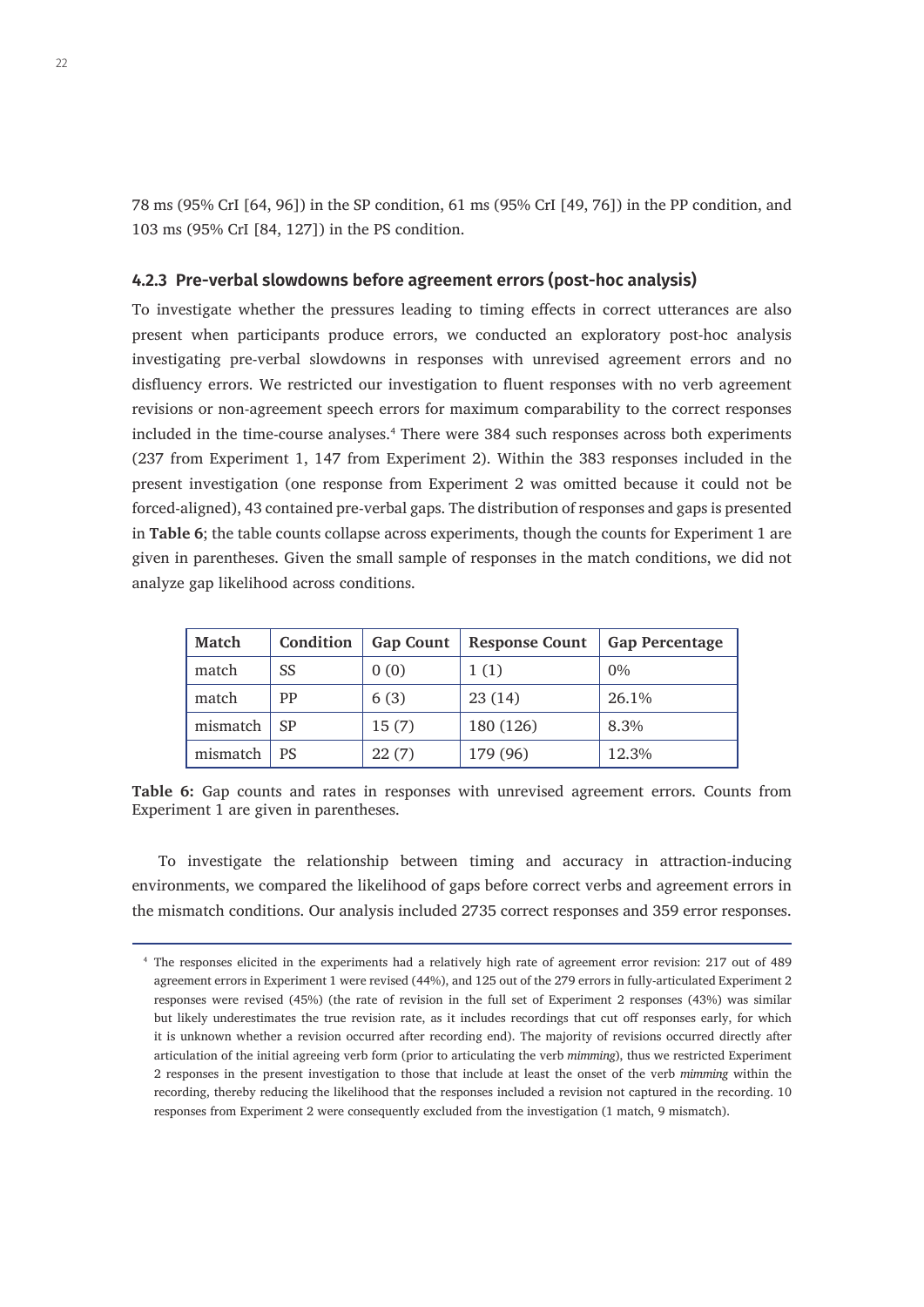78 ms (95% CrI [64, 96]) in the SP condition, 61 ms (95% CrI [49, 76]) in the PP condition, and 103 ms (95% CrI [84, 127]) in the PS condition.

### 4.2.3 Pre-verbal slowdowns before agreement errors (post-hoc analysis)

To investigate whether the pressures leading to timing effects in correct utterances are also present when participants produce errors, we conducted an exploratory post-hoc analysis investigating pre-verbal slowdowns in responses with unrevised agreement errors and no disfluency errors. We restricted our investigation to fluent responses with no verb agreement revisions or non-agreement speech errors for maximum comparability to the correct responses included in the time-course analyses.[4] There were 384 such responses across both experiments (237 from Experiment 1, 147 from Experiment 2). Within the 383 responses included in the present investigation (one response from Experiment 2 was omitted because it could not be forced-aligned), 43 contained pre-verbal gaps. The distribution of responses and gaps is presented in **Table 6**; the table counts collapse across experiments, though the counts for Experiment 1 are given in parentheses. Given the small sample of responses in the match conditions, we did not analyze gap likelihood across conditions.

| Match | Condition | Gap Count | Response Count | Gap Percentage |
|---|---|---|---|---|
| match | SS | 0 (0) | 1 (1) | 0% |
| match | PP | 6 (3) | 23 (14) | 26.1% |
| mismatch | SP | 15 (7) | 180 (126) | 8.3% |
| mismatch | PS | 22 (7) | 179 (96) | 12.3% |

**Table 6:** Gap counts and rates in responses with unrevised agreement errors. Counts from Experiment 1 are given in parentheses.

To investigate the relationship between timing and accuracy in attraction-inducing environments, we compared the likelihood of gaps before correct verbs and agreement errors in the mismatch conditions. Our analysis included 2735 correct responses and 359 error responses.

[4] The responses elicited in the experiments had a relatively high rate of agreement error revision: 217 out of 489 agreement errors in Experiment 1 were revised (44%), and 125 out of the 279 errors in fully-articulated Experiment 2 responses were revised (45%) (the rate of revision in the full set of Experiment 2 responses (43%) was similar but likely underestimates the true revision rate, as it includes recordings that cut off responses early, for which it is unknown whether a revision occurred after recording end). The majority of revisions occurred directly after articulation of the initial agreeing verb form (prior to articulating the verb *mimming*), thus we restricted Experiment 2 responses in the present investigation to those that include at least the onset of the verb *mimming* within the recording, thereby reducing the likelihood that the responses included a revision not captured in the recording. 10 responses from Experiment 2 were consequently excluded from the investigation (1 match, 9 mismatch).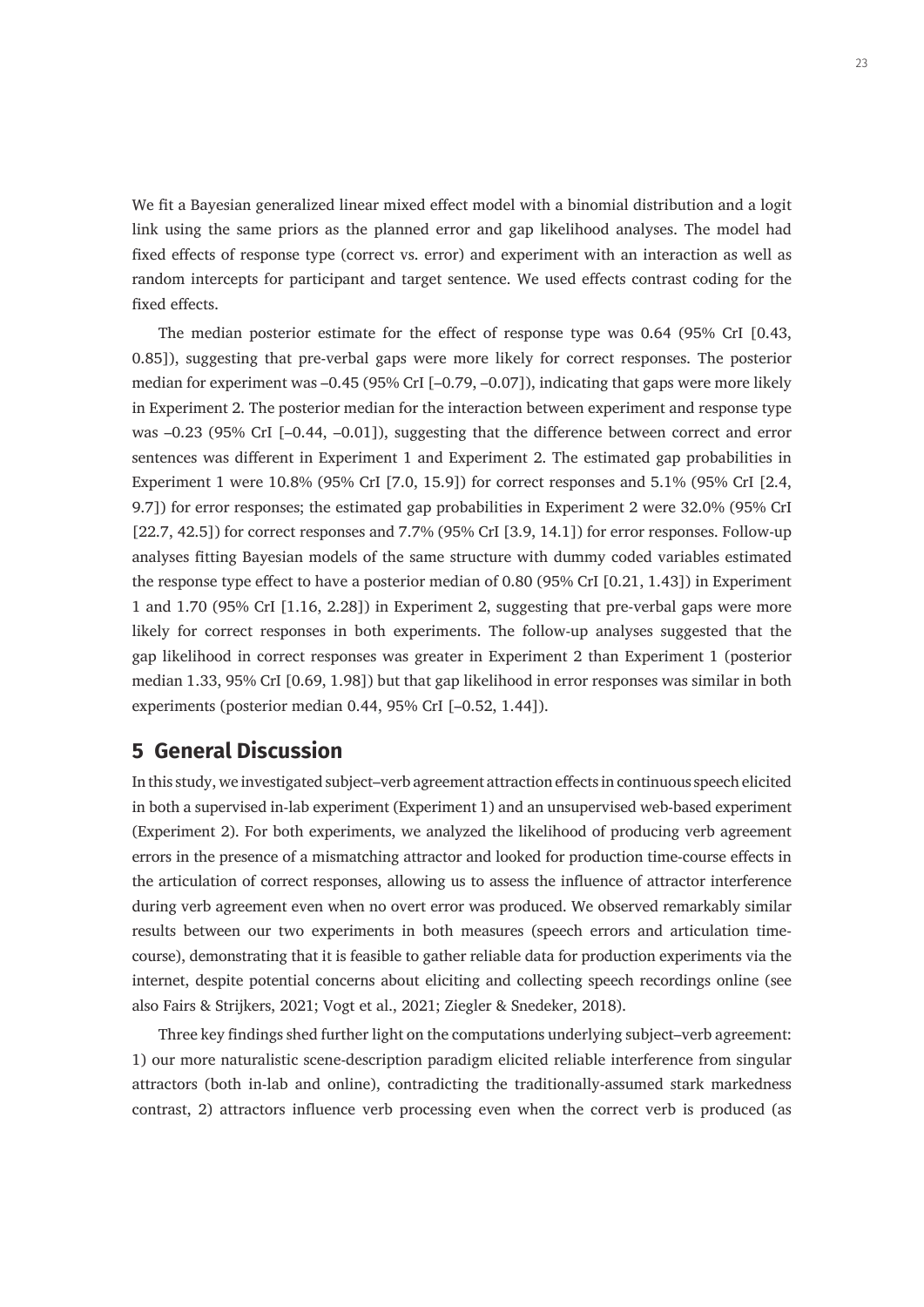We fit a Bayesian generalized linear mixed effect model with a binomial distribution and a logit link using the same priors as the planned error and gap likelihood analyses. The model had fixed effects of response type (correct vs. error) and experiment with an interaction as well as random intercepts for participant and target sentence. We used effects contrast coding for the fixed effects.

The median posterior estimate for the effect of response type was 0.64 (95% CrI [0.43, 0.85]), suggesting that pre-verbal gaps were more likely for correct responses. The posterior median for experiment was –0.45 (95% CrI [–0.79, –0.07]), indicating that gaps were more likely in Experiment 2. The posterior median for the interaction between experiment and response type was –0.23 (95% CrI [–0.44, –0.01]), suggesting that the difference between correct and error sentences was different in Experiment 1 and Experiment 2. The estimated gap probabilities in Experiment 1 were 10.8% (95% CrI [7.0, 15.9]) for correct responses and 5.1% (95% CrI [2.4, 9.7]) for error responses; the estimated gap probabilities in Experiment 2 were 32.0% (95% CrI [22.7, 42.5]) for correct responses and 7.7% (95% CrI [3.9, 14.1]) for error responses. Follow-up analyses fitting Bayesian models of the same structure with dummy coded variables estimated the response type effect to have a posterior median of 0.80 (95% CrI [0.21, 1.43]) in Experiment 1 and 1.70 (95% CrI [1.16, 2.28]) in Experiment 2, suggesting that pre-verbal gaps were more likely for correct responses in both experiments. The follow-up analyses suggested that the gap likelihood in correct responses was greater in Experiment 2 than Experiment 1 (posterior median 1.33, 95% CrI [0.69, 1.98]) but that gap likelihood in error responses was similar in both experiments (posterior median 0.44, 95% CrI [–0.52, 1.44]).

## 5 General Discussion

In this study, we investigated subject–verb agreement attraction effects in continuous speech elicited in both a supervised in-lab experiment (Experiment 1) and an unsupervised web-based experiment (Experiment 2). For both experiments, we analyzed the likelihood of producing verb agreement errors in the presence of a mismatching attractor and looked for production time-course effects in the articulation of correct responses, allowing us to assess the influence of attractor interference during verb agreement even when no overt error was produced. We observed remarkably similar results between our two experiments in both measures (speech errors and articulation time-course), demonstrating that it is feasible to gather reliable data for production experiments via the internet, despite potential concerns about eliciting and collecting speech recordings online (see also Fairs & Strijkers, 2021; Vogt et al., 2021; Ziegler & Snedeker, 2018).

Three key findings shed further light on the computations underlying subject–verb agreement: 1) our more naturalistic scene-description paradigm elicited reliable interference from singular attractors (both in-lab and online), contradicting the traditionally-assumed stark markedness contrast, 2) attractors influence verb processing even when the correct verb is produced (as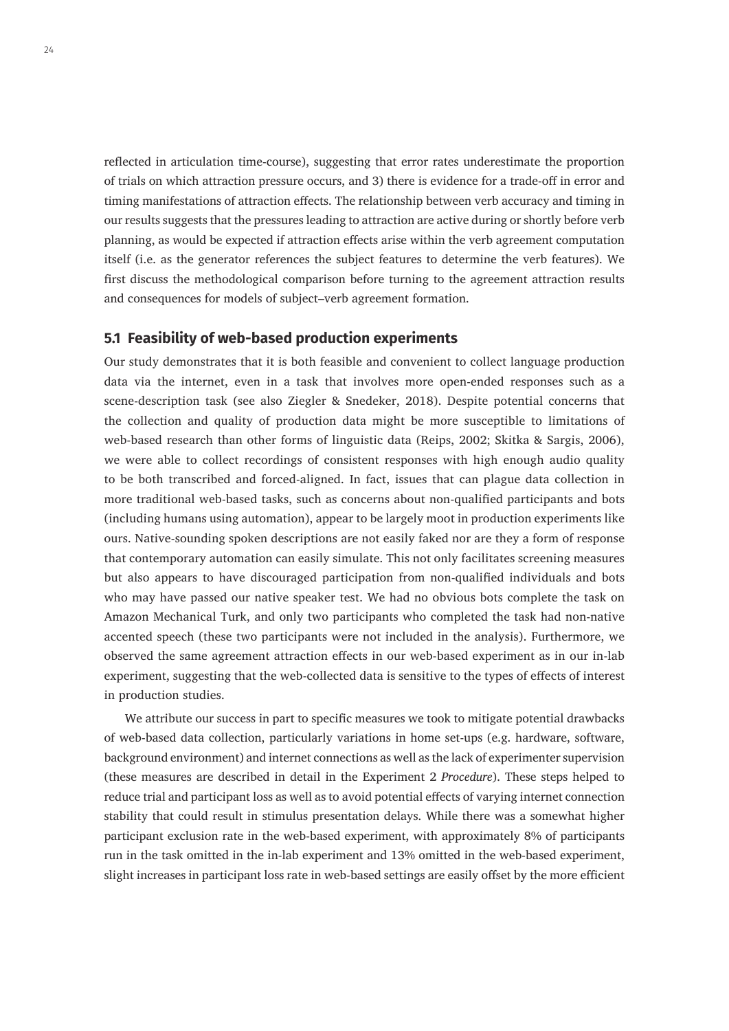reflected in articulation time-course), suggesting that error rates underestimate the proportion of trials on which attraction pressure occurs, and 3) there is evidence for a trade-off in error and timing manifestations of attraction effects. The relationship between verb accuracy and timing in our results suggests that the pressures leading to attraction are active during or shortly before verb planning, as would be expected if attraction effects arise within the verb agreement computation itself (i.e. as the generator references the subject features to determine the verb features). We first discuss the methodological comparison before turning to the agreement attraction results and consequences for models of subject–verb agreement formation.

### 5.1 Feasibility of web-based production experiments

Our study demonstrates that it is both feasible and convenient to collect language production data via the internet, even in a task that involves more open-ended responses such as a scene-description task (see also Ziegler & Snedeker, 2018). Despite potential concerns that the collection and quality of production data might be more susceptible to limitations of web-based research than other forms of linguistic data (Reips, 2002; Skitka & Sargis, 2006), we were able to collect recordings of consistent responses with high enough audio quality to be both transcribed and forced-aligned. In fact, issues that can plague data collection in more traditional web-based tasks, such as concerns about non-qualified participants and bots (including humans using automation), appear to be largely moot in production experiments like ours. Native-sounding spoken descriptions are not easily faked nor are they a form of response that contemporary automation can easily simulate. This not only facilitates screening measures but also appears to have discouraged participation from non-qualified individuals and bots who may have passed our native speaker test. We had no obvious bots complete the task on Amazon Mechanical Turk, and only two participants who completed the task had non-native accented speech (these two participants were not included in the analysis). Furthermore, we observed the same agreement attraction effects in our web-based experiment as in our in-lab experiment, suggesting that the web-collected data is sensitive to the types of effects of interest in production studies.

We attribute our success in part to specific measures we took to mitigate potential drawbacks of web-based data collection, particularly variations in home set-ups (e.g. hardware, software, background environment) and internet connections as well as the lack of experimenter supervision (these measures are described in detail in the Experiment 2 *Procedure*). These steps helped to reduce trial and participant loss as well as to avoid potential effects of varying internet connection stability that could result in stimulus presentation delays. While there was a somewhat higher participant exclusion rate in the web-based experiment, with approximately 8% of participants run in the task omitted in the in-lab experiment and 13% omitted in the web-based experiment, slight increases in participant loss rate in web-based settings are easily offset by the more efficient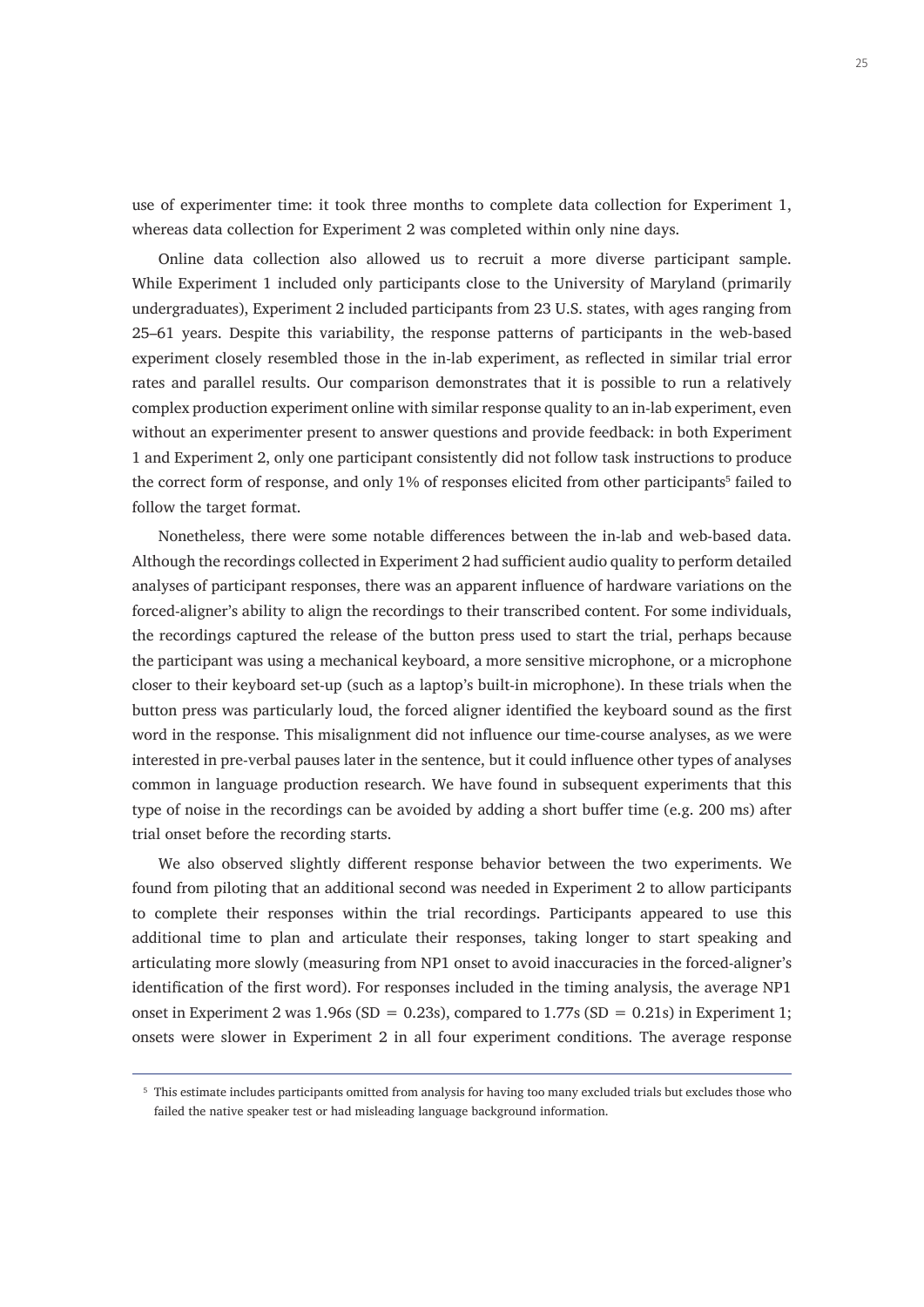use of experimenter time: it took three months to complete data collection for Experiment 1, whereas data collection for Experiment 2 was completed within only nine days.

Online data collection also allowed us to recruit a more diverse participant sample. While Experiment 1 included only participants close to the University of Maryland (primarily undergraduates), Experiment 2 included participants from 23 U.S. states, with ages ranging from 25–61 years. Despite this variability, the response patterns of participants in the web-based experiment closely resembled those in the in-lab experiment, as reflected in similar trial error rates and parallel results. Our comparison demonstrates that it is possible to run a relatively complex production experiment online with similar response quality to an in-lab experiment, even without an experimenter present to answer questions and provide feedback: in both Experiment 1 and Experiment 2, only one participant consistently did not follow task instructions to produce the correct form of response, and only 1% of responses elicited from other participants[5] failed to follow the target format.

Nonetheless, there were some notable differences between the in-lab and web-based data. Although the recordings collected in Experiment 2 had sufficient audio quality to perform detailed analyses of participant responses, there was an apparent influence of hardware variations on the forced-aligner's ability to align the recordings to their transcribed content. For some individuals, the recordings captured the release of the button press used to start the trial, perhaps because the participant was using a mechanical keyboard, a more sensitive microphone, or a microphone closer to their keyboard set-up (such as a laptop's built-in microphone). In these trials when the button press was particularly loud, the forced aligner identified the keyboard sound as the first word in the response. This misalignment did not influence our time-course analyses, as we were interested in pre-verbal pauses later in the sentence, but it could influence other types of analyses common in language production research. We have found in subsequent experiments that this type of noise in the recordings can be avoided by adding a short buffer time (e.g. 200 ms) after trial onset before the recording starts.

We also observed slightly different response behavior between the two experiments. We found from piloting that an additional second was needed in Experiment 2 to allow participants to complete their responses within the trial recordings. Participants appeared to use this additional time to plan and articulate their responses, taking longer to start speaking and articulating more slowly (measuring from NP1 onset to avoid inaccuracies in the forced-aligner's identification of the first word). For responses included in the timing analysis, the average NP1 onset in Experiment 2 was 1.96s (SD = 0.23s), compared to 1.77s (SD = 0.21s) in Experiment 1; onsets were slower in Experiment 2 in all four experiment conditions. The average response

[5] This estimate includes participants omitted from analysis for having too many excluded trials but excludes those who failed the native speaker test or had misleading language background information.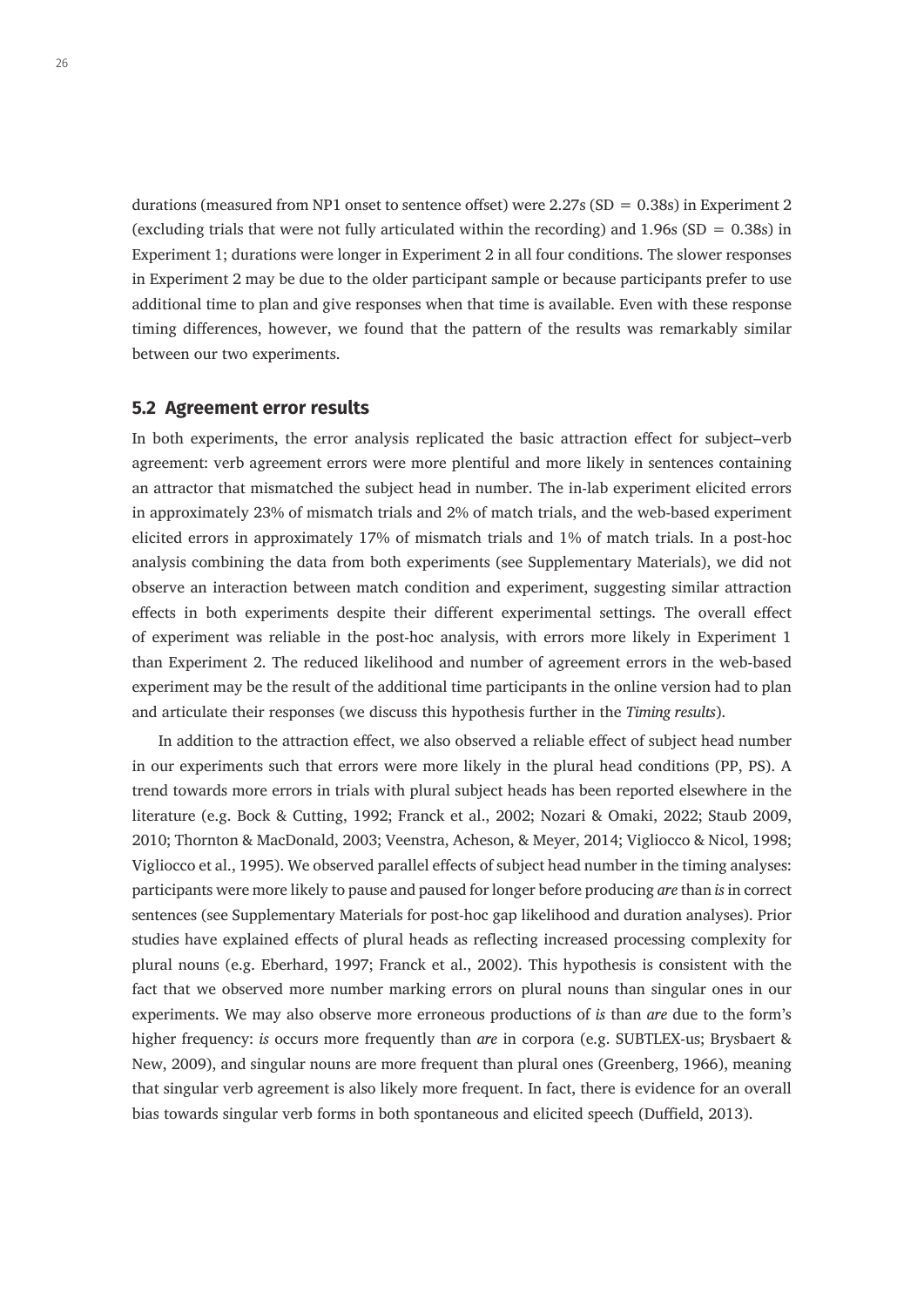durations (measured from NP1 onset to sentence offset) were 2.27s (SD = 0.38s) in Experiment 2 (excluding trials that were not fully articulated within the recording) and 1.96s (SD = 0.38s) in Experiment 1; durations were longer in Experiment 2 in all four conditions. The slower responses in Experiment 2 may be due to the older participant sample or because participants prefer to use additional time to plan and give responses when that time is available. Even with these response timing differences, however, we found that the pattern of the results was remarkably similar between our two experiments.

## 5.2 Agreement error results

In both experiments, the error analysis replicated the basic attraction effect for subject–verb agreement: verb agreement errors were more plentiful and more likely in sentences containing an attractor that mismatched the subject head in number. The in-lab experiment elicited errors in approximately 23% of mismatch trials and 2% of match trials, and the web-based experiment elicited errors in approximately 17% of mismatch trials and 1% of match trials. In a post-hoc analysis combining the data from both experiments (see Supplementary Materials), we did not observe an interaction between match condition and experiment, suggesting similar attraction effects in both experiments despite their different experimental settings. The overall effect of experiment was reliable in the post-hoc analysis, with errors more likely in Experiment 1 than Experiment 2. The reduced likelihood and number of agreement errors in the web-based experiment may be the result of the additional time participants in the online version had to plan and articulate their responses (we discuss this hypothesis further in the *Timing results*).

In addition to the attraction effect, we also observed a reliable effect of subject head number in our experiments such that errors were more likely in the plural head conditions (PP, PS). A trend towards more errors in trials with plural subject heads has been reported elsewhere in the literature (e.g. Bock & Cutting, 1992; Franck et al., 2002; Nozari & Omaki, 2022; Staub 2009, 2010; Thornton & MacDonald, 2003; Veenstra, Acheson, & Meyer, 2014; Vigliocco & Nicol, 1998; Vigliocco et al., 1995). We observed parallel effects of subject head number in the timing analyses: participants were more likely to pause and paused for longer before producing *are* than *is* in correct sentences (see Supplementary Materials for post-hoc gap likelihood and duration analyses). Prior studies have explained effects of plural heads as reflecting increased processing complexity for plural nouns (e.g. Eberhard, 1997; Franck et al., 2002). This hypothesis is consistent with the fact that we observed more number marking errors on plural nouns than singular ones in our experiments. We may also observe more erroneous productions of *is* than *are* due to the form's higher frequency: *is* occurs more frequently than *are* in corpora (e.g. SUBTLEX-us; Brysbaert & New, 2009), and singular nouns are more frequent than plural ones (Greenberg, 1966), meaning that singular verb agreement is also likely more frequent. In fact, there is evidence for an overall bias towards singular verb forms in both spontaneous and elicited speech (Duffield, 2013).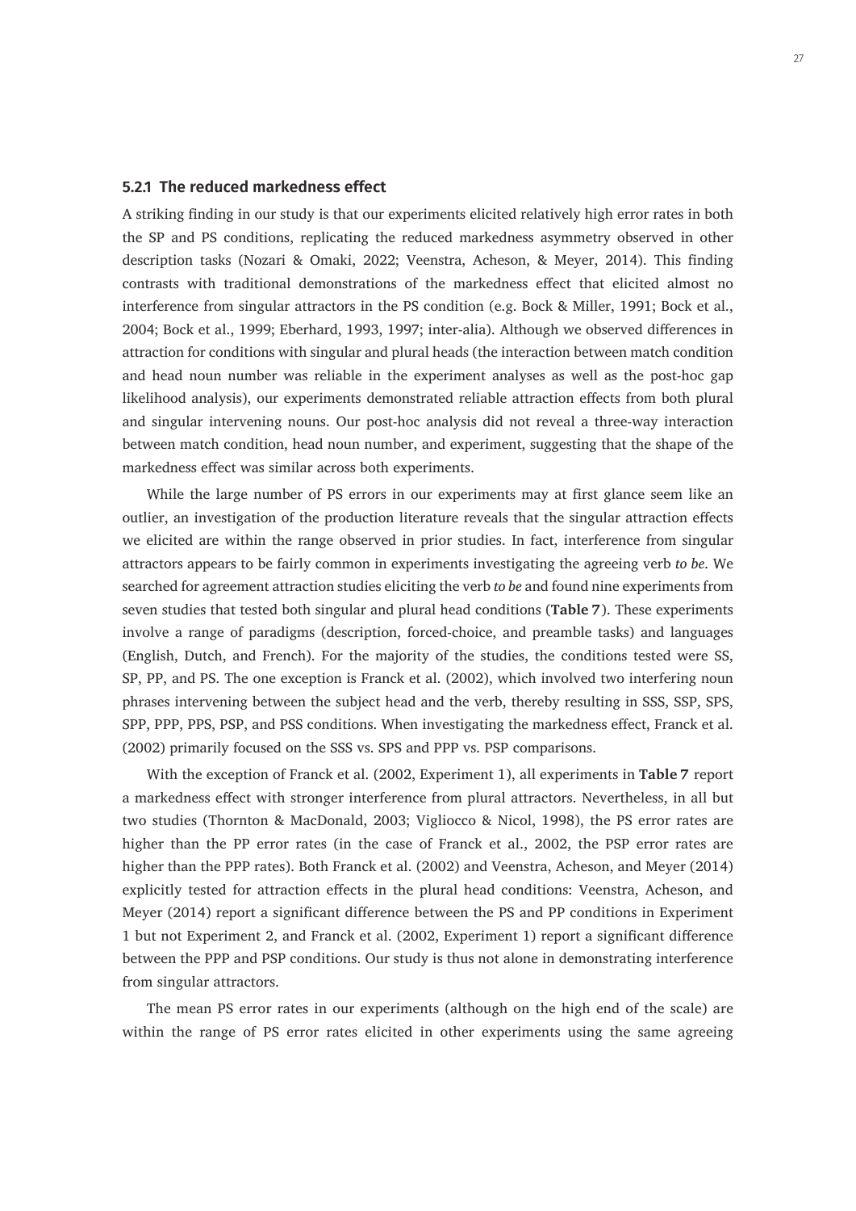### 5.2.1 The reduced markedness effect

A striking finding in our study is that our experiments elicited relatively high error rates in both the SP and PS conditions, replicating the reduced markedness asymmetry observed in other description tasks (Nozari & Omaki, 2022; Veenstra, Acheson, & Meyer, 2014). This finding contrasts with traditional demonstrations of the markedness effect that elicited almost no interference from singular attractors in the PS condition (e.g. Bock & Miller, 1991; Bock et al., 2004; Bock et al., 1999; Eberhard, 1993, 1997; inter-alia). Although we observed differences in attraction for conditions with singular and plural heads (the interaction between match condition and head noun number was reliable in the experiment analyses as well as the post-hoc gap likelihood analysis), our experiments demonstrated reliable attraction effects from both plural and singular intervening nouns. Our post-hoc analysis did not reveal a three-way interaction between match condition, head noun number, and experiment, suggesting that the shape of the markedness effect was similar across both experiments.

While the large number of PS errors in our experiments may at first glance seem like an outlier, an investigation of the production literature reveals that the singular attraction effects we elicited are within the range observed in prior studies. In fact, interference from singular attractors appears to be fairly common in experiments investigating the agreeing verb *to be*. We searched for agreement attraction studies eliciting the verb *to be* and found nine experiments from seven studies that tested both singular and plural head conditions (**Table 7**). These experiments involve a range of paradigms (description, forced-choice, and preamble tasks) and languages (English, Dutch, and French). For the majority of the studies, the conditions tested were SS, SP, PP, and PS. The one exception is Franck et al. (2002), which involved two interfering noun phrases intervening between the subject head and the verb, thereby resulting in SSS, SSP, SPS, SPP, PPP, PPS, PSP, and PSS conditions. When investigating the markedness effect, Franck et al. (2002) primarily focused on the SSS vs. SPS and PPP vs. PSP comparisons.

With the exception of Franck et al. (2002, Experiment 1), all experiments in **Table 7** report a markedness effect with stronger interference from plural attractors. Nevertheless, in all but two studies (Thornton & MacDonald, 2003; Vigliocco & Nicol, 1998), the PS error rates are higher than the PP error rates (in the case of Franck et al., 2002, the PSP error rates are higher than the PPP rates). Both Franck et al. (2002) and Veenstra, Acheson, and Meyer (2014) explicitly tested for attraction effects in the plural head conditions: Veenstra, Acheson, and Meyer (2014) report a significant difference between the PS and PP conditions in Experiment 1 but not Experiment 2, and Franck et al. (2002, Experiment 1) report a significant difference between the PPP and PSP conditions. Our study is thus not alone in demonstrating interference from singular attractors.

The mean PS error rates in our experiments (although on the high end of the scale) are within the range of PS error rates elicited in other experiments using the same agreeing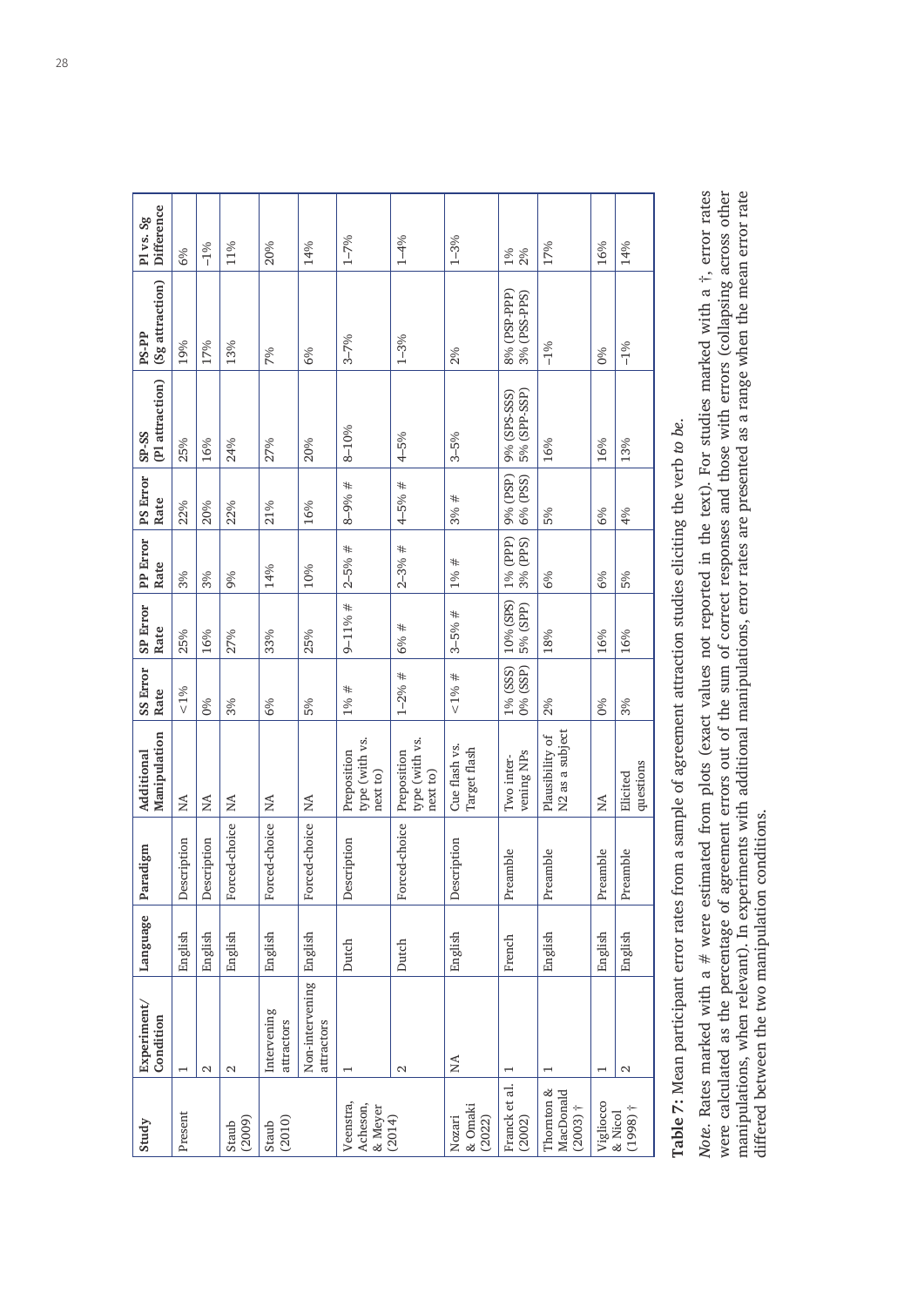| Study | Experiment/ Condition | Language | Paradigm | Additional Manipulation | SS Error Rate | SP Error Rate | PP Error Rate | PS Error Rate | SP-SS (Pl attraction) | PS-PP (Sg attraction) | Pl vs. Sg Difference |
|---|---|---|---|---|---|---|---|---|---|---|---|
| Present | 1 | English | Description | NA | <1% | 25% | 3% | 22% | 25% | 19% | 6% |
| | 2 | English | Description | NA | 0% | 16% | 3% | 20% | 16% | 17% | −1% |
| Staub (2009) | 2 | English | Forced-choice | NA | 3% | 27% | 9% | 22% | 24% | 13% | 11% |
| Staub (2010) | Intervening attractors | English | Forced-choice | NA | 6% | 33% | 14% | 21% | 27% | 7% | 20% |
| | Non-intervening attractors | English | Forced-choice | NA | 5% | 25% | 10% | 16% | 20% | 6% | 14% |
| Veenstra, Acheson, & Meyer (2014) | 1 | Dutch | Description | Preposition type (with vs. next to) | 1% # | 9–11% # | 2–5% # | 8–9% # | 8–10% | 3–7% | 1–7% |
| | 2 | Dutch | Forced-choice | Preposition type (with vs. next to) | 1–2% # | 6% # | 2–3% # | 4–5% # | 4–5% | 1–3% | 1–4% |
| Nozari & Omaki (2022) | NA | English | Description | Cue flash vs. Target flash | <1% # | 3–5% # | 1% # | 3% # | 3–5% | 2% | 1–3% |
| Franck et al. (2002) | 1 | French | Preamble | Two intervening NPs | 1% (SSS) 0% (SSP) | 10% (SPS) 5% (SPP) | 1% (PPP) 3% (PPS) | 9% (PSP) 6% (PSS) | 9% (SPS-SSS) 5% (SPP-SSP) | 8% (PSP-PPP) 3% (PSS-PPS) | 1% 2% |
| Thornton & MacDonald (2003) † | 1 | English | Preamble | Plausibility of N2 as a subject | 2% | 18% | 6% | 5% | 16% | −1% | 17% |
| Vigliocco & Nicol (1998) † | 1 | English | Preamble | NA | 0% | 16% | 6% | 6% | 16% | 0% | 16% |
| | 2 | English | Preamble | Elicited questions | 3% | 16% | 5% | 4% | 13% | −1% | 14% |

**Table 7:** Mean participant error rates from a sample of agreement attraction studies eliciting the verb *to be*.

*Note.* Rates marked with a # were estimated from plots (exact values not reported in the text). For studies marked with a †, error rates were calculated as the percentage of agreement errors out of the sum of correct responses and those with errors (collapsing across other manipulations, when relevant). In experiments with additional manipulations, error rates are presented as a range when the mean error rate differed between the two manipulation conditions.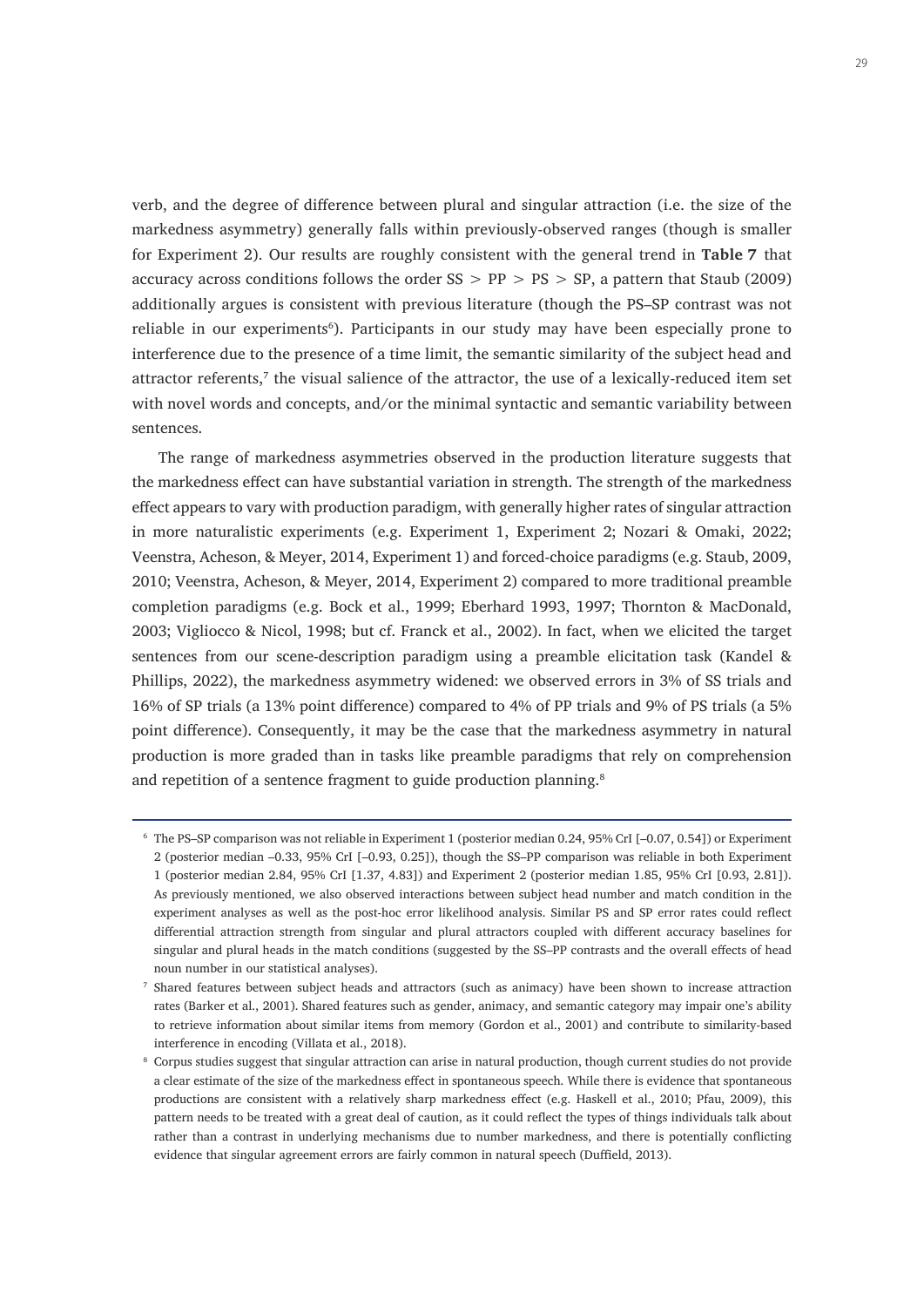verb, and the degree of difference between plural and singular attraction (i.e. the size of the markedness asymmetry) generally falls within previously-observed ranges (though is smaller for Experiment 2). Our results are roughly consistent with the general trend in **Table 7** that accuracy across conditions follows the order SS > PP > PS > SP, a pattern that Staub (2009) additionally argues is consistent with previous literature (though the PS–SP contrast was not reliable in our experiments[6]). Participants in our study may have been especially prone to interference due to the presence of a time limit, the semantic similarity of the subject head and attractor referents,[7] the visual salience of the attractor, the use of a lexically-reduced item set with novel words and concepts, and/or the minimal syntactic and semantic variability between sentences.

The range of markedness asymmetries observed in the production literature suggests that the markedness effect can have substantial variation in strength. The strength of the markedness effect appears to vary with production paradigm, with generally higher rates of singular attraction in more naturalistic experiments (e.g. Experiment 1, Experiment 2; Nozari & Omaki, 2022; Veenstra, Acheson, & Meyer, 2014, Experiment 1) and forced-choice paradigms (e.g. Staub, 2009, 2010; Veenstra, Acheson, & Meyer, 2014, Experiment 2) compared to more traditional preamble completion paradigms (e.g. Bock et al., 1999; Eberhard 1993, 1997; Thornton & MacDonald, 2003; Vigliocco & Nicol, 1998; but cf. Franck et al., 2002). In fact, when we elicited the target sentences from our scene-description paradigm using a preamble elicitation task (Kandel & Phillips, 2022), the markedness asymmetry widened: we observed errors in 3% of SS trials and 16% of SP trials (a 13% point difference) compared to 4% of PP trials and 9% of PS trials (a 5% point difference). Consequently, it may be the case that the markedness asymmetry in natural production is more graded than in tasks like preamble paradigms that rely on comprehension and repetition of a sentence fragment to guide production planning.[8]

---

[6] The PS–SP comparison was not reliable in Experiment 1 (posterior median 0.24, 95% CrI [–0.07, 0.54]) or Experiment 2 (posterior median –0.33, 95% CrI [–0.93, 0.25]), though the SS–PP comparison was reliable in both Experiment 1 (posterior median 2.84, 95% CrI [1.37, 4.83]) and Experiment 2 (posterior median 1.85, 95% CrI [0.93, 2.81]). As previously mentioned, we also observed interactions between subject head number and match condition in the experiment analyses as well as the post-hoc error likelihood analysis. Similar PS and SP error rates could reflect differential attraction strength from singular and plural attractors coupled with different accuracy baselines for singular and plural heads in the match conditions (suggested by the SS–PP contrasts and the overall effects of head noun number in our statistical analyses).

[7] Shared features between subject heads and attractors (such as animacy) have been shown to increase attraction rates (Barker et al., 2001). Shared features such as gender, animacy, and semantic category may impair one's ability to retrieve information about similar items from memory (Gordon et al., 2001) and contribute to similarity-based interference in encoding (Villata et al., 2018).

[8] Corpus studies suggest that singular attraction can arise in natural production, though current studies do not provide a clear estimate of the size of the markedness effect in spontaneous speech. While there is evidence that spontaneous productions are consistent with a relatively sharp markedness effect (e.g. Haskell et al., 2010; Pfau, 2009), this pattern needs to be treated with a great deal of caution, as it could reflect the types of things individuals talk about rather than a contrast in underlying mechanisms due to number markedness, and there is potentially conflicting evidence that singular agreement errors are fairly common in natural speech (Duffield, 2013).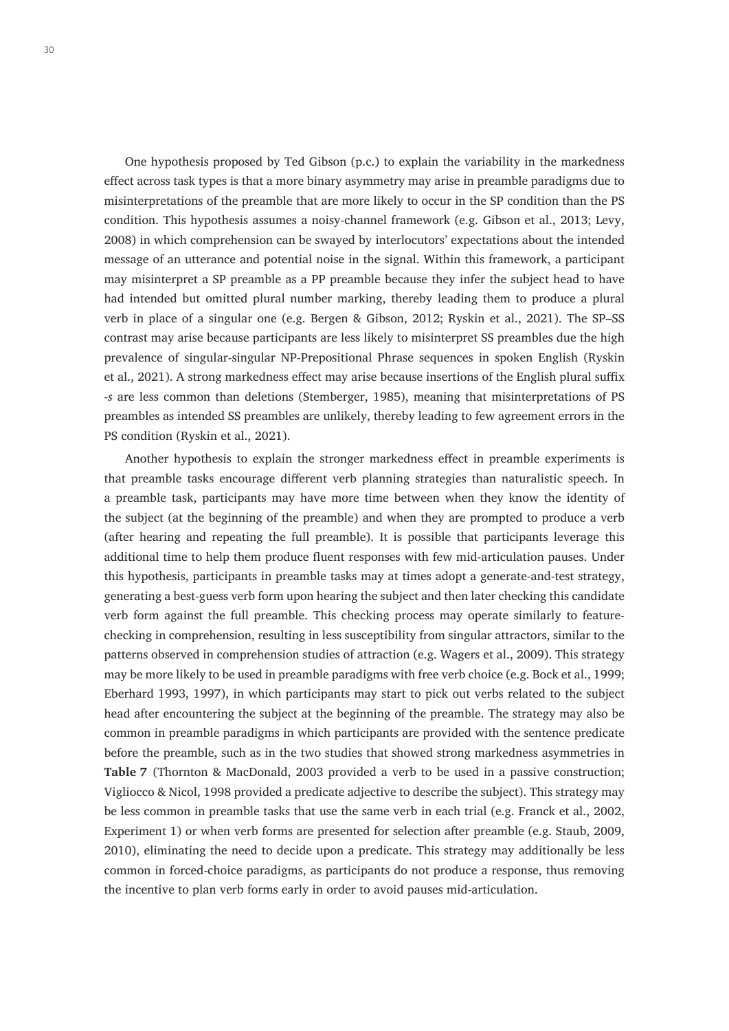One hypothesis proposed by Ted Gibson (p.c.) to explain the variability in the markedness effect across task types is that a more binary asymmetry may arise in preamble paradigms due to misinterpretations of the preamble that are more likely to occur in the SP condition than the PS condition. This hypothesis assumes a noisy-channel framework (e.g. Gibson et al., 2013; Levy, 2008) in which comprehension can be swayed by interlocutors' expectations about the intended message of an utterance and potential noise in the signal. Within this framework, a participant may misinterpret a SP preamble as a PP preamble because they infer the subject head to have had intended but omitted plural number marking, thereby leading them to produce a plural verb in place of a singular one (e.g. Bergen & Gibson, 2012; Ryskin et al., 2021). The SP–SS contrast may arise because participants are less likely to misinterpret SS preambles due the high prevalence of singular-singular NP-Prepositional Phrase sequences in spoken English (Ryskin et al., 2021). A strong markedness effect may arise because insertions of the English plural suffix *-s* are less common than deletions (Stemberger, 1985), meaning that misinterpretations of PS preambles as intended SS preambles are unlikely, thereby leading to few agreement errors in the PS condition (Ryskin et al., 2021).

Another hypothesis to explain the stronger markedness effect in preamble experiments is that preamble tasks encourage different verb planning strategies than naturalistic speech. In a preamble task, participants may have more time between when they know the identity of the subject (at the beginning of the preamble) and when they are prompted to produce a verb (after hearing and repeating the full preamble). It is possible that participants leverage this additional time to help them produce fluent responses with few mid-articulation pauses. Under this hypothesis, participants in preamble tasks may at times adopt a generate-and-test strategy, generating a best-guess verb form upon hearing the subject and then later checking this candidate verb form against the full preamble. This checking process may operate similarly to feature-checking in comprehension, resulting in less susceptibility from singular attractors, similar to the patterns observed in comprehension studies of attraction (e.g. Wagers et al., 2009). This strategy may be more likely to be used in preamble paradigms with free verb choice (e.g. Bock et al., 1999; Eberhard 1993, 1997), in which participants may start to pick out verbs related to the subject head after encountering the subject at the beginning of the preamble. The strategy may also be common in preamble paradigms in which participants are provided with the sentence predicate before the preamble, such as in the two studies that showed strong markedness asymmetries in **Table 7** (Thornton & MacDonald, 2003 provided a verb to be used in a passive construction; Vigliocco & Nicol, 1998 provided a predicate adjective to describe the subject). This strategy may be less common in preamble tasks that use the same verb in each trial (e.g. Franck et al., 2002, Experiment 1) or when verb forms are presented for selection after preamble (e.g. Staub, 2009, 2010), eliminating the need to decide upon a predicate. This strategy may additionally be less common in forced-choice paradigms, as participants do not produce a response, thus removing the incentive to plan verb forms early in order to avoid pauses mid-articulation.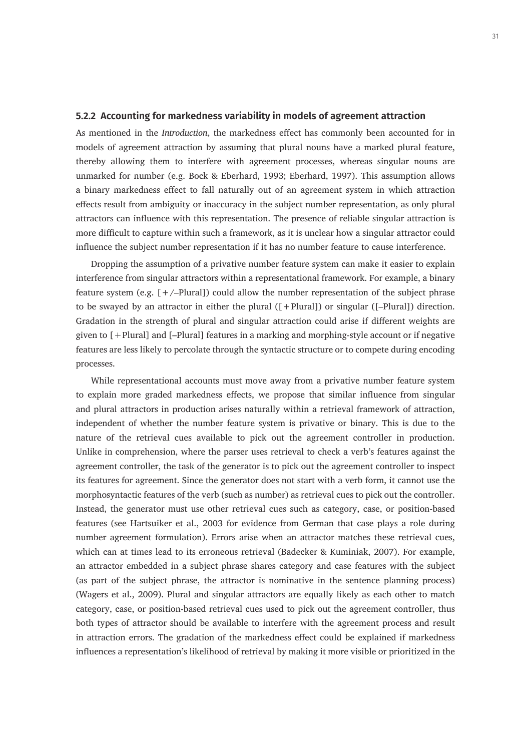### 5.2.2 Accounting for markedness variability in models of agreement attraction

As mentioned in the *Introduction*, the markedness effect has commonly been accounted for in models of agreement attraction by assuming that plural nouns have a marked plural feature, thereby allowing them to interfere with agreement processes, whereas singular nouns are unmarked for number (e.g. Bock & Eberhard, 1993; Eberhard, 1997). This assumption allows a binary markedness effect to fall naturally out of an agreement system in which attraction effects result from ambiguity or inaccuracy in the subject number representation, as only plural attractors can influence with this representation. The presence of reliable singular attraction is more difficult to capture within such a framework, as it is unclear how a singular attractor could influence the subject number representation if it has no number feature to cause interference.

Dropping the assumption of a privative number feature system can make it easier to explain interference from singular attractors within a representational framework. For example, a binary feature system (e.g. [+/–Plural]) could allow the number representation of the subject phrase to be swayed by an attractor in either the plural ([+Plural]) or singular ([–Plural]) direction. Gradation in the strength of plural and singular attraction could arise if different weights are given to [+Plural] and [–Plural] features in a marking and morphing-style account or if negative features are less likely to percolate through the syntactic structure or to compete during encoding processes.

While representational accounts must move away from a privative number feature system to explain more graded markedness effects, we propose that similar influence from singular and plural attractors in production arises naturally within a retrieval framework of attraction, independent of whether the number feature system is privative or binary. This is due to the nature of the retrieval cues available to pick out the agreement controller in production. Unlike in comprehension, where the parser uses retrieval to check a verb's features against the agreement controller, the task of the generator is to pick out the agreement controller to inspect its features for agreement. Since the generator does not start with a verb form, it cannot use the morphosyntactic features of the verb (such as number) as retrieval cues to pick out the controller. Instead, the generator must use other retrieval cues such as category, case, or position-based features (see Hartsuiker et al., 2003 for evidence from German that case plays a role during number agreement formulation). Errors arise when an attractor matches these retrieval cues, which can at times lead to its erroneous retrieval (Badecker & Kuminiak, 2007). For example, an attractor embedded in a subject phrase shares category and case features with the subject (as part of the subject phrase, the attractor is nominative in the sentence planning process) (Wagers et al., 2009). Plural and singular attractors are equally likely as each other to match category, case, or position-based retrieval cues used to pick out the agreement controller, thus both types of attractor should be available to interfere with the agreement process and result in attraction errors. The gradation of the markedness effect could be explained if markedness influences a representation's likelihood of retrieval by making it more visible or prioritized in the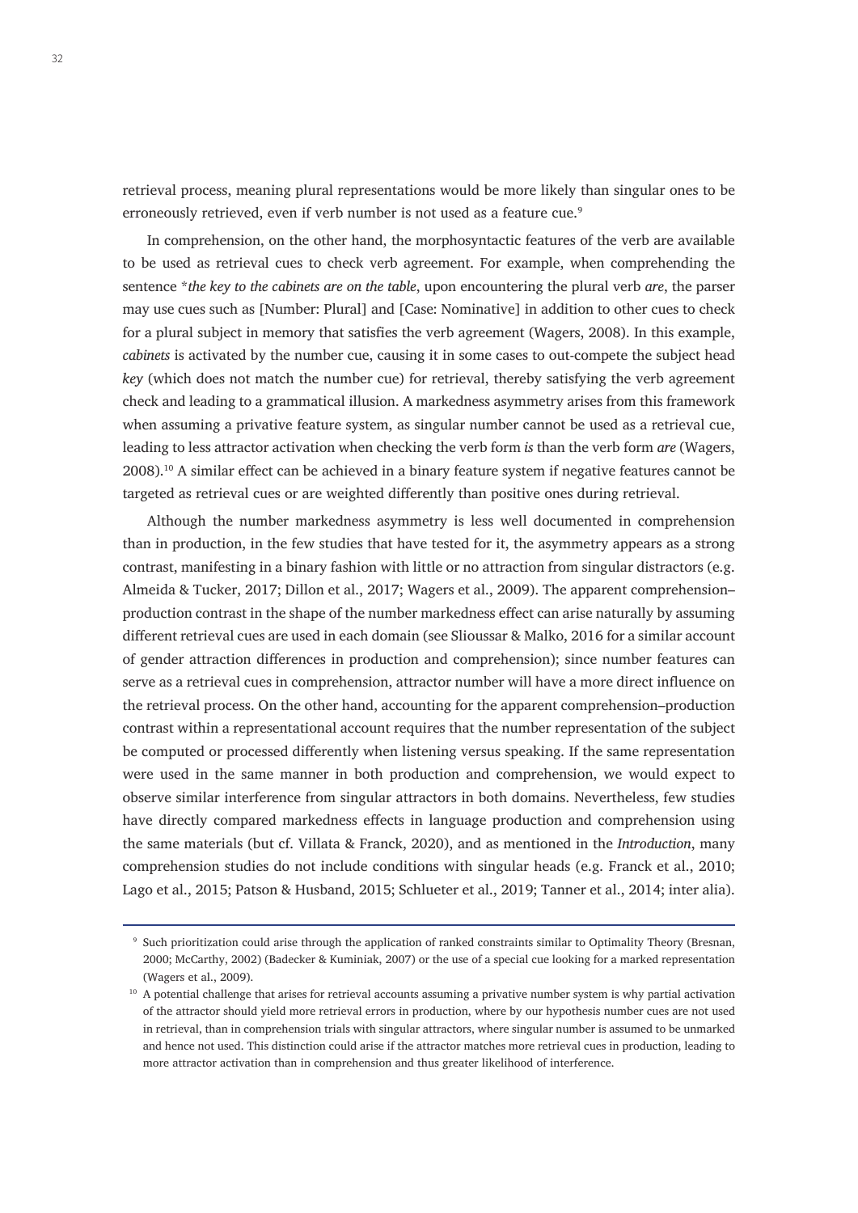retrieval process, meaning plural representations would be more likely than singular ones to be erroneously retrieved, even if verb number is not used as a feature cue.[9]

In comprehension, on the other hand, the morphosyntactic features of the verb are available to be used as retrieval cues to check verb agreement. For example, when comprehending the sentence **the key to the cabinets are on the table*, upon encountering the plural verb *are*, the parser may use cues such as [Number: Plural] and [Case: Nominative] in addition to other cues to check for a plural subject in memory that satisfies the verb agreement (Wagers, 2008). In this example, *cabinets* is activated by the number cue, causing it in some cases to out-compete the subject head *key* (which does not match the number cue) for retrieval, thereby satisfying the verb agreement check and leading to a grammatical illusion. A markedness asymmetry arises from this framework when assuming a privative feature system, as singular number cannot be used as a retrieval cue, leading to less attractor activation when checking the verb form *is* than the verb form *are* (Wagers, 2008).[10] A similar effect can be achieved in a binary feature system if negative features cannot be targeted as retrieval cues or are weighted differently than positive ones during retrieval.

Although the number markedness asymmetry is less well documented in comprehension than in production, in the few studies that have tested for it, the asymmetry appears as a strong contrast, manifesting in a binary fashion with little or no attraction from singular distractors (e.g. Almeida & Tucker, 2017; Dillon et al., 2017; Wagers et al., 2009). The apparent comprehension–production contrast in the shape of the number markedness effect can arise naturally by assuming different retrieval cues are used in each domain (see Slioussar & Malko, 2016 for a similar account of gender attraction differences in production and comprehension); since number features can serve as a retrieval cues in comprehension, attractor number will have a more direct influence on the retrieval process. On the other hand, accounting for the apparent comprehension–production contrast within a representational account requires that the number representation of the subject be computed or processed differently when listening versus speaking. If the same representation were used in the same manner in both production and comprehension, we would expect to observe similar interference from singular attractors in both domains. Nevertheless, few studies have directly compared markedness effects in language production and comprehension using the same materials (but cf. Villata & Franck, 2020), and as mentioned in the *Introduction*, many comprehension studies do not include conditions with singular heads (e.g. Franck et al., 2010; Lago et al., 2015; Patson & Husband, 2015; Schlueter et al., 2019; Tanner et al., 2014; inter alia).

---

[9] Such prioritization could arise through the application of ranked constraints similar to Optimality Theory (Bresnan, 2000; McCarthy, 2002) (Badecker & Kuminiak, 2007) or the use of a special cue looking for a marked representation (Wagers et al., 2009).

[10] A potential challenge that arises for retrieval accounts assuming a privative number system is why partial activation of the attractor should yield more retrieval errors in production, where by our hypothesis number cues are not used in retrieval, than in comprehension trials with singular attractors, where singular number is assumed to be unmarked and hence not used. This distinction could arise if the attractor matches more retrieval cues in production, leading to more attractor activation than in comprehension and thus greater likelihood of interference.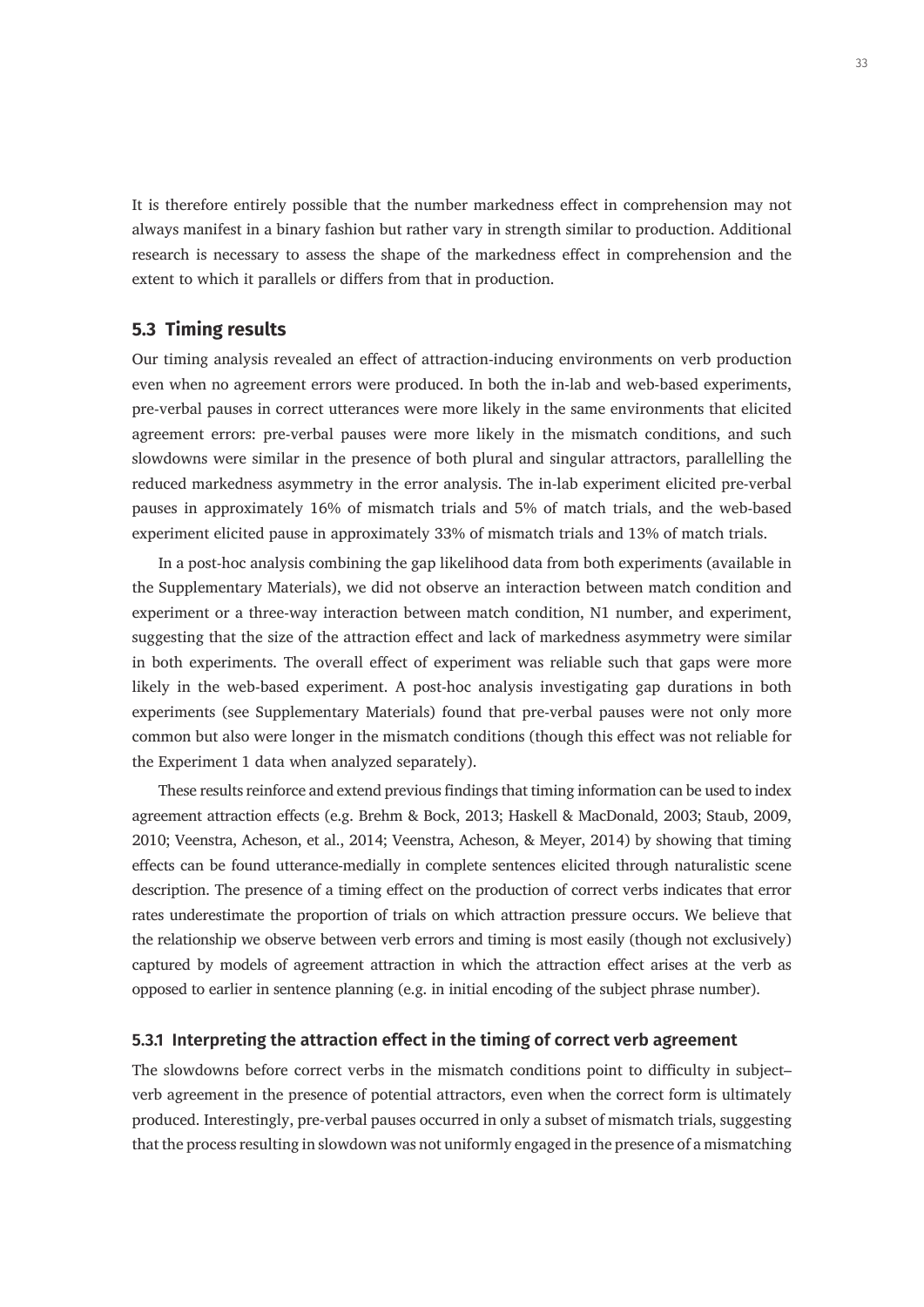It is therefore entirely possible that the number markedness effect in comprehension may not always manifest in a binary fashion but rather vary in strength similar to production. Additional research is necessary to assess the shape of the markedness effect in comprehension and the extent to which it parallels or differs from that in production.

## 5.3 Timing results

Our timing analysis revealed an effect of attraction-inducing environments on verb production even when no agreement errors were produced. In both the in-lab and web-based experiments, pre-verbal pauses in correct utterances were more likely in the same environments that elicited agreement errors: pre-verbal pauses were more likely in the mismatch conditions, and such slowdowns were similar in the presence of both plural and singular attractors, parallelling the reduced markedness asymmetry in the error analysis. The in-lab experiment elicited pre-verbal pauses in approximately 16% of mismatch trials and 5% of match trials, and the web-based experiment elicited pause in approximately 33% of mismatch trials and 13% of match trials.

In a post-hoc analysis combining the gap likelihood data from both experiments (available in the Supplementary Materials), we did not observe an interaction between match condition and experiment or a three-way interaction between match condition, N1 number, and experiment, suggesting that the size of the attraction effect and lack of markedness asymmetry were similar in both experiments. The overall effect of experiment was reliable such that gaps were more likely in the web-based experiment. A post-hoc analysis investigating gap durations in both experiments (see Supplementary Materials) found that pre-verbal pauses were not only more common but also were longer in the mismatch conditions (though this effect was not reliable for the Experiment 1 data when analyzed separately).

These results reinforce and extend previous findings that timing information can be used to index agreement attraction effects (e.g. Brehm & Bock, 2013; Haskell & MacDonald, 2003; Staub, 2009, 2010; Veenstra, Acheson, et al., 2014; Veenstra, Acheson, & Meyer, 2014) by showing that timing effects can be found utterance-medially in complete sentences elicited through naturalistic scene description. The presence of a timing effect on the production of correct verbs indicates that error rates underestimate the proportion of trials on which attraction pressure occurs. We believe that the relationship we observe between verb errors and timing is most easily (though not exclusively) captured by models of agreement attraction in which the attraction effect arises at the verb as opposed to earlier in sentence planning (e.g. in initial encoding of the subject phrase number).

### 5.3.1 Interpreting the attraction effect in the timing of correct verb agreement

The slowdowns before correct verbs in the mismatch conditions point to difficulty in subject–verb agreement in the presence of potential attractors, even when the correct form is ultimately produced. Interestingly, pre-verbal pauses occurred in only a subset of mismatch trials, suggesting that the process resulting in slowdown was not uniformly engaged in the presence of a mismatching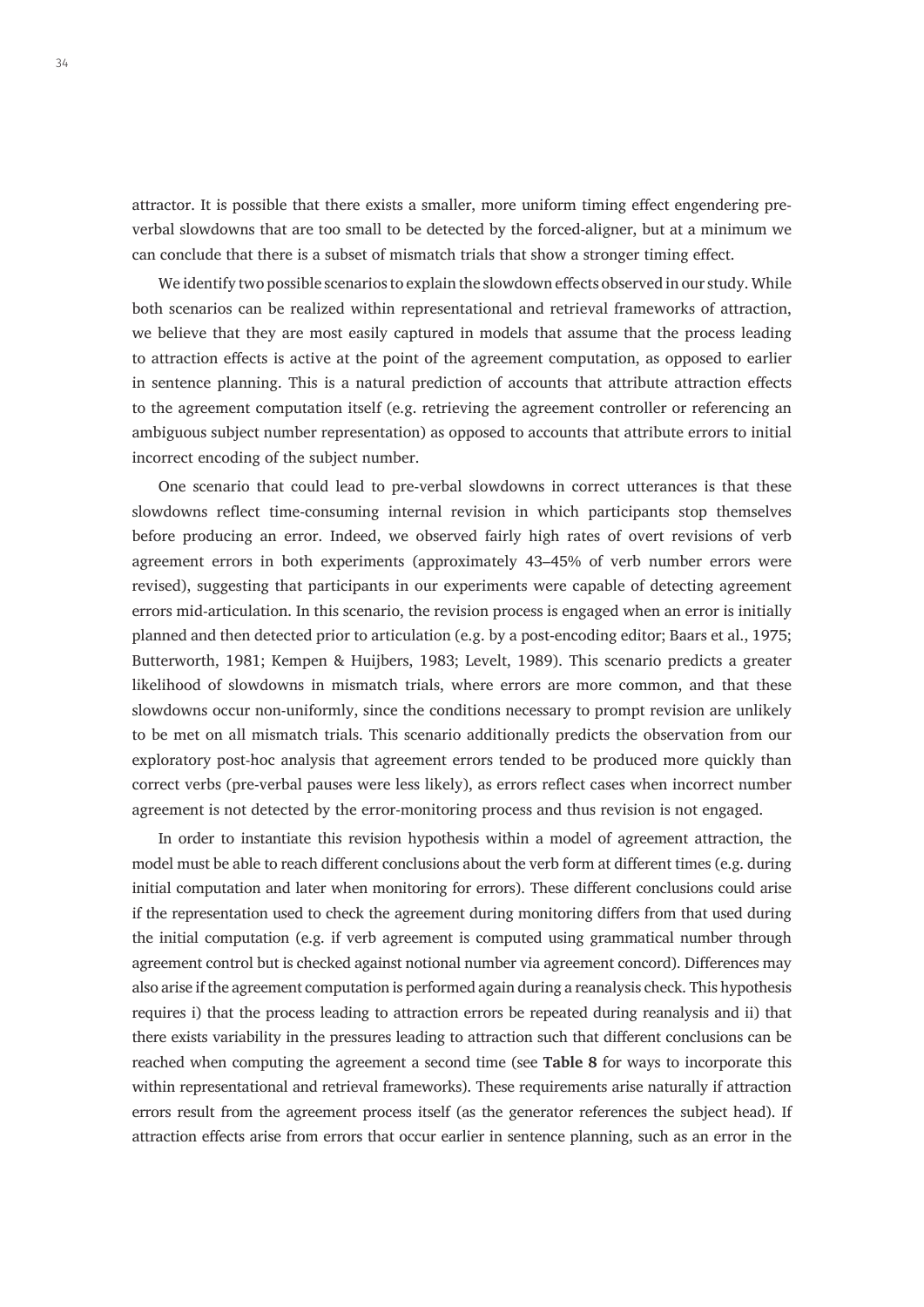attractor. It is possible that there exists a smaller, more uniform timing effect engendering pre-verbal slowdowns that are too small to be detected by the forced-aligner, but at a minimum we can conclude that there is a subset of mismatch trials that show a stronger timing effect.

We identify two possible scenarios to explain the slowdown effects observed in our study. While both scenarios can be realized within representational and retrieval frameworks of attraction, we believe that they are most easily captured in models that assume that the process leading to attraction effects is active at the point of the agreement computation, as opposed to earlier in sentence planning. This is a natural prediction of accounts that attribute attraction effects to the agreement computation itself (e.g. retrieving the agreement controller or referencing an ambiguous subject number representation) as opposed to accounts that attribute errors to initial incorrect encoding of the subject number.

One scenario that could lead to pre-verbal slowdowns in correct utterances is that these slowdowns reflect time-consuming internal revision in which participants stop themselves before producing an error. Indeed, we observed fairly high rates of overt revisions of verb agreement errors in both experiments (approximately 43–45% of verb number errors were revised), suggesting that participants in our experiments were capable of detecting agreement errors mid-articulation. In this scenario, the revision process is engaged when an error is initially planned and then detected prior to articulation (e.g. by a post-encoding editor; Baars et al., 1975; Butterworth, 1981; Kempen & Huijbers, 1983; Levelt, 1989). This scenario predicts a greater likelihood of slowdowns in mismatch trials, where errors are more common, and that these slowdowns occur non-uniformly, since the conditions necessary to prompt revision are unlikely to be met on all mismatch trials. This scenario additionally predicts the observation from our exploratory post-hoc analysis that agreement errors tended to be produced more quickly than correct verbs (pre-verbal pauses were less likely), as errors reflect cases when incorrect number agreement is not detected by the error-monitoring process and thus revision is not engaged.

In order to instantiate this revision hypothesis within a model of agreement attraction, the model must be able to reach different conclusions about the verb form at different times (e.g. during initial computation and later when monitoring for errors). These different conclusions could arise if the representation used to check the agreement during monitoring differs from that used during the initial computation (e.g. if verb agreement is computed using grammatical number through agreement control but is checked against notional number via agreement concord). Differences may also arise if the agreement computation is performed again during a reanalysis check. This hypothesis requires i) that the process leading to attraction errors be repeated during reanalysis and ii) that there exists variability in the pressures leading to attraction such that different conclusions can be reached when computing the agreement a second time (see **Table 8** for ways to incorporate this within representational and retrieval frameworks). These requirements arise naturally if attraction errors result from the agreement process itself (as the generator references the subject head). If attraction effects arise from errors that occur earlier in sentence planning, such as an error in the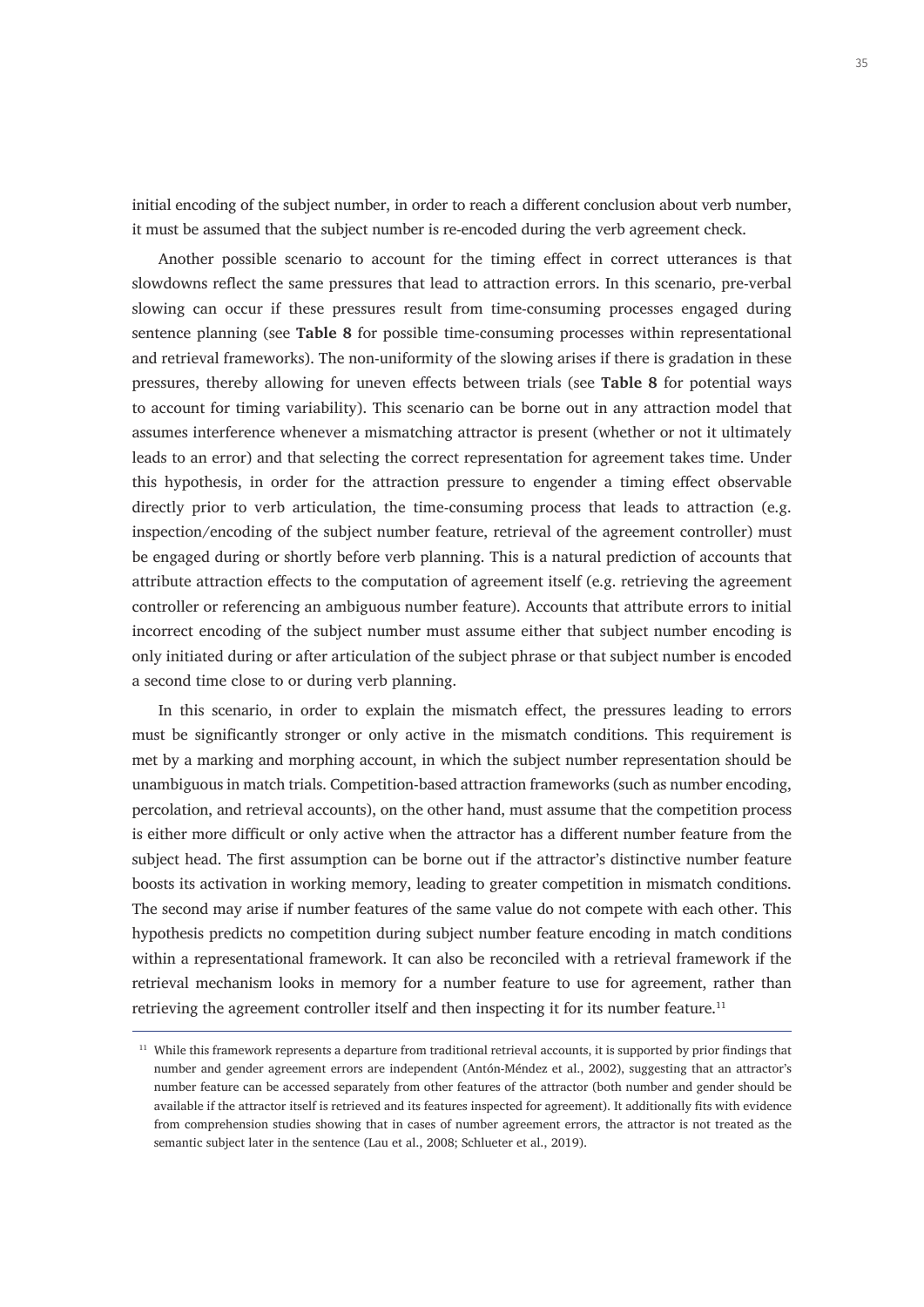initial encoding of the subject number, in order to reach a different conclusion about verb number, it must be assumed that the subject number is re-encoded during the verb agreement check.

Another possible scenario to account for the timing effect in correct utterances is that slowdowns reflect the same pressures that lead to attraction errors. In this scenario, pre-verbal slowing can occur if these pressures result from time-consuming processes engaged during sentence planning (see **Table 8** for possible time-consuming processes within representational and retrieval frameworks). The non-uniformity of the slowing arises if there is gradation in these pressures, thereby allowing for uneven effects between trials (see **Table 8** for potential ways to account for timing variability). This scenario can be borne out in any attraction model that assumes interference whenever a mismatching attractor is present (whether or not it ultimately leads to an error) and that selecting the correct representation for agreement takes time. Under this hypothesis, in order for the attraction pressure to engender a timing effect observable directly prior to verb articulation, the time-consuming process that leads to attraction (e.g. inspection/encoding of the subject number feature, retrieval of the agreement controller) must be engaged during or shortly before verb planning. This is a natural prediction of accounts that attribute attraction effects to the computation of agreement itself (e.g. retrieving the agreement controller or referencing an ambiguous number feature). Accounts that attribute errors to initial incorrect encoding of the subject number must assume either that subject number encoding is only initiated during or after articulation of the subject phrase or that subject number is encoded a second time close to or during verb planning.

In this scenario, in order to explain the mismatch effect, the pressures leading to errors must be significantly stronger or only active in the mismatch conditions. This requirement is met by a marking and morphing account, in which the subject number representation should be unambiguous in match trials. Competition-based attraction frameworks (such as number encoding, percolation, and retrieval accounts), on the other hand, must assume that the competition process is either more difficult or only active when the attractor has a different number feature from the subject head. The first assumption can be borne out if the attractor's distinctive number feature boosts its activation in working memory, leading to greater competition in mismatch conditions. The second may arise if number features of the same value do not compete with each other. This hypothesis predicts no competition during subject number feature encoding in match conditions within a representational framework. It can also be reconciled with a retrieval framework if the retrieval mechanism looks in memory for a number feature to use for agreement, rather than retrieving the agreement controller itself and then inspecting it for its number feature.[11]

[11] While this framework represents a departure from traditional retrieval accounts, it is supported by prior findings that number and gender agreement errors are independent (Antón-Méndez et al., 2002), suggesting that an attractor's number feature can be accessed separately from other features of the attractor (both number and gender should be available if the attractor itself is retrieved and its features inspected for agreement). It additionally fits with evidence from comprehension studies showing that in cases of number agreement errors, the attractor is not treated as the semantic subject later in the sentence (Lau et al., 2008; Schlueter et al., 2019).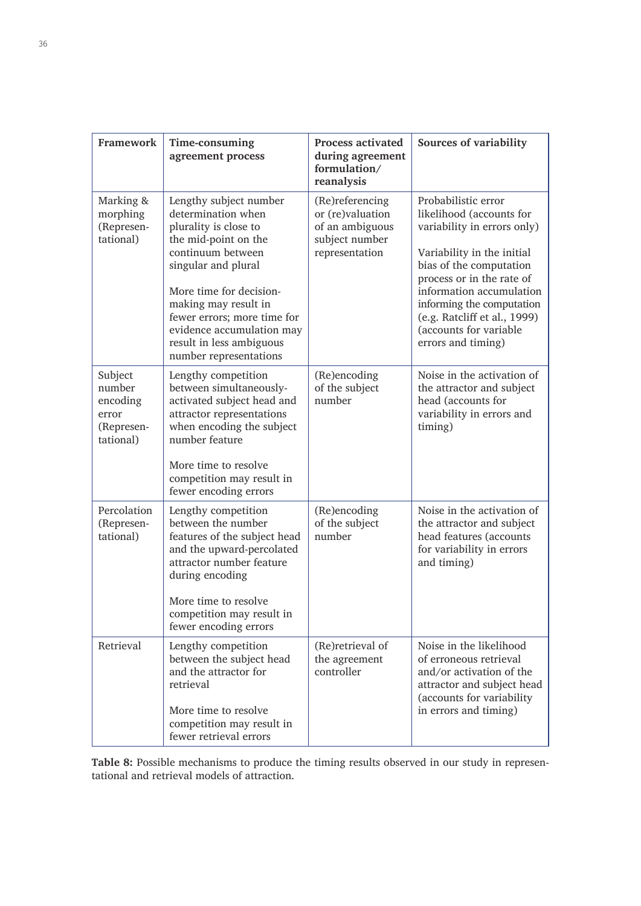| Framework | Time-consuming agreement process | Process activated during agreement formulation/reanalysis | Sources of variability |
|---|---|---|---|
| Marking & morphing (Representational) | Lengthy subject number determination when plurality is close to the mid-point on the continuum between singular and plural<br><br>More time for decision-making may result in fewer errors; more time for evidence accumulation may result in less ambiguous number representations | (Re)referencing or (re)valuation of an ambiguous subject number representation | Probabilistic error likelihood (accounts for variability in errors only)<br><br>Variability in the initial bias of the computation process or in the rate of information accumulation informing the computation (e.g. Ratcliff et al., 1999) (accounts for variable errors and timing) |
| Subject number encoding error (Representational) | Lengthy competition between simultaneously-activated subject head and attractor representations when encoding the subject number feature<br><br>More time to resolve competition may result in fewer encoding errors | (Re)encoding of the subject number | Noise in the activation of the attractor and subject head (accounts for variability in errors and timing) |
| Percolation (Representational) | Lengthy competition between the number features of the subject head and the upward-percolated attractor number feature during encoding<br><br>More time to resolve competition may result in fewer encoding errors | (Re)encoding of the subject number | Noise in the activation of the attractor and subject head features (accounts for variability in errors and timing) |
| Retrieval | Lengthy competition between the subject head and the attractor for retrieval<br><br>More time to resolve competition may result in fewer retrieval errors | (Re)retrieval of the agreement controller | Noise in the likelihood of erroneous retrieval and/or activation of the attractor and subject head (accounts for variability in errors and timing) |

**Table 8:** Possible mechanisms to produce the timing results observed in our study in representational and retrieval models of attraction.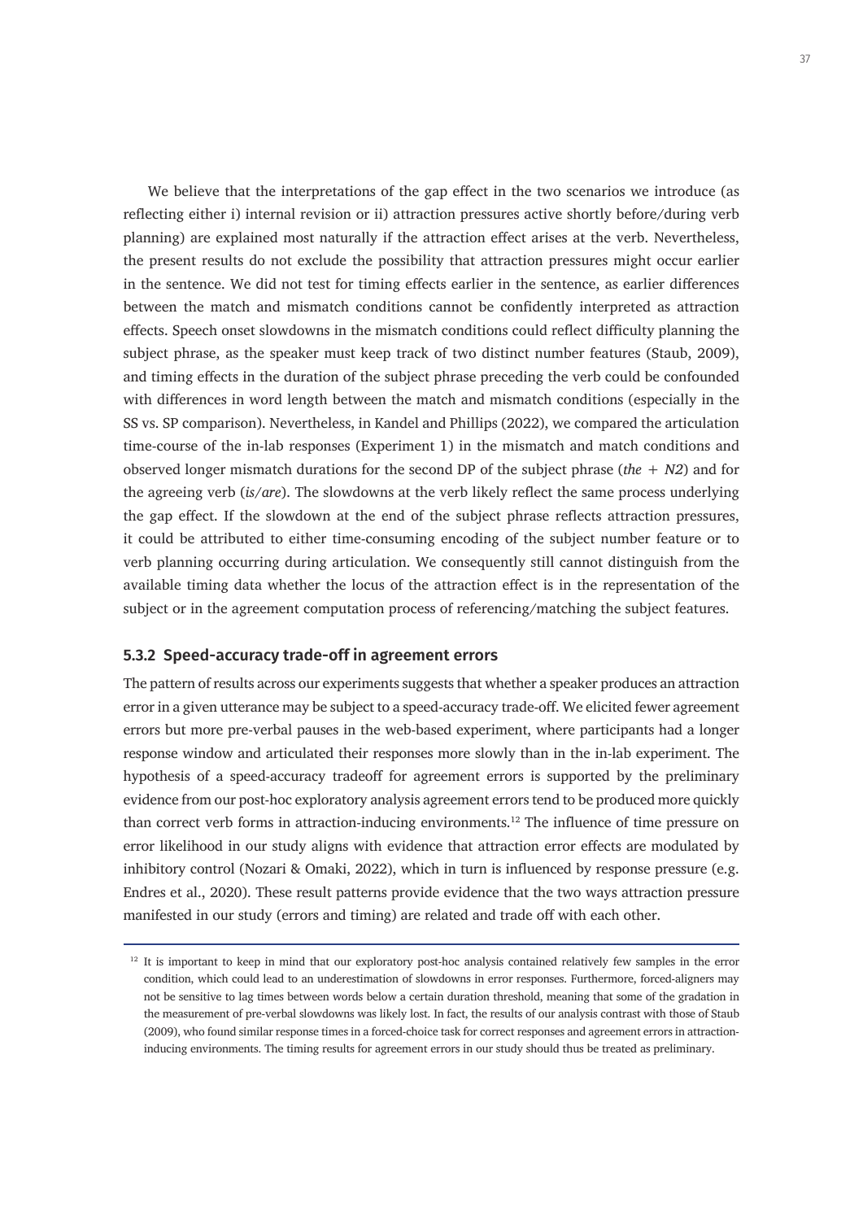We believe that the interpretations of the gap effect in the two scenarios we introduce (as reflecting either i) internal revision or ii) attraction pressures active shortly before/during verb planning) are explained most naturally if the attraction effect arises at the verb. Nevertheless, the present results do not exclude the possibility that attraction pressures might occur earlier in the sentence. We did not test for timing effects earlier in the sentence, as earlier differences between the match and mismatch conditions cannot be confidently interpreted as attraction effects. Speech onset slowdowns in the mismatch conditions could reflect difficulty planning the subject phrase, as the speaker must keep track of two distinct number features (Staub, 2009), and timing effects in the duration of the subject phrase preceding the verb could be confounded with differences in word length between the match and mismatch conditions (especially in the SS vs. SP comparison). Nevertheless, in Kandel and Phillips (2022), we compared the articulation time-course of the in-lab responses (Experiment 1) in the mismatch and match conditions and observed longer mismatch durations for the second DP of the subject phrase (*the + N2*) and for the agreeing verb (*is/are*). The slowdowns at the verb likely reflect the same process underlying the gap effect. If the slowdown at the end of the subject phrase reflects attraction pressures, it could be attributed to either time-consuming encoding of the subject number feature or to verb planning occurring during articulation. We consequently still cannot distinguish from the available timing data whether the locus of the attraction effect is in the representation of the subject or in the agreement computation process of referencing/matching the subject features.

### 5.3.2 Speed-accuracy trade-off in agreement errors

The pattern of results across our experiments suggests that whether a speaker produces an attraction error in a given utterance may be subject to a speed-accuracy trade-off. We elicited fewer agreement errors but more pre-verbal pauses in the web-based experiment, where participants had a longer response window and articulated their responses more slowly than in the in-lab experiment. The hypothesis of a speed-accuracy tradeoff for agreement errors is supported by the preliminary evidence from our post-hoc exploratory analysis agreement errors tend to be produced more quickly than correct verb forms in attraction-inducing environments.[12] The influence of time pressure on error likelihood in our study aligns with evidence that attraction error effects are modulated by inhibitory control (Nozari & Omaki, 2022), which in turn is influenced by response pressure (e.g. Endres et al., 2020). These result patterns provide evidence that the two ways attraction pressure manifested in our study (errors and timing) are related and trade off with each other.

[12] It is important to keep in mind that our exploratory post-hoc analysis contained relatively few samples in the error condition, which could lead to an underestimation of slowdowns in error responses. Furthermore, forced-aligners may not be sensitive to lag times between words below a certain duration threshold, meaning that some of the gradation in the measurement of pre-verbal slowdowns was likely lost. In fact, the results of our analysis contrast with those of Staub (2009), who found similar response times in a forced-choice task for correct responses and agreement errors in attraction-inducing environments. The timing results for agreement errors in our study should thus be treated as preliminary.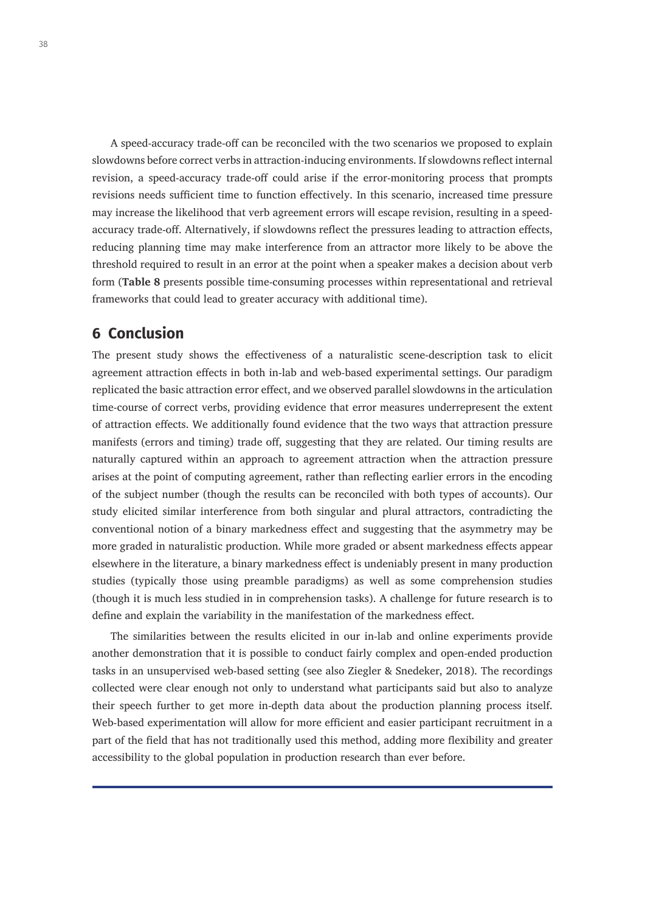A speed-accuracy trade-off can be reconciled with the two scenarios we proposed to explain slowdowns before correct verbs in attraction-inducing environments. If slowdowns reflect internal revision, a speed-accuracy trade-off could arise if the error-monitoring process that prompts revisions needs sufficient time to function effectively. In this scenario, increased time pressure may increase the likelihood that verb agreement errors will escape revision, resulting in a speed-accuracy trade-off. Alternatively, if slowdowns reflect the pressures leading to attraction effects, reducing planning time may make interference from an attractor more likely to be above the threshold required to result in an error at the point when a speaker makes a decision about verb form (**Table 8** presents possible time-consuming processes within representational and retrieval frameworks that could lead to greater accuracy with additional time).

## 6 Conclusion

The present study shows the effectiveness of a naturalistic scene-description task to elicit agreement attraction effects in both in-lab and web-based experimental settings. Our paradigm replicated the basic attraction error effect, and we observed parallel slowdowns in the articulation time-course of correct verbs, providing evidence that error measures underrepresent the extent of attraction effects. We additionally found evidence that the two ways that attraction pressure manifests (errors and timing) trade off, suggesting that they are related. Our timing results are naturally captured within an approach to agreement attraction when the attraction pressure arises at the point of computing agreement, rather than reflecting earlier errors in the encoding of the subject number (though the results can be reconciled with both types of accounts). Our study elicited similar interference from both singular and plural attractors, contradicting the conventional notion of a binary markedness effect and suggesting that the asymmetry may be more graded in naturalistic production. While more graded or absent markedness effects appear elsewhere in the literature, a binary markedness effect is undeniably present in many production studies (typically those using preamble paradigms) as well as some comprehension studies (though it is much less studied in in comprehension tasks). A challenge for future research is to define and explain the variability in the manifestation of the markedness effect.

The similarities between the results elicited in our in-lab and online experiments provide another demonstration that it is possible to conduct fairly complex and open-ended production tasks in an unsupervised web-based setting (see also Ziegler & Snedeker, 2018). The recordings collected were clear enough not only to understand what participants said but also to analyze their speech further to get more in-depth data about the production planning process itself. Web-based experimentation will allow for more efficient and easier participant recruitment in a part of the field that has not traditionally used this method, adding more flexibility and greater accessibility to the global population in production research than ever before.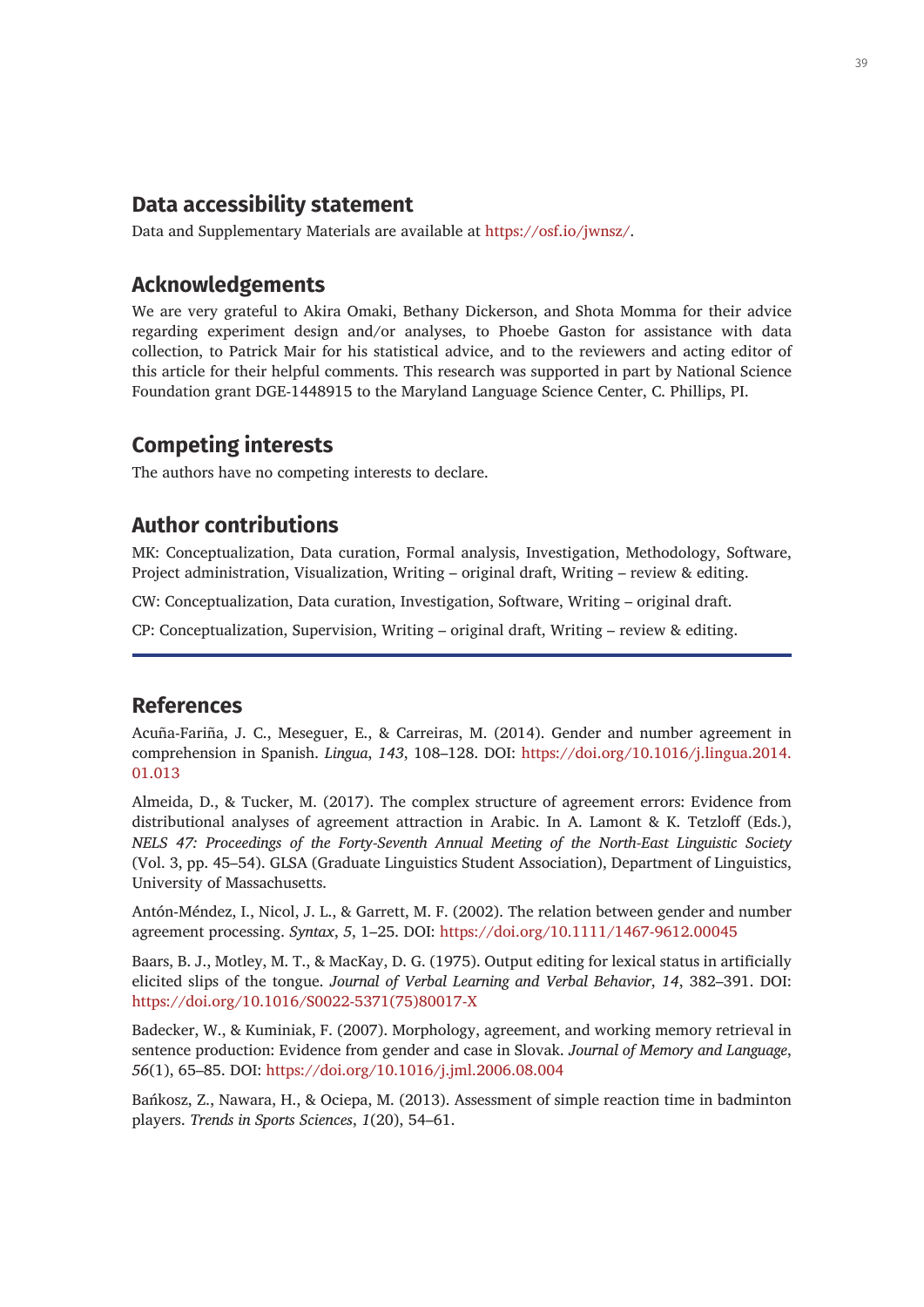## Data accessibility statement

Data and Supplementary Materials are available at https://osf.io/jwnsz/.

## Acknowledgements

We are very grateful to Akira Omaki, Bethany Dickerson, and Shota Momma for their advice regarding experiment design and/or analyses, to Phoebe Gaston for assistance with data collection, to Patrick Mair for his statistical advice, and to the reviewers and acting editor of this article for their helpful comments. This research was supported in part by National Science Foundation grant DGE-1448915 to the Maryland Language Science Center, C. Phillips, PI.

## Competing interests

The authors have no competing interests to declare.

## Author contributions

MK: Conceptualization, Data curation, Formal analysis, Investigation, Methodology, Software, Project administration, Visualization, Writing – original draft, Writing – review & editing.

CW: Conceptualization, Data curation, Investigation, Software, Writing – original draft.

CP: Conceptualization, Supervision, Writing – original draft, Writing – review & editing.

## References

Acuña-Fariña, J. C., Meseguer, E., & Carreiras, M. (2014). Gender and number agreement in comprehension in Spanish. *Lingua*, *143*, 108–128. DOI: https://doi.org/10.1016/j.lingua.2014.01.013

Almeida, D., & Tucker, M. (2017). The complex structure of agreement errors: Evidence from distributional analyses of agreement attraction in Arabic. In A. Lamont & K. Tetzloff (Eds.), *NELS 47: Proceedings of the Forty-Seventh Annual Meeting of the North-East Linguistic Society* (Vol. 3, pp. 45–54). GLSA (Graduate Linguistics Student Association), Department of Linguistics, University of Massachusetts.

Antón-Méndez, I., Nicol, J. L., & Garrett, M. F. (2002). The relation between gender and number agreement processing. *Syntax*, *5*, 1–25. DOI: https://doi.org/10.1111/1467-9612.00045

Baars, B. J., Motley, M. T., & MacKay, D. G. (1975). Output editing for lexical status in artificially elicited slips of the tongue. *Journal of Verbal Learning and Verbal Behavior*, *14*, 382–391. DOI: https://doi.org/10.1016/S0022-5371(75)80017-X

Badecker, W., & Kuminiak, F. (2007). Morphology, agreement, and working memory retrieval in sentence production: Evidence from gender and case in Slovak. *Journal of Memory and Language*, *56*(1), 65–85. DOI: https://doi.org/10.1016/j.jml.2006.08.004

Bańkosz, Z., Nawara, H., & Ociepa, M. (2013). Assessment of simple reaction time in badminton players. *Trends in Sports Sciences*, *1*(20), 54–61.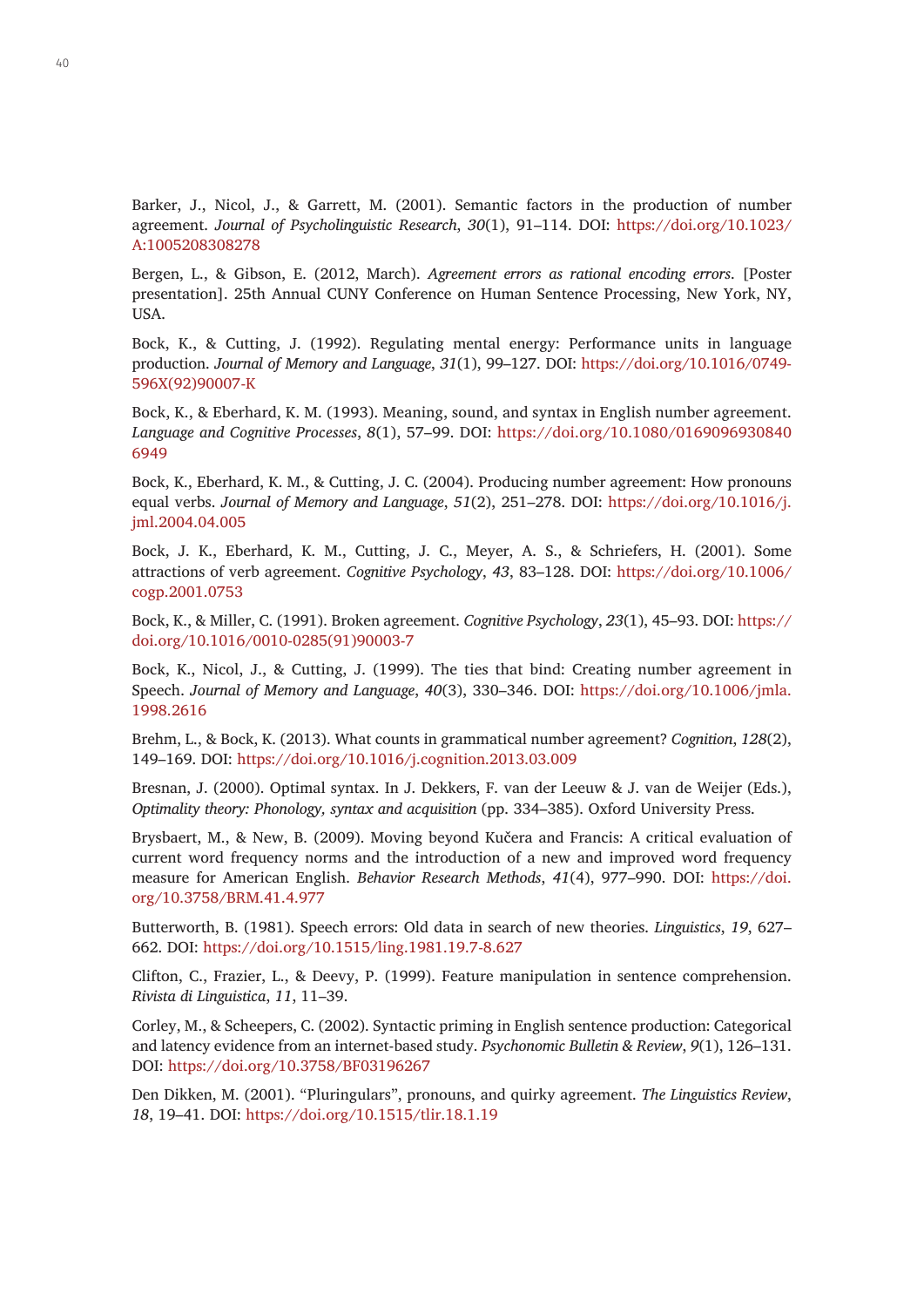Barker, J., Nicol, J., & Garrett, M. (2001). Semantic factors in the production of number agreement. *Journal of Psycholinguistic Research*, *30*(1), 91–114. DOI: https://doi.org/10.1023/A:1005208308278

Bergen, L., & Gibson, E. (2012, March). *Agreement errors as rational encoding errors*. [Poster presentation]. 25th Annual CUNY Conference on Human Sentence Processing, New York, NY, USA.

Bock, K., & Cutting, J. (1992). Regulating mental energy: Performance units in language production. *Journal of Memory and Language*, *31*(1), 99–127. DOI: https://doi.org/10.1016/0749-596X(92)90007-K

Bock, K., & Eberhard, K. M. (1993). Meaning, sound, and syntax in English number agreement. *Language and Cognitive Processes*, *8*(1), 57–99. DOI: https://doi.org/10.1080/01690969308406949

Bock, K., Eberhard, K. M., & Cutting, J. C. (2004). Producing number agreement: How pronouns equal verbs. *Journal of Memory and Language*, *51*(2), 251–278. DOI: https://doi.org/10.1016/j.jml.2004.04.005

Bock, J. K., Eberhard, K. M., Cutting, J. C., Meyer, A. S., & Schriefers, H. (2001). Some attractions of verb agreement. *Cognitive Psychology*, *43*, 83–128. DOI: https://doi.org/10.1006/cogp.2001.0753

Bock, K., & Miller, C. (1991). Broken agreement. *Cognitive Psychology*, *23*(1), 45–93. DOI: https://doi.org/10.1016/0010-0285(91)90003-7

Bock, K., Nicol, J., & Cutting, J. (1999). The ties that bind: Creating number agreement in Speech. *Journal of Memory and Language*, *40*(3), 330–346. DOI: https://doi.org/10.1006/jmla.1998.2616

Brehm, L., & Bock, K. (2013). What counts in grammatical number agreement? *Cognition*, *128*(2), 149–169. DOI: https://doi.org/10.1016/j.cognition.2013.03.009

Bresnan, J. (2000). Optimal syntax. In J. Dekkers, F. van der Leeuw & J. van de Weijer (Eds.), *Optimality theory: Phonology, syntax and acquisition* (pp. 334–385). Oxford University Press.

Brysbaert, M., & New, B. (2009). Moving beyond Kučera and Francis: A critical evaluation of current word frequency norms and the introduction of a new and improved word frequency measure for American English. *Behavior Research Methods*, *41*(4), 977–990. DOI: https://doi.org/10.3758/BRM.41.4.977

Butterworth, B. (1981). Speech errors: Old data in search of new theories. *Linguistics*, *19*, 627–662. DOI: https://doi.org/10.1515/ling.1981.19.7-8.627

Clifton, C., Frazier, L., & Deevy, P. (1999). Feature manipulation in sentence comprehension. *Rivista di Linguistica*, *11*, 11–39.

Corley, M., & Scheepers, C. (2002). Syntactic priming in English sentence production: Categorical and latency evidence from an internet-based study. *Psychonomic Bulletin & Review*, *9*(1), 126–131. DOI: https://doi.org/10.3758/BF03196267

Den Dikken, M. (2001). "Pluringulars", pronouns, and quirky agreement. *The Linguistics Review*, *18*, 19–41. DOI: https://doi.org/10.1515/tlir.18.1.19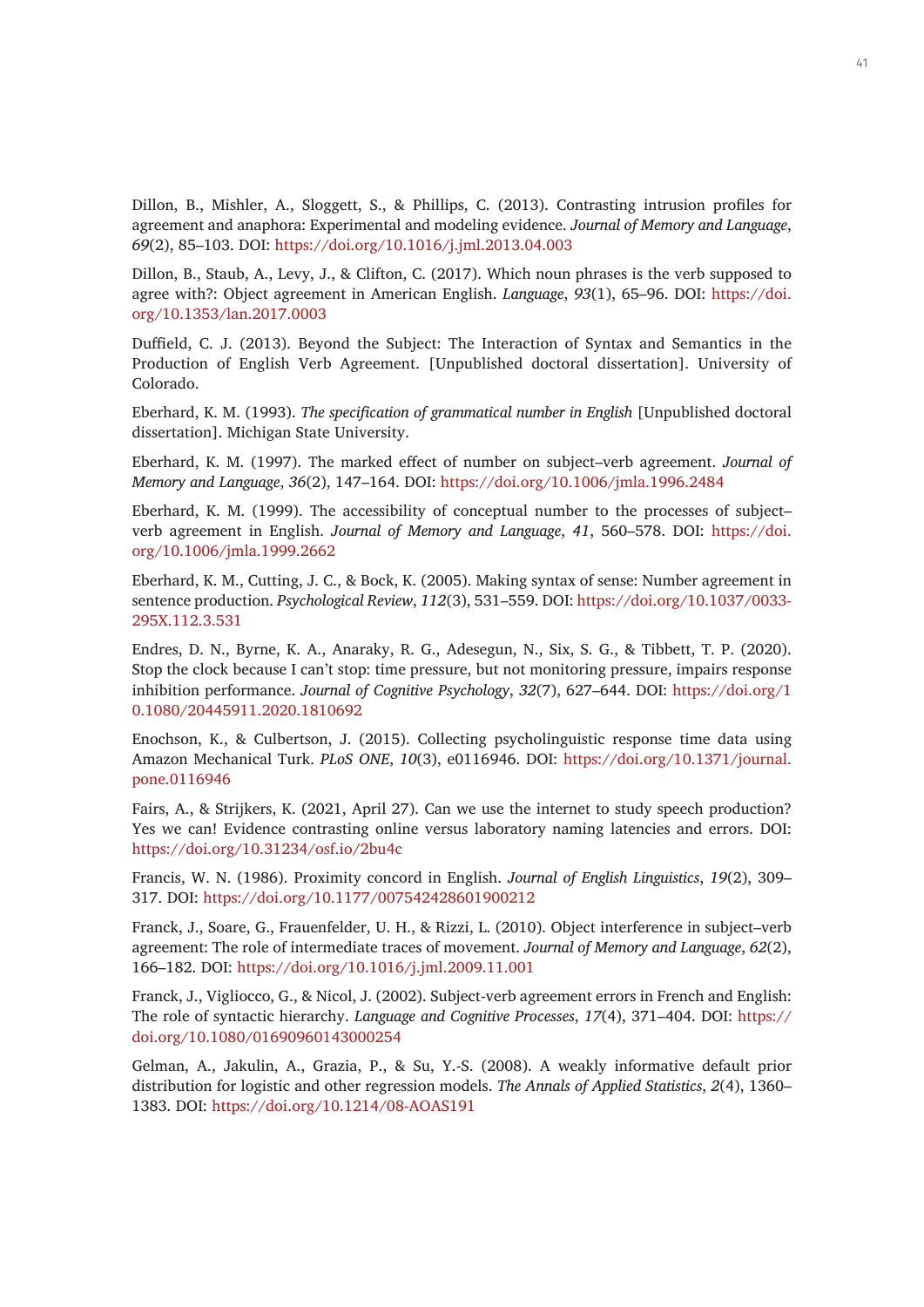Dillon, B., Mishler, A., Sloggett, S., & Phillips, C. (2013). Contrasting intrusion profiles for agreement and anaphora: Experimental and modeling evidence. *Journal of Memory and Language*, *69*(2), 85–103. DOI: https://doi.org/10.1016/j.jml.2013.04.003

Dillon, B., Staub, A., Levy, J., & Clifton, C. (2017). Which noun phrases is the verb supposed to agree with?: Object agreement in American English. *Language*, *93*(1), 65–96. DOI: https://doi.org/10.1353/lan.2017.0003

Duffield, C. J. (2013). Beyond the Subject: The Interaction of Syntax and Semantics in the Production of English Verb Agreement. [Unpublished doctoral dissertation]. University of Colorado.

Eberhard, K. M. (1993). *The specification of grammatical number in English* [Unpublished doctoral dissertation]. Michigan State University.

Eberhard, K. M. (1997). The marked effect of number on subject–verb agreement. *Journal of Memory and Language*, *36*(2), 147–164. DOI: https://doi.org/10.1006/jmla.1996.2484

Eberhard, K. M. (1999). The accessibility of conceptual number to the processes of subject–verb agreement in English. *Journal of Memory and Language*, *41*, 560–578. DOI: https://doi.org/10.1006/jmla.1999.2662

Eberhard, K. M., Cutting, J. C., & Bock, K. (2005). Making syntax of sense: Number agreement in sentence production. *Psychological Review*, *112*(3), 531–559. DOI: https://doi.org/10.1037/0033-295X.112.3.531

Endres, D. N., Byrne, K. A., Anaraky, R. G., Adesegun, N., Six, S. G., & Tibbett, T. P. (2020). Stop the clock because I can't stop: time pressure, but not monitoring pressure, impairs response inhibition performance. *Journal of Cognitive Psychology*, *32*(7), 627–644. DOI: https://doi.org/10.1080/20445911.2020.1810692

Enochson, K., & Culbertson, J. (2015). Collecting psycholinguistic response time data using Amazon Mechanical Turk. *PLoS ONE*, *10*(3), e0116946. DOI: https://doi.org/10.1371/journal.pone.0116946

Fairs, A., & Strijkers, K. (2021, April 27). Can we use the internet to study speech production? Yes we can! Evidence contrasting online versus laboratory naming latencies and errors. DOI: https://doi.org/10.31234/osf.io/2bu4c

Francis, W. N. (1986). Proximity concord in English. *Journal of English Linguistics*, *19*(2), 309–317. DOI: https://doi.org/10.1177/007542428601900212

Franck, J., Soare, G., Frauenfelder, U. H., & Rizzi, L. (2010). Object interference in subject–verb agreement: The role of intermediate traces of movement. *Journal of Memory and Language*, *62*(2), 166–182. DOI: https://doi.org/10.1016/j.jml.2009.11.001

Franck, J., Vigliocco, G., & Nicol, J. (2002). Subject-verb agreement errors in French and English: The role of syntactic hierarchy. *Language and Cognitive Processes*, *17*(4), 371–404. DOI: https://doi.org/10.1080/01690960143000254

Gelman, A., Jakulin, A., Grazia, P., & Su, Y.-S. (2008). A weakly informative default prior distribution for logistic and other regression models. *The Annals of Applied Statistics*, *2*(4), 1360–1383. DOI: https://doi.org/10.1214/08-AOAS191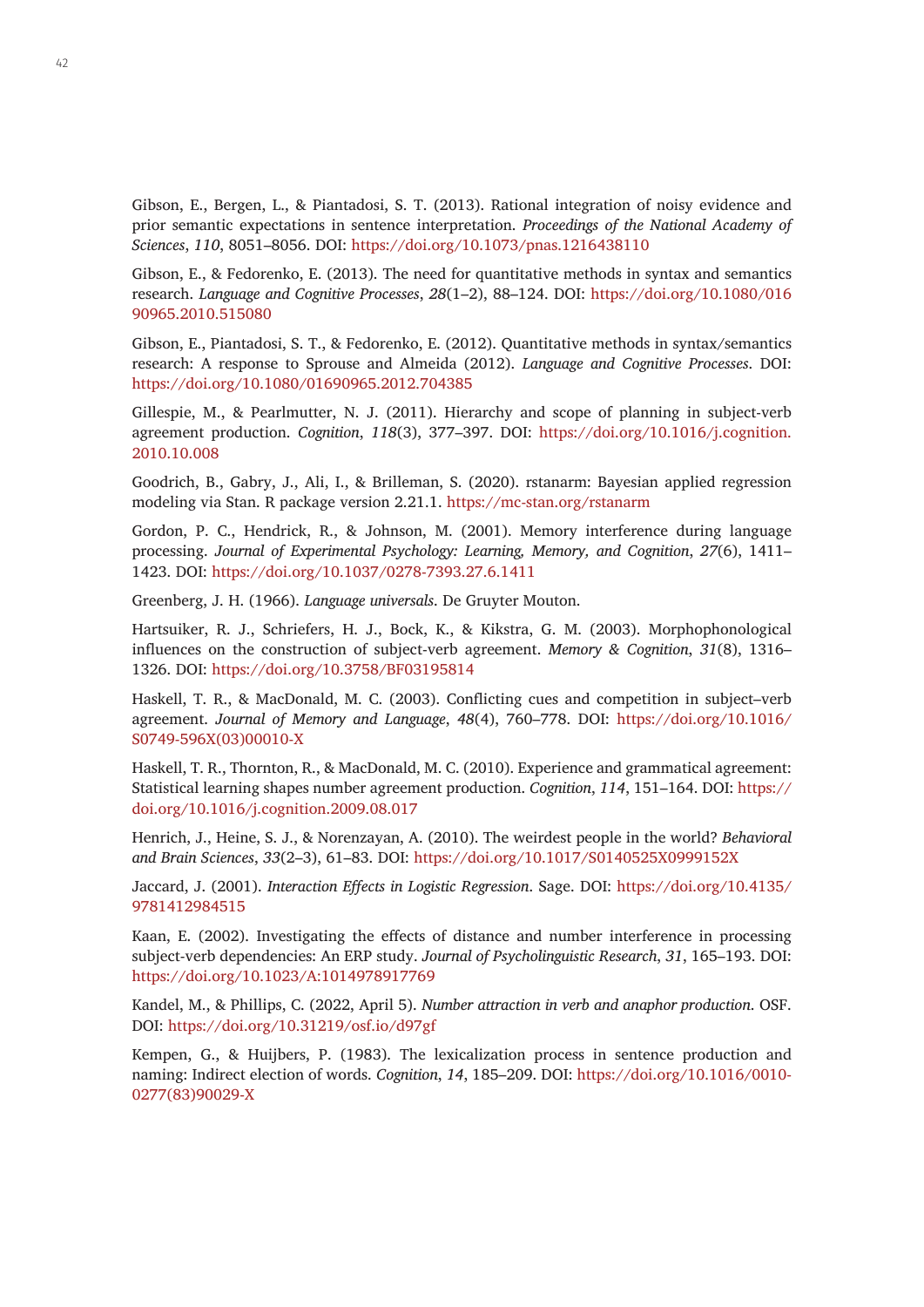Gibson, E., Bergen, L., & Piantadosi, S. T. (2013). Rational integration of noisy evidence and prior semantic expectations in sentence interpretation. *Proceedings of the National Academy of Sciences*, *110*, 8051–8056. DOI: https://doi.org/10.1073/pnas.1216438110

Gibson, E., & Fedorenko, E. (2013). The need for quantitative methods in syntax and semantics research. *Language and Cognitive Processes*, *28*(1–2), 88–124. DOI: https://doi.org/10.1080/01690965.2010.515080

Gibson, E., Piantadosi, S. T., & Fedorenko, E. (2012). Quantitative methods in syntax/semantics research: A response to Sprouse and Almeida (2012). *Language and Cognitive Processes*. DOI: https://doi.org/10.1080/01690965.2012.704385

Gillespie, M., & Pearlmutter, N. J. (2011). Hierarchy and scope of planning in subject-verb agreement production. *Cognition*, *118*(3), 377–397. DOI: https://doi.org/10.1016/j.cognition.2010.10.008

Goodrich, B., Gabry, J., Ali, I., & Brilleman, S. (2020). rstanarm: Bayesian applied regression modeling via Stan. R package version 2.21.1. https://mc-stan.org/rstanarm

Gordon, P. C., Hendrick, R., & Johnson, M. (2001). Memory interference during language processing. *Journal of Experimental Psychology: Learning, Memory, and Cognition*, *27*(6), 1411–1423. DOI: https://doi.org/10.1037/0278-7393.27.6.1411

Greenberg, J. H. (1966). *Language universals*. De Gruyter Mouton.

Hartsuiker, R. J., Schriefers, H. J., Bock, K., & Kikstra, G. M. (2003). Morphophonological influences on the construction of subject-verb agreement. *Memory & Cognition*, *31*(8), 1316–1326. DOI: https://doi.org/10.3758/BF03195814

Haskell, T. R., & MacDonald, M. C. (2003). Conflicting cues and competition in subject–verb agreement. *Journal of Memory and Language*, *48*(4), 760–778. DOI: https://doi.org/10.1016/S0749-596X(03)00010-X

Haskell, T. R., Thornton, R., & MacDonald, M. C. (2010). Experience and grammatical agreement: Statistical learning shapes number agreement production. *Cognition*, *114*, 151–164. DOI: https://doi.org/10.1016/j.cognition.2009.08.017

Henrich, J., Heine, S. J., & Norenzayan, A. (2010). The weirdest people in the world? *Behavioral and Brain Sciences*, *33*(2–3), 61–83. DOI: https://doi.org/10.1017/S0140525X0999152X

Jaccard, J. (2001). *Interaction Effects in Logistic Regression*. Sage. DOI: https://doi.org/10.4135/9781412984515

Kaan, E. (2002). Investigating the effects of distance and number interference in processing subject-verb dependencies: An ERP study. *Journal of Psycholinguistic Research*, *31*, 165–193. DOI: https://doi.org/10.1023/A:1014978917769

Kandel, M., & Phillips, C. (2022, April 5). *Number attraction in verb and anaphor production*. OSF. DOI: https://doi.org/10.31219/osf.io/d97gf

Kempen, G., & Huijbers, P. (1983). The lexicalization process in sentence production and naming: Indirect election of words. *Cognition*, *14*, 185–209. DOI: https://doi.org/10.1016/0010-0277(83)90029-X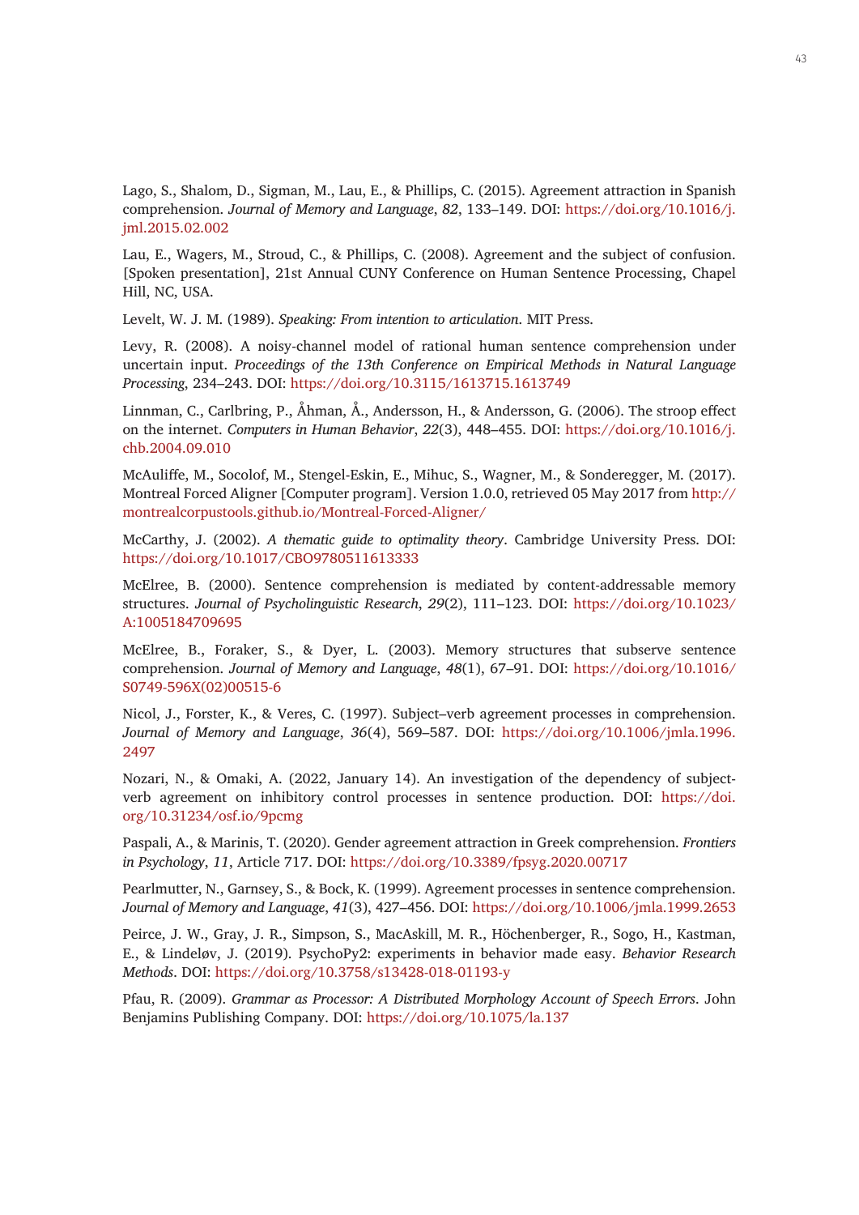Lago, S., Shalom, D., Sigman, M., Lau, E., & Phillips, C. (2015). Agreement attraction in Spanish comprehension. *Journal of Memory and Language*, *82*, 133–149. DOI: https://doi.org/10.1016/j.jml.2015.02.002

Lau, E., Wagers, M., Stroud, C., & Phillips, C. (2008). Agreement and the subject of confusion. [Spoken presentation], 21st Annual CUNY Conference on Human Sentence Processing, Chapel Hill, NC, USA.

Levelt, W. J. M. (1989). *Speaking: From intention to articulation*. MIT Press.

Levy, R. (2008). A noisy-channel model of rational human sentence comprehension under uncertain input. *Proceedings of the 13th Conference on Empirical Methods in Natural Language Processing*, 234–243. DOI: https://doi.org/10.3115/1613715.1613749

Linnman, C., Carlbring, P., Åhman, Å., Andersson, H., & Andersson, G. (2006). The stroop effect on the internet. *Computers in Human Behavior*, *22*(3), 448–455. DOI: https://doi.org/10.1016/j.chb.2004.09.010

McAuliffe, M., Socolof, M., Stengel-Eskin, E., Mihuc, S., Wagner, M., & Sonderegger, M. (2017). Montreal Forced Aligner [Computer program]. Version 1.0.0, retrieved 05 May 2017 from http://montrealcorpustools.github.io/Montreal-Forced-Aligner/

McCarthy, J. (2002). *A thematic guide to optimality theory*. Cambridge University Press. DOI: https://doi.org/10.1017/CBO9780511613333

McElree, B. (2000). Sentence comprehension is mediated by content-addressable memory structures. *Journal of Psycholinguistic Research*, *29*(2), 111–123. DOI: https://doi.org/10.1023/A:1005184709695

McElree, B., Foraker, S., & Dyer, L. (2003). Memory structures that subserve sentence comprehension. *Journal of Memory and Language*, *48*(1), 67–91. DOI: https://doi.org/10.1016/S0749-596X(02)00515-6

Nicol, J., Forster, K., & Veres, C. (1997). Subject–verb agreement processes in comprehension. *Journal of Memory and Language*, *36*(4), 569–587. DOI: https://doi.org/10.1006/jmla.1996.2497

Nozari, N., & Omaki, A. (2022, January 14). An investigation of the dependency of subject-verb agreement on inhibitory control processes in sentence production. DOI: https://doi.org/10.31234/osf.io/9pcmg

Paspali, A., & Marinis, T. (2020). Gender agreement attraction in Greek comprehension. *Frontiers in Psychology*, *11*, Article 717. DOI: https://doi.org/10.3389/fpsyg.2020.00717

Pearlmutter, N., Garnsey, S., & Bock, K. (1999). Agreement processes in sentence comprehension. *Journal of Memory and Language*, *41*(3), 427–456. DOI: https://doi.org/10.1006/jmla.1999.2653

Peirce, J. W., Gray, J. R., Simpson, S., MacAskill, M. R., Höchenberger, R., Sogo, H., Kastman, E., & Lindeløv, J. (2019). PsychoPy2: experiments in behavior made easy. *Behavior Research Methods*. DOI: https://doi.org/10.3758/s13428-018-01193-y

Pfau, R. (2009). *Grammar as Processor: A Distributed Morphology Account of Speech Errors*. John Benjamins Publishing Company. DOI: https://doi.org/10.1075/la.137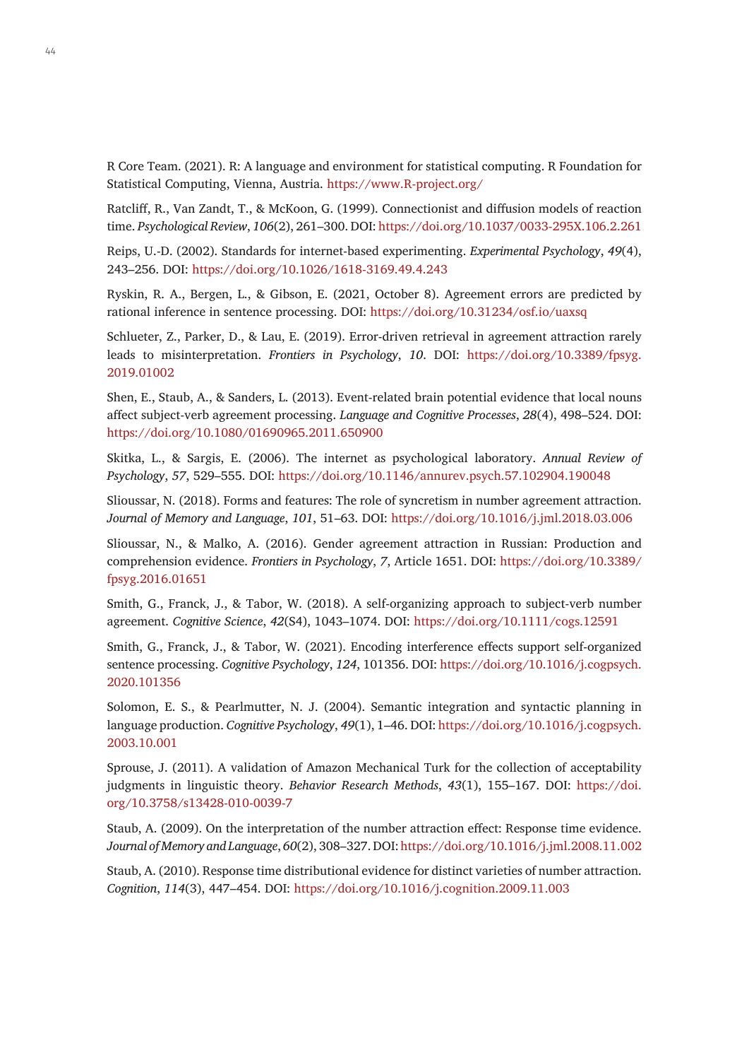R Core Team. (2021). R: A language and environment for statistical computing. R Foundation for Statistical Computing, Vienna, Austria. https://www.R-project.org/

Ratcliff, R., Van Zandt, T., & McKoon, G. (1999). Connectionist and diffusion models of reaction time. *Psychological Review*, *106*(2), 261–300. DOI: https://doi.org/10.1037/0033-295X.106.2.261

Reips, U.-D. (2002). Standards for internet-based experimenting. *Experimental Psychology*, *49*(4), 243–256. DOI: https://doi.org/10.1026/1618-3169.49.4.243

Ryskin, R. A., Bergen, L., & Gibson, E. (2021, October 8). Agreement errors are predicted by rational inference in sentence processing. DOI: https://doi.org/10.31234/osf.io/uaxsq

Schlueter, Z., Parker, D., & Lau, E. (2019). Error-driven retrieval in agreement attraction rarely leads to misinterpretation. *Frontiers in Psychology*, *10*. DOI: https://doi.org/10.3389/fpsyg.2019.01002

Shen, E., Staub, A., & Sanders, L. (2013). Event-related brain potential evidence that local nouns affect subject-verb agreement processing. *Language and Cognitive Processes*, *28*(4), 498–524. DOI: https://doi.org/10.1080/01690965.2011.650900

Skitka, L., & Sargis, E. (2006). The internet as psychological laboratory. *Annual Review of Psychology*, *57*, 529–555. DOI: https://doi.org/10.1146/annurev.psych.57.102904.190048

Slioussar, N. (2018). Forms and features: The role of syncretism in number agreement attraction. *Journal of Memory and Language*, *101*, 51–63. DOI: https://doi.org/10.1016/j.jml.2018.03.006

Slioussar, N., & Malko, A. (2016). Gender agreement attraction in Russian: Production and comprehension evidence. *Frontiers in Psychology*, *7*, Article 1651. DOI: https://doi.org/10.3389/fpsyg.2016.01651

Smith, G., Franck, J., & Tabor, W. (2018). A self-organizing approach to subject-verb number agreement. *Cognitive Science*, *42*(S4), 1043–1074. DOI: https://doi.org/10.1111/cogs.12591

Smith, G., Franck, J., & Tabor, W. (2021). Encoding interference effects support self-organized sentence processing. *Cognitive Psychology*, *124*, 101356. DOI: https://doi.org/10.1016/j.cogpsych.2020.101356

Solomon, E. S., & Pearlmutter, N. J. (2004). Semantic integration and syntactic planning in language production. *Cognitive Psychology*, *49*(1), 1–46. DOI: https://doi.org/10.1016/j.cogpsych.2003.10.001

Sprouse, J. (2011). A validation of Amazon Mechanical Turk for the collection of acceptability judgments in linguistic theory. *Behavior Research Methods*, *43*(1), 155–167. DOI: https://doi.org/10.3758/s13428-010-0039-7

Staub, A. (2009). On the interpretation of the number attraction effect: Response time evidence. *Journal of Memory and Language*, *60*(2), 308–327. DOI: https://doi.org/10.1016/j.jml.2008.11.002

Staub, A. (2010). Response time distributional evidence for distinct varieties of number attraction. *Cognition*, *114*(3), 447–454. DOI: https://doi.org/10.1016/j.cognition.2009.11.003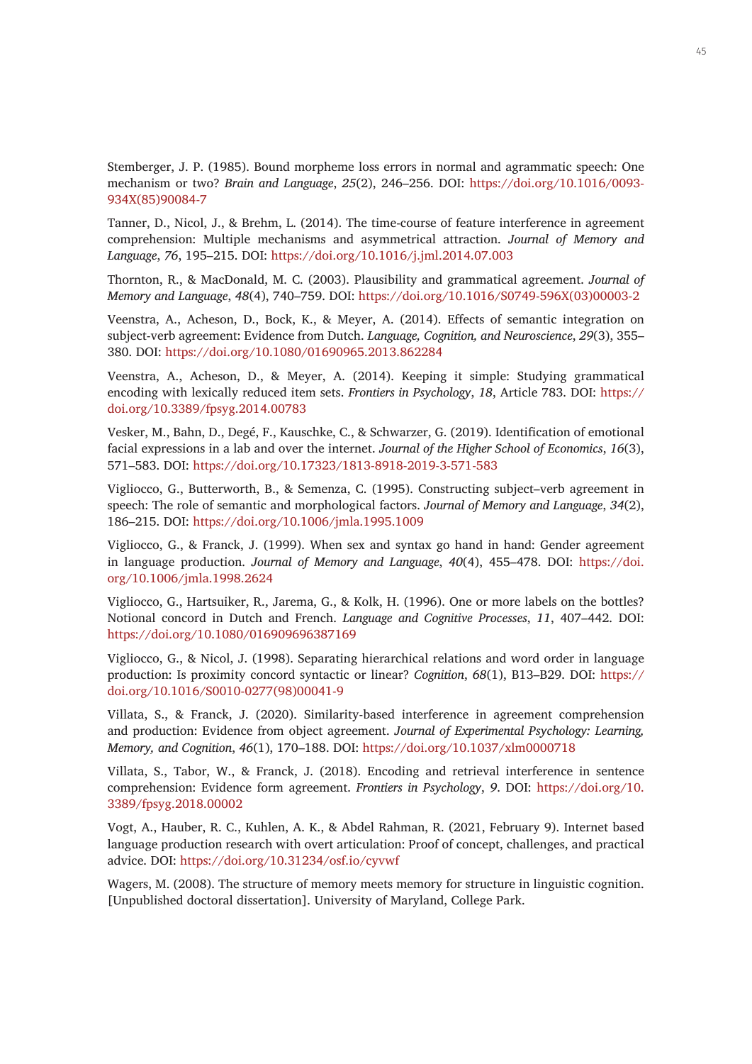Stemberger, J. P. (1985). Bound morpheme loss errors in normal and agrammatic speech: One mechanism or two? *Brain and Language*, *25*(2), 246–256. DOI: https://doi.org/10.1016/0093-934X(85)90084-7

Tanner, D., Nicol, J., & Brehm, L. (2014). The time-course of feature interference in agreement comprehension: Multiple mechanisms and asymmetrical attraction. *Journal of Memory and Language*, *76*, 195–215. DOI: https://doi.org/10.1016/j.jml.2014.07.003

Thornton, R., & MacDonald, M. C. (2003). Plausibility and grammatical agreement. *Journal of Memory and Language*, *48*(4), 740–759. DOI: https://doi.org/10.1016/S0749-596X(03)00003-2

Veenstra, A., Acheson, D., Bock, K., & Meyer, A. (2014). Effects of semantic integration on subject-verb agreement: Evidence from Dutch. *Language, Cognition, and Neuroscience*, *29*(3), 355–380. DOI: https://doi.org/10.1080/01690965.2013.862284

Veenstra, A., Acheson, D., & Meyer, A. (2014). Keeping it simple: Studying grammatical encoding with lexically reduced item sets. *Frontiers in Psychology*, *18*, Article 783. DOI: https://doi.org/10.3389/fpsyg.2014.00783

Vesker, M., Bahn, D., Degé, F., Kauschke, C., & Schwarzer, G. (2019). Identification of emotional facial expressions in a lab and over the internet. *Journal of the Higher School of Economics*, *16*(3), 571–583. DOI: https://doi.org/10.17323/1813-8918-2019-3-571-583

Vigliocco, G., Butterworth, B., & Semenza, C. (1995). Constructing subject–verb agreement in speech: The role of semantic and morphological factors. *Journal of Memory and Language*, *34*(2), 186–215. DOI: https://doi.org/10.1006/jmla.1995.1009

Vigliocco, G., & Franck, J. (1999). When sex and syntax go hand in hand: Gender agreement in language production. *Journal of Memory and Language*, *40*(4), 455–478. DOI: https://doi.org/10.1006/jmla.1998.2624

Vigliocco, G., Hartsuiker, R., Jarema, G., & Kolk, H. (1996). One or more labels on the bottles? Notional concord in Dutch and French. *Language and Cognitive Processes*, *11*, 407–442. DOI: https://doi.org/10.1080/016909696387169

Vigliocco, G., & Nicol, J. (1998). Separating hierarchical relations and word order in language production: Is proximity concord syntactic or linear? *Cognition*, *68*(1), B13–B29. DOI: https://doi.org/10.1016/S0010-0277(98)00041-9

Villata, S., & Franck, J. (2020). Similarity-based interference in agreement comprehension and production: Evidence from object agreement. *Journal of Experimental Psychology: Learning, Memory, and Cognition*, *46*(1), 170–188. DOI: https://doi.org/10.1037/xlm0000718

Villata, S., Tabor, W., & Franck, J. (2018). Encoding and retrieval interference in sentence comprehension: Evidence form agreement. *Frontiers in Psychology*, *9*. DOI: https://doi.org/10.3389/fpsyg.2018.00002

Vogt, A., Hauber, R. C., Kuhlen, A. K., & Abdel Rahman, R. (2021, February 9). Internet based language production research with overt articulation: Proof of concept, challenges, and practical advice. DOI: https://doi.org/10.31234/osf.io/cyvwf

Wagers, M. (2008). The structure of memory meets memory for structure in linguistic cognition. [Unpublished doctoral dissertation]. University of Maryland, College Park.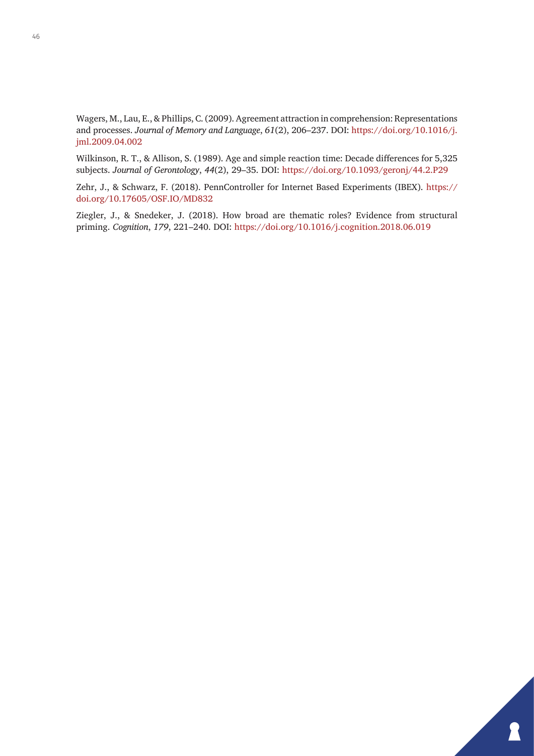Wagers, M., Lau, E., & Phillips, C. (2009). Agreement attraction in comprehension: Representations and processes. *Journal of Memory and Language*, *61*(2), 206–237. DOI: https://doi.org/10.1016/j.jml.2009.04.002

Wilkinson, R. T., & Allison, S. (1989). Age and simple reaction time: Decade differences for 5,325 subjects. *Journal of Gerontology*, *44*(2), 29–35. DOI: https://doi.org/10.1093/geronj/44.2.P29

Zehr, J., & Schwarz, F. (2018). PennController for Internet Based Experiments (IBEX). https://doi.org/10.17605/OSF.IO/MD832

Ziegler, J., & Snedeker, J. (2018). How broad are thematic roles? Evidence from structural priming. *Cognition*, *179*, 221–240. DOI: https://doi.org/10.1016/j.cognition.2018.06.019